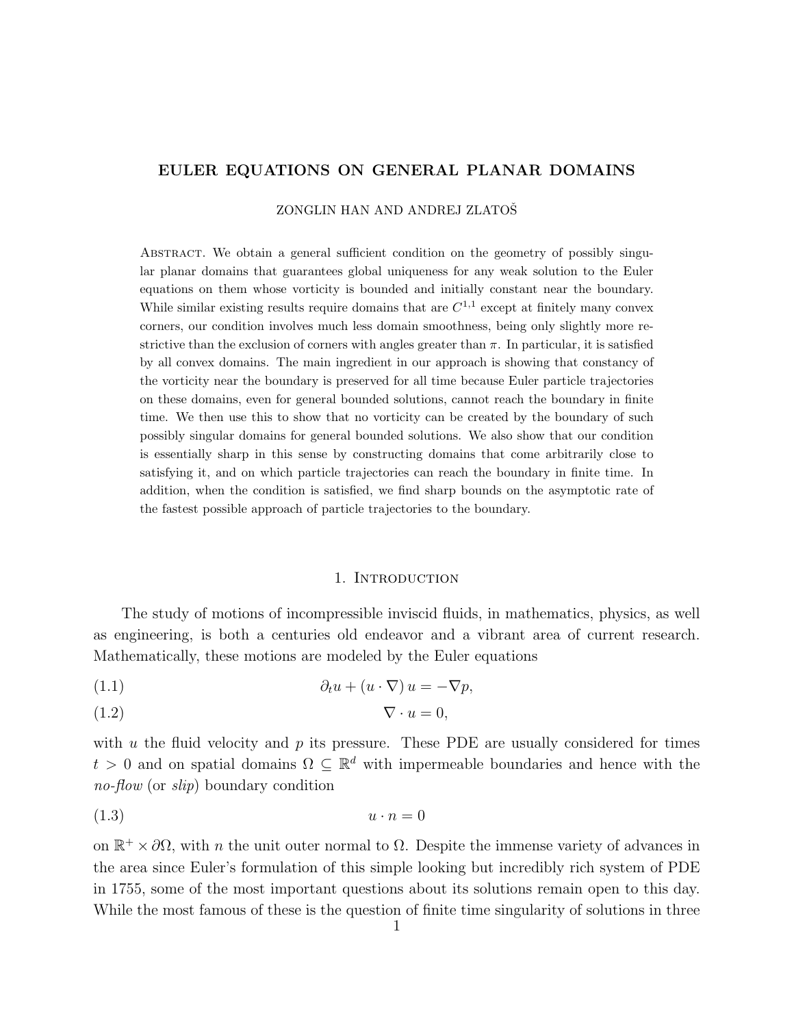# EULER EQUATIONS ON GENERAL PLANAR DOMAINS

ZONGLIN HAN AND ANDREJ ZLATOŠ

Abstract. We obtain a general sufficient condition on the geometry of possibly singular planar domains that guarantees global uniqueness for any weak solution to the Euler equations on them whose vorticity is bounded and initially constant near the boundary. While similar existing results require domains that are $C^{1,1}$ except at finitely many convex corners, our condition involves much less domain smoothness, being only slightly more restrictive than the exclusion of corners with angles greater than $\pi$. In particular, it is satisfied by all convex domains. The main ingredient in our approach is showing that constancy of the vorticity near the boundary is preserved for all time because Euler particle trajectories on these domains, even for general bounded solutions, cannot reach the boundary in finite time. We then use this to show that no vorticity can be created by the boundary of such possibly singular domains for general bounded solutions. We also show that our condition is essentially sharp in this sense by constructing domains that come arbitrarily close to satisfying it, and on which particle trajectories can reach the boundary in finite time. In addition, when the condition is satisfied, we find sharp bounds on the asymptotic rate of the fastest possible approach of particle trajectories to the boundary.

## 1. Introduction

The study of motions of incompressible inviscid fluids, in mathematics, physics, as well as engineering, is both a centuries old endeavor and a vibrant area of current research. Mathematically, these motions are modeled by the Euler equations

$$\partial_t u + (u \cdot \nabla)\, u = -\nabla p, \tag{1.1}$$

$$\nabla \cdot u = 0, \tag{1.2}$$

with $u$ the fluid velocity and $p$ its pressure. These PDE are usually considered for times $t > 0$ and on spatial domains $\Omega \subseteq \mathbb{R}^d$ with impermeable boundaries and hence with the *no-flow* (or *slip*) boundary condition

$$u \cdot n = 0 \tag{1.3}$$

on $\mathbb{R}^+ \times \partial\Omega$, with $n$ the unit outer normal to $\Omega$. Despite the immense variety of advances in the area since Euler's formulation of this simple looking but incredibly rich system of PDE in 1755, some of the most important questions about its solutions remain open to this day. While the most famous of these is the question of finite time singularity of solutions in three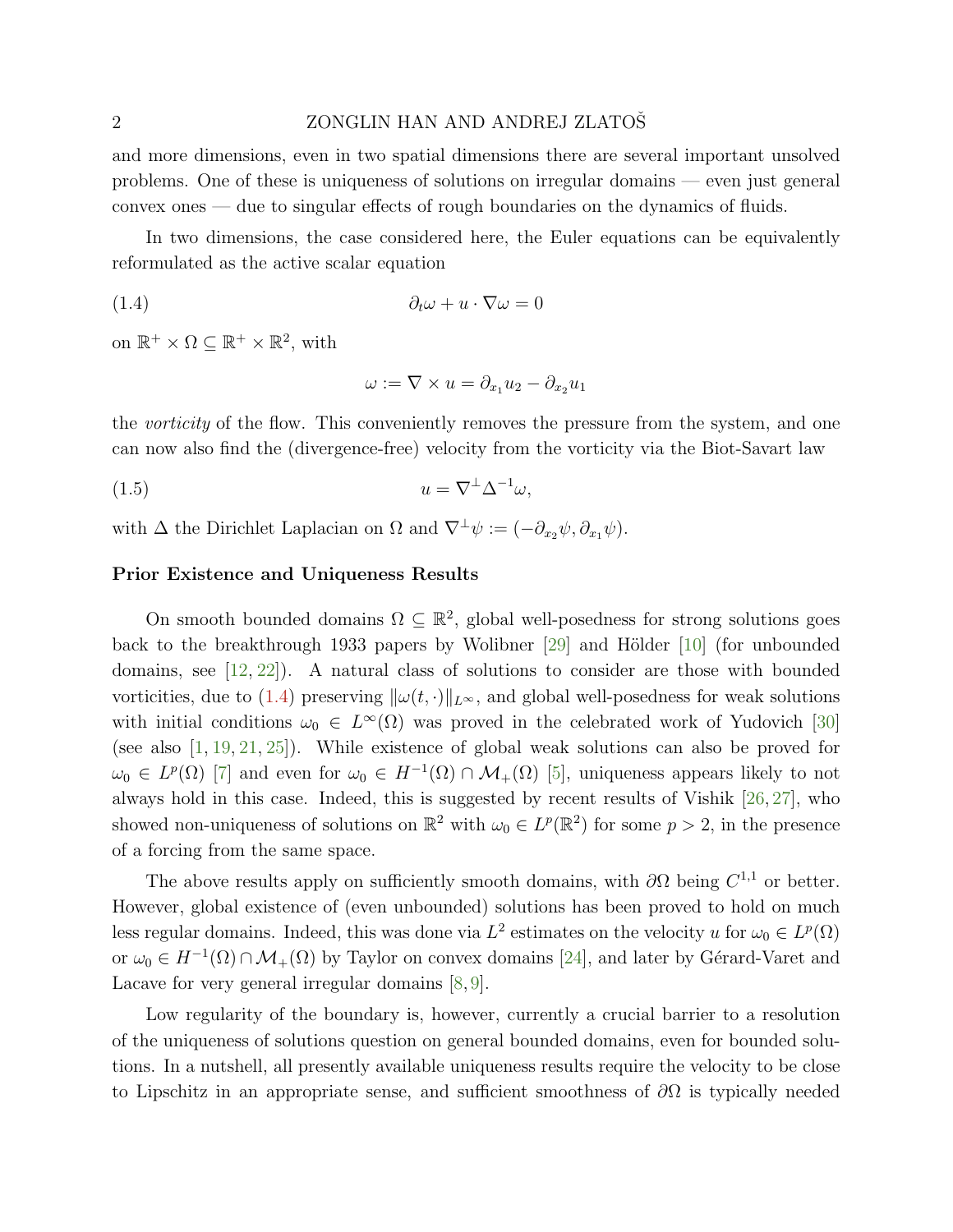and more dimensions, even in two spatial dimensions there are several important unsolved problems. One of these is uniqueness of solutions on irregular domains — even just general convex ones — due to singular effects of rough boundaries on the dynamics of fluids.

In two dimensions, the case considered here, the Euler equations can be equivalently reformulated as the active scalar equation

$$\partial_t \omega + u \cdot \nabla \omega = 0 \tag{1.4}$$

on $\mathbb{R}^+ \times \Omega \subseteq \mathbb{R}^+ \times \mathbb{R}^2$, with

$$\omega := \nabla \times u = \partial_{x_1} u_2 - \partial_{x_2} u_1$$

the *vorticity* of the flow. This conveniently removes the pressure from the system, and one can now also find the (divergence-free) velocity from the vorticity via the Biot-Savart law

$$u = \nabla^\perp \Delta^{-1} \omega, \tag{1.5}$$

with $\Delta$ the Dirichlet Laplacian on $\Omega$ and $\nabla^\perp \psi := (-\partial_{x_2}\psi, \partial_{x_1}\psi)$.

**Prior Existence and Uniqueness Results**

On smooth bounded domains $\Omega \subseteq \mathbb{R}^2$, global well-posedness for strong solutions goes back to the breakthrough 1933 papers by Wolibner [29] and Hölder [10] (for unbounded domains, see [12, 22]). A natural class of solutions to consider are those with bounded vorticities, due to (1.4) preserving $\|\omega(t,\cdot)\|_{L^\infty}$, and global well-posedness for weak solutions with initial conditions $\omega_0 \in L^\infty(\Omega)$ was proved in the celebrated work of Yudovich [30] (see also [1, 19, 21, 25]). While existence of global weak solutions can also be proved for $\omega_0 \in L^p(\Omega)$ [7] and even for $\omega_0 \in H^{-1}(\Omega) \cap \mathcal{M}_+(\Omega)$ [5], uniqueness appears likely to not always hold in this case. Indeed, this is suggested by recent results of Vishik [26, 27], who showed non-uniqueness of solutions on $\mathbb{R}^2$ with $\omega_0 \in L^p(\mathbb{R}^2)$ for some $p > 2$, in the presence of a forcing from the same space.

The above results apply on sufficiently smooth domains, with $\partial\Omega$ being $C^{1,1}$ or better. However, global existence of (even unbounded) solutions has been proved to hold on much less regular domains. Indeed, this was done via $L^2$ estimates on the velocity $u$ for $\omega_0 \in L^p(\Omega)$ or $\omega_0 \in H^{-1}(\Omega) \cap \mathcal{M}_+(\Omega)$ by Taylor on convex domains [24], and later by Gérard-Varet and Lacave for very general irregular domains [8, 9].

Low regularity of the boundary is, however, currently a crucial barrier to a resolution of the uniqueness of solutions question on general bounded domains, even for bounded solutions. In a nutshell, all presently available uniqueness results require the velocity to be close to Lipschitz in an appropriate sense, and sufficient smoothness of $\partial\Omega$ is typically needed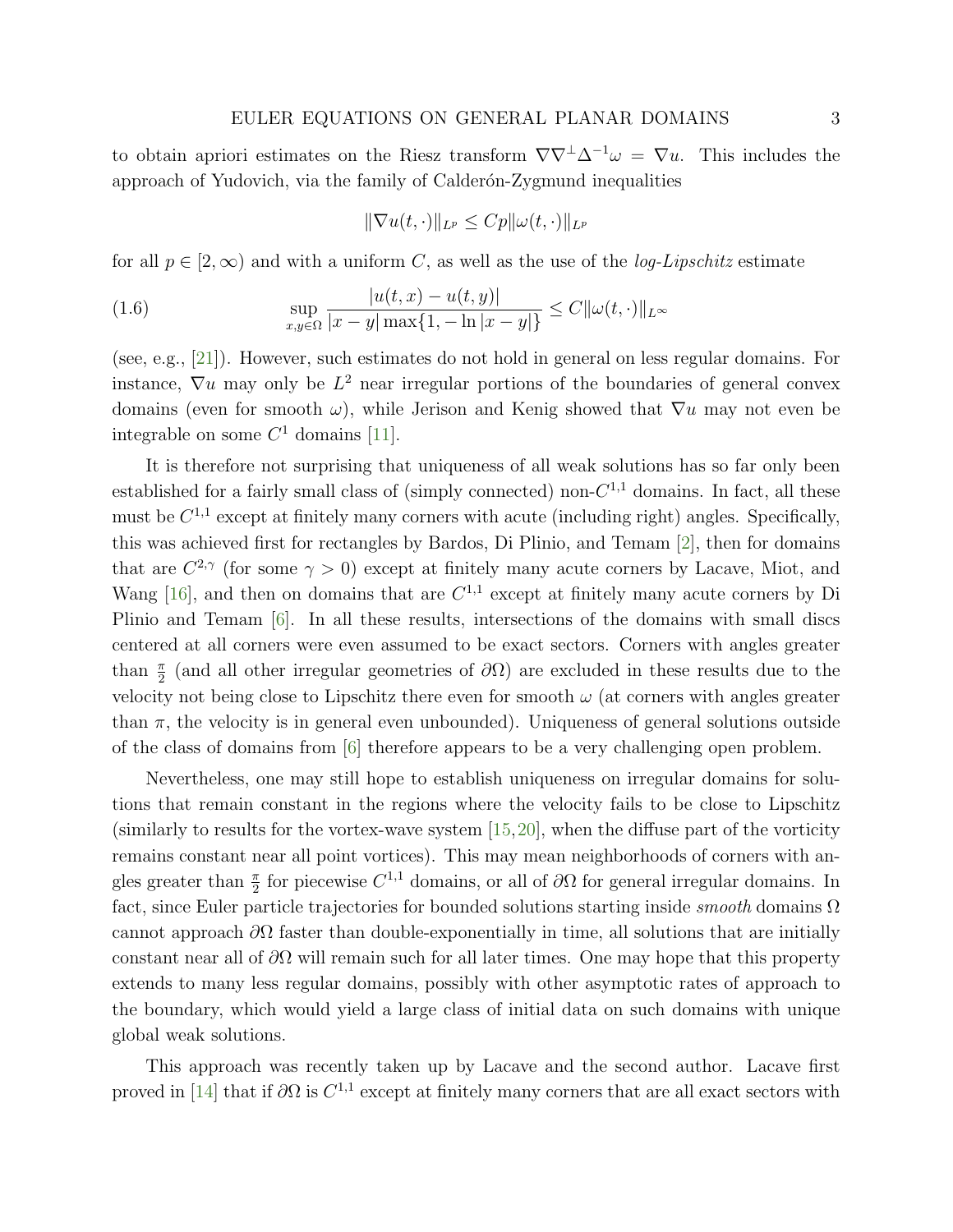to obtain apriori estimates on the Riesz transform $\nabla\nabla^\perp\Delta^{-1}\omega = \nabla u$. This includes the approach of Yudovich, via the family of Calderón-Zygmund inequalities

$$\|\nabla u(t,\cdot)\|_{L^p} \le Cp\|\omega(t,\cdot)\|_{L^p}$$

for all $p \in [2,\infty)$ and with a uniform $C$, as well as the use of the *log-Lipschitz* estimate

$$\sup_{x,y\in\Omega} \frac{|u(t,x)-u(t,y)|}{|x-y|\max\{1,-\ln|x-y|\}} \le C\|\omega(t,\cdot)\|_{L^\infty} \tag{1.6}$$

(see, e.g., [21]). However, such estimates do not hold in general on less regular domains. For instance, $\nabla u$ may only be $L^2$ near irregular portions of the boundaries of general convex domains (even for smooth $\omega$), while Jerison and Kenig showed that $\nabla u$ may not even be integrable on some $C^1$ domains [11].

It is therefore not surprising that uniqueness of all weak solutions has so far only been established for a fairly small class of (simply connected) non-$C^{1,1}$ domains. In fact, all these must be $C^{1,1}$ except at finitely many corners with acute (including right) angles. Specifically, this was achieved first for rectangles by Bardos, Di Plinio, and Temam [2], then for domains that are $C^{2,\gamma}$ (for some $\gamma > 0$) except at finitely many acute corners by Lacave, Miot, and Wang [16], and then on domains that are $C^{1,1}$ except at finitely many acute corners by Di Plinio and Temam [6]. In all these results, intersections of the domains with small discs centered at all corners were even assumed to be exact sectors. Corners with angles greater than $\frac{\pi}{2}$ (and all other irregular geometries of $\partial\Omega$) are excluded in these results due to the velocity not being close to Lipschitz there even for smooth $\omega$ (at corners with angles greater than $\pi$, the velocity is in general even unbounded). Uniqueness of general solutions outside of the class of domains from [6] therefore appears to be a very challenging open problem.

Nevertheless, one may still hope to establish uniqueness on irregular domains for solutions that remain constant in the regions where the velocity fails to be close to Lipschitz (similarly to results for the vortex-wave system [15,20], when the diffuse part of the vorticity remains constant near all point vortices). This may mean neighborhoods of corners with angles greater than $\frac{\pi}{2}$ for piecewise $C^{1,1}$ domains, or all of $\partial\Omega$ for general irregular domains. In fact, since Euler particle trajectories for bounded solutions starting inside *smooth* domains $\Omega$ cannot approach $\partial\Omega$ faster than double-exponentially in time, all solutions that are initially constant near all of $\partial\Omega$ will remain such for all later times. One may hope that this property extends to many less regular domains, possibly with other asymptotic rates of approach to the boundary, which would yield a large class of initial data on such domains with unique global weak solutions.

This approach was recently taken up by Lacave and the second author. Lacave first proved in [14] that if $\partial\Omega$ is $C^{1,1}$ except at finitely many corners that are all exact sectors with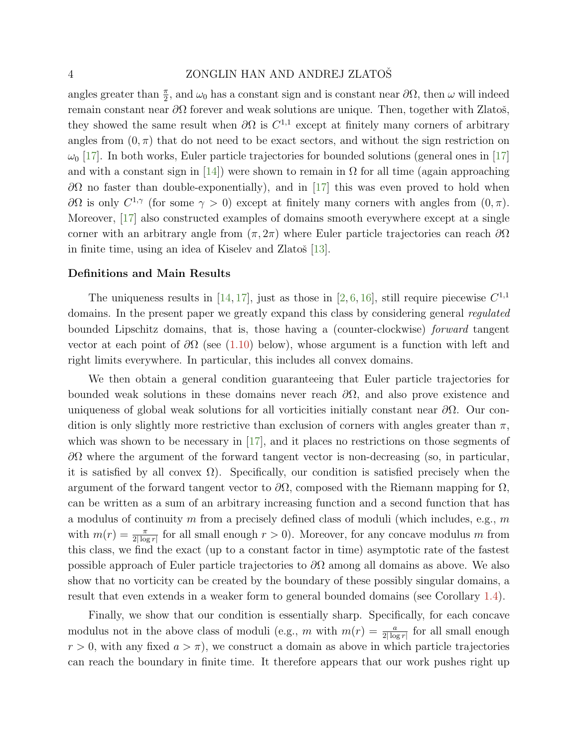angles greater than $\frac{\pi}{2}$, and $\omega_0$ has a constant sign and is constant near $\partial\Omega$, then $\omega$ will indeed remain constant near $\partial\Omega$ forever and weak solutions are unique. Then, together with Zlatoš, they showed the same result when $\partial\Omega$ is $C^{1,1}$ except at finitely many corners of arbitrary angles from $(0, \pi)$ that do not need to be exact sectors, and without the sign restriction on $\omega_0$ [17]. In both works, Euler particle trajectories for bounded solutions (general ones in [17] and with a constant sign in [14]) were shown to remain in $\Omega$ for all time (again approaching $\partial\Omega$ no faster than double-exponentially), and in [17] this was even proved to hold when $\partial\Omega$ is only $C^{1,\gamma}$ (for some $\gamma > 0$) except at finitely many corners with angles from $(0, \pi)$. Moreover, [17] also constructed examples of domains smooth everywhere except at a single corner with an arbitrary angle from $(\pi, 2\pi)$ where Euler particle trajectories can reach $\partial\Omega$ in finite time, using an idea of Kiselev and Zlatoš [13].

### Definitions and Main Results

The uniqueness results in [14, 17], just as those in [2, 6, 16], still require piecewise $C^{1,1}$ domains. In the present paper we greatly expand this class by considering general *regulated* bounded Lipschitz domains, that is, those having a (counter-clockwise) *forward* tangent vector at each point of $\partial\Omega$ (see (1.10) below), whose argument is a function with left and right limits everywhere. In particular, this includes all convex domains.

We then obtain a general condition guaranteeing that Euler particle trajectories for bounded weak solutions in these domains never reach $\partial\Omega$, and also prove existence and uniqueness of global weak solutions for all vorticities initially constant near $\partial\Omega$. Our condition is only slightly more restrictive than exclusion of corners with angles greater than $\pi$, which was shown to be necessary in [17], and it places no restrictions on those segments of $\partial\Omega$ where the argument of the forward tangent vector is non-decreasing (so, in particular, it is satisfied by all convex $\Omega$). Specifically, our condition is satisfied precisely when the argument of the forward tangent vector to $\partial\Omega$, composed with the Riemann mapping for $\Omega$, can be written as a sum of an arbitrary increasing function and a second function that has a modulus of continuity $m$ from a precisely defined class of moduli (which includes, e.g., $m$ with $m(r) = \frac{\pi}{2|\log r|}$ for all small enough $r > 0$). Moreover, for any concave modulus $m$ from this class, we find the exact (up to a constant factor in time) asymptotic rate of the fastest possible approach of Euler particle trajectories to $\partial\Omega$ among all domains as above. We also show that no vorticity can be created by the boundary of these possibly singular domains, a result that even extends in a weaker form to general bounded domains (see Corollary 1.4).

Finally, we show that our condition is essentially sharp. Specifically, for each concave modulus not in the above class of moduli (e.g., $m$ with $m(r) = \frac{a}{2|\log r|}$ for all small enough $r > 0$, with any fixed $a > \pi$), we construct a domain as above in which particle trajectories can reach the boundary in finite time. It therefore appears that our work pushes right up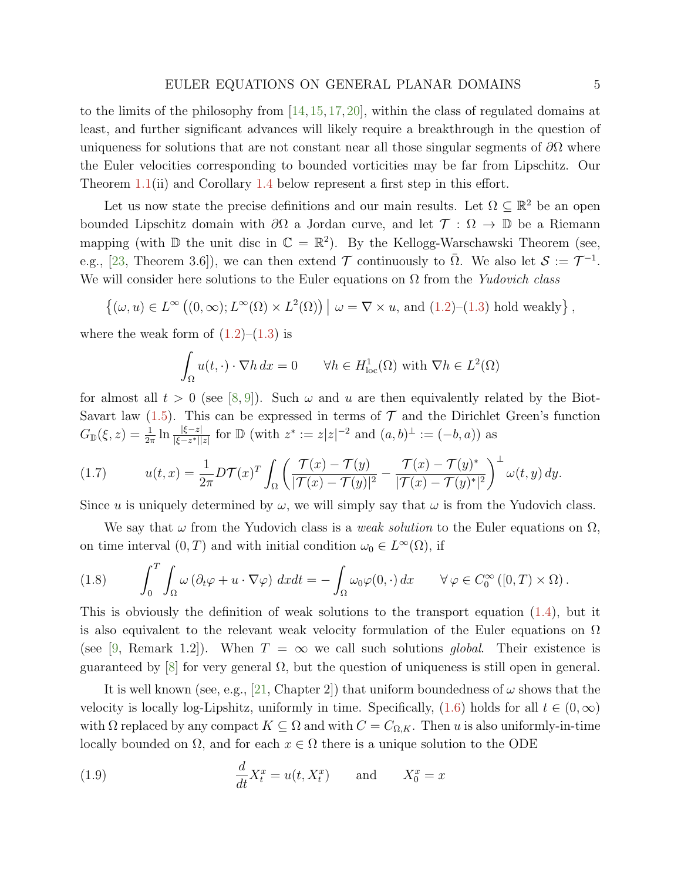to the limits of the philosophy from [14, 15, 17, 20], within the class of regulated domains at least, and further significant advances will likely require a breakthrough in the question of uniqueness for solutions that are not constant near all those singular segments of $\partial\Omega$ where the Euler velocities corresponding to bounded vorticities may be far from Lipschitz. Our Theorem 1.1(ii) and Corollary 1.4 below represent a first step in this effort.

Let us now state the precise definitions and our main results. Let $\Omega \subseteq \mathbb{R}^2$ be an open bounded Lipschitz domain with $\partial\Omega$ a Jordan curve, and let $\mathcal{T} : \Omega \to \mathbb{D}$ be a Riemann mapping (with $\mathbb{D}$ the unit disc in $\mathbb{C} = \mathbb{R}^2$). By the Kellogg-Warschawski Theorem (see, e.g., [23, Theorem 3.6]), we can then extend $\mathcal{T}$ continuously to $\bar{\Omega}$. We also let $\mathcal{S} := \mathcal{T}^{-1}$. We will consider here solutions to the Euler equations on $\Omega$ from the *Yudovich class*

$$\left\{(\omega, u) \in L^\infty\left((0,\infty); L^\infty(\Omega) \times L^2(\Omega)\right) \,\middle|\, \omega = \nabla \times u, \text{ and (1.2)–(1.3) hold weakly}\right\},$$

where the weak form of (1.2)–(1.3) is

$$\int_\Omega u(t,\cdot) \cdot \nabla h \, dx = 0 \qquad \forall h \in H^1_{\rm loc}(\Omega) \text{ with } \nabla h \in L^2(\Omega)$$

for almost all $t > 0$ (see [8, 9]). Such $\omega$ and $u$ are then equivalently related by the Biot-Savart law (1.5). This can be expressed in terms of $\mathcal{T}$ and the Dirichlet Green's function $G_{\mathbb{D}}(\xi, z) = \frac{1}{2\pi} \ln \frac{|\xi - z|}{|\xi - z^*||z|}$ for $\mathbb{D}$ (with $z^* := z|z|^{-2}$ and $(a,b)^\perp := (-b,a)$) as

$$u(t,x) = \frac{1}{2\pi} D\mathcal{T}(x)^T \int_\Omega \left( \frac{\mathcal{T}(x) - \mathcal{T}(y)}{|\mathcal{T}(x) - \mathcal{T}(y)|^2} - \frac{\mathcal{T}(x) - \mathcal{T}(y)^*}{|\mathcal{T}(x) - \mathcal{T}(y)^*|^2} \right)^\perp \omega(t,y)\, dy. \tag{1.7}$$

Since $u$ is uniquely determined by $\omega$, we will simply say that $\omega$ is from the Yudovich class.

We say that $\omega$ from the Yudovich class is a *weak solution* to the Euler equations on $\Omega$, on time interval $(0,T)$ and with initial condition $\omega_0 \in L^\infty(\Omega)$, if

$$\int_0^T \int_\Omega \omega \left(\partial_t \varphi + u \cdot \nabla \varphi\right) dx dt = -\int_\Omega \omega_0 \varphi(0,\cdot)\, dx \qquad \forall\, \varphi \in C_0^\infty\left([0,T) \times \Omega\right). \tag{1.8}$$

This is obviously the definition of weak solutions to the transport equation (1.4), but it is also equivalent to the relevant weak velocity formulation of the Euler equations on $\Omega$ (see [9, Remark 1.2]). When $T = \infty$ we call such solutions *global*. Their existence is guaranteed by [8] for very general $\Omega$, but the question of uniqueness is still open in general.

It is well known (see, e.g., [21, Chapter 2]) that uniform boundedness of $\omega$ shows that the velocity is locally log-Lipshitz, uniformly in time. Specifically, (1.6) holds for all $t \in (0,\infty)$ with $\Omega$ replaced by any compact $K \subseteq \Omega$ and with $C = C_{\Omega,K}$. Then $u$ is also uniformly-in-time locally bounded on $\Omega$, and for each $x \in \Omega$ there is a unique solution to the ODE

$$\frac{d}{dt} X_t^x = u(t, X_t^x) \qquad \text{and} \qquad X_0^x = x \tag{1.9}$$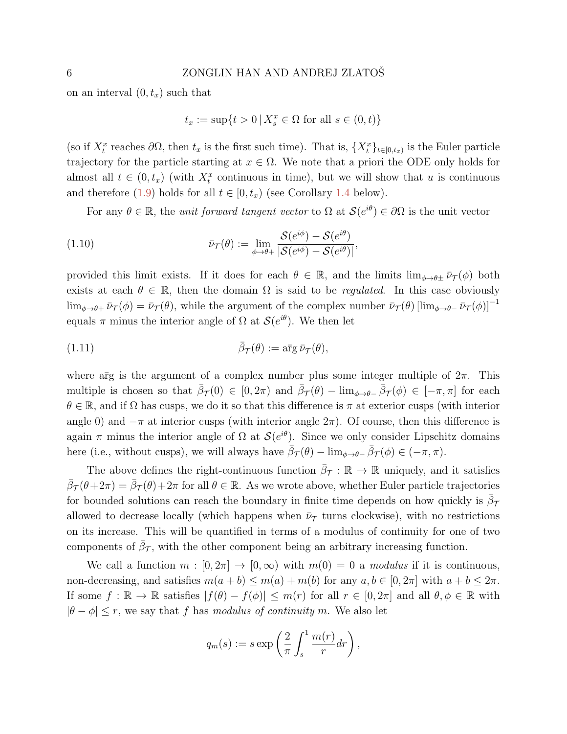on an interval $(0, t_x)$ such that

$$t_x := \sup\{t > 0 \,|\, X_s^x \in \Omega \text{ for all } s \in (0,t)\}$$

(so if $X_t^x$ reaches $\partial\Omega$, then $t_x$ is the first such time). That is, $\{X_t^x\}_{t\in[0,t_x)}$ is the Euler particle trajectory for the particle starting at $x \in \Omega$. We note that a priori the ODE only holds for almost all $t \in (0, t_x)$ (with $X_t^x$ continuous in time), but we will show that $u$ is continuous and therefore (1.9) holds for all $t \in [0, t_x)$ (see Corollary 1.4 below).

For any $\theta \in \mathbb{R}$, the *unit forward tangent vector* to $\Omega$ at $\mathcal{S}(e^{i\theta}) \in \partial\Omega$ is the unit vector

$$\bar{\nu}_{\mathcal{T}}(\theta) := \lim_{\phi\to\theta+} \frac{\mathcal{S}(e^{i\phi}) - \mathcal{S}(e^{i\theta})}{|\mathcal{S}(e^{i\phi}) - \mathcal{S}(e^{i\theta})|}, \tag{1.10}$$

provided this limit exists. If it does for each $\theta \in \mathbb{R}$, and the limits $\lim_{\phi\to\theta\pm} \bar{\nu}_{\mathcal{T}}(\phi)$ both exists at each $\theta \in \mathbb{R}$, then the domain $\Omega$ is said to be *regulated*. In this case obviously $\lim_{\phi\to\theta+} \bar{\nu}_{\mathcal{T}}(\phi) = \bar{\nu}_{\mathcal{T}}(\theta)$, while the argument of the complex number $\bar{\nu}_{\mathcal{T}}(\theta)\,[\lim_{\phi\to\theta-} \bar{\nu}_{\mathcal{T}}(\phi)]^{-1}$ equals $\pi$ minus the interior angle of $\Omega$ at $\mathcal{S}(e^{i\theta})$. We then let

$$\bar{\beta}_{\mathcal{T}}(\theta) := \bar{\arg}\, \bar{\nu}_{\mathcal{T}}(\theta), \tag{1.11}$$

where $\bar{\arg}$ is the argument of a complex number plus some integer multiple of $2\pi$. This multiple is chosen so that $\bar{\beta}_{\mathcal{T}}(0) \in [0, 2\pi)$ and $\bar{\beta}_{\mathcal{T}}(\theta) - \lim_{\phi\to\theta-} \bar{\beta}_{\mathcal{T}}(\phi) \in [-\pi, \pi]$ for each $\theta \in \mathbb{R}$, and if $\Omega$ has cusps, we do it so that this difference is $\pi$ at exterior cusps (with interior angle 0) and $-\pi$ at interior cusps (with interior angle $2\pi$). Of course, then this difference is again $\pi$ minus the interior angle of $\Omega$ at $\mathcal{S}(e^{i\theta})$. Since we only consider Lipschitz domains here (i.e., without cusps), we will always have $\bar{\beta}_{\mathcal{T}}(\theta) - \lim_{\phi\to\theta-} \bar{\beta}_{\mathcal{T}}(\phi) \in (-\pi, \pi)$.

The above defines the right-continuous function $\bar{\beta}_{\mathcal{T}} : \mathbb{R} \to \mathbb{R}$ uniquely, and it satisfies $\bar{\beta}_{\mathcal{T}}(\theta+2\pi) = \bar{\beta}_{\mathcal{T}}(\theta)+2\pi$ for all $\theta \in \mathbb{R}$. As we wrote above, whether Euler particle trajectories for bounded solutions can reach the boundary in finite time depends on how quickly is $\bar{\beta}_{\mathcal{T}}$ allowed to decrease locally (which happens when $\bar{\nu}_{\mathcal{T}}$ turns clockwise), with no restrictions on its increase. This will be quantified in terms of a modulus of continuity for one of two components of $\bar{\beta}_{\mathcal{T}}$, with the other component being an arbitrary increasing function.

We call a function $m : [0, 2\pi] \to [0, \infty)$ with $m(0) = 0$ a *modulus* if it is continuous, non-decreasing, and satisfies $m(a + b) \le m(a) + m(b)$ for any $a, b \in [0, 2\pi]$ with $a + b \le 2\pi$. If some $f : \mathbb{R} \to \mathbb{R}$ satisfies $|f(\theta) - f(\phi)| \le m(r)$ for all $r \in [0, 2\pi]$ and all $\theta, \phi \in \mathbb{R}$ with $|\theta - \phi| \le r$, we say that $f$ has *modulus of continuity* $m$. We also let

$$q_m(s) := s \exp\left(\frac{2}{\pi}\int_s^1 \frac{m(r)}{r}dr\right),$$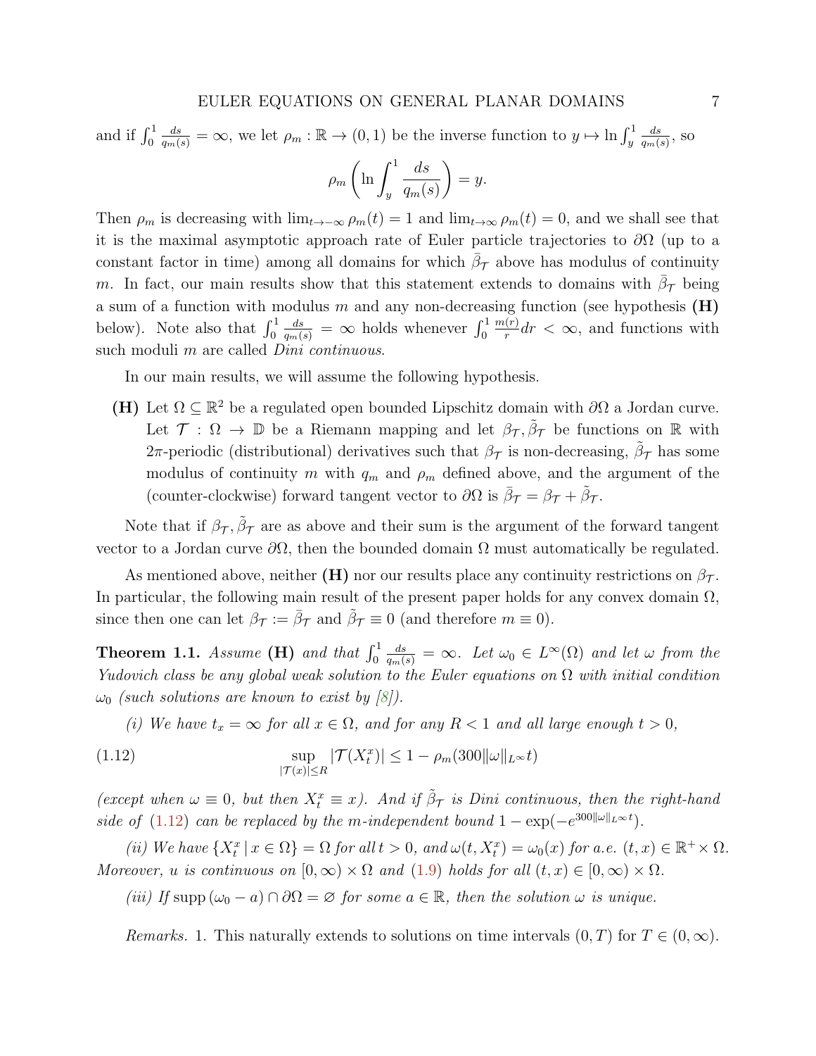and if $\int_0^1 \frac{ds}{q_m(s)} = \infty$, we let $\rho_m : \mathbb{R} \to (0,1)$ be the inverse function to $y \mapsto \ln \int_y^1 \frac{ds}{q_m(s)}$, so

$$\rho_m \left( \ln \int_y^1 \frac{ds}{q_m(s)} \right) = y.$$

Then $\rho_m$ is decreasing with $\lim_{t\to-\infty} \rho_m(t) = 1$ and $\lim_{t\to\infty} \rho_m(t) = 0$, and we shall see that it is the maximal asymptotic approach rate of Euler particle trajectories to $\partial\Omega$ (up to a constant factor in time) among all domains for which $\bar{\beta}_{\mathcal{T}}$ above has modulus of continuity $m$. In fact, our main results show that this statement extends to domains with $\bar{\beta}_{\mathcal{T}}$ being a sum of a function with modulus $m$ and any non-decreasing function (see hypothesis **(H)** below). Note also that $\int_0^1 \frac{ds}{q_m(s)} = \infty$ holds whenever $\int_0^1 \frac{m(r)}{r} dr < \infty$, and functions with such moduli $m$ are called *Dini continuous*.

In our main results, we will assume the following hypothesis.

**(H)** Let $\Omega \subseteq \mathbb{R}^2$ be a regulated open bounded Lipschitz domain with $\partial\Omega$ a Jordan curve. Let $\mathcal{T} : \Omega \to \mathbb{D}$ be a Riemann mapping and let $\beta_{\mathcal{T}}, \tilde{\beta}_{\mathcal{T}}$ be functions on $\mathbb{R}$ with $2\pi$-periodic (distributional) derivatives such that $\beta_{\mathcal{T}}$ is non-decreasing, $\tilde{\beta}_{\mathcal{T}}$ has some modulus of continuity $m$ with $q_m$ and $\rho_m$ defined above, and the argument of the (counter-clockwise) forward tangent vector to $\partial\Omega$ is $\bar{\beta}_{\mathcal{T}} = \beta_{\mathcal{T}} + \tilde{\beta}_{\mathcal{T}}$.

Note that if $\beta_{\mathcal{T}}, \tilde{\beta}_{\mathcal{T}}$ are as above and their sum is the argument of the forward tangent vector to a Jordan curve $\partial\Omega$, then the bounded domain $\Omega$ must automatically be regulated.

As mentioned above, neither **(H)** nor our results place any continuity restrictions on $\beta_{\mathcal{T}}$. In particular, the following main result of the present paper holds for any convex domain $\Omega$, since then one can let $\beta_{\mathcal{T}} := \bar{\beta}_{\mathcal{T}}$ and $\tilde{\beta}_{\mathcal{T}} \equiv 0$ (and therefore $m \equiv 0$).

**Theorem 1.1.** *Assume* **(H)** *and that $\int_0^1 \frac{ds}{q_m(s)} = \infty$. Let $\omega_0 \in L^\infty(\Omega)$ and let $\omega$ from the Yudovich class be any global weak solution to the Euler equations on $\Omega$ with initial condition $\omega_0$ (such solutions are known to exist by [8]).*

*(i) We have $t_x = \infty$ for all $x \in \Omega$, and for any $R < 1$ and all large enough $t > 0$,*

$$\sup_{|\mathcal{T}(x)| \le R} |\mathcal{T}(X_t^x)| \le 1 - \rho_m(300\|\omega\|_{L^\infty} t) \tag{1.12}$$

*(except when $\omega \equiv 0$, but then $X_t^x \equiv x$). And if $\tilde{\beta}_{\mathcal{T}}$ is Dini continuous, then the right-hand side of (1.12) can be replaced by the $m$-independent bound $1 - \exp(-e^{300\|\omega\|_{L^\infty} t})$.*

*(ii) We have $\{X_t^x \,|\, x \in \Omega\} = \Omega$ for all $t > 0$, and $\omega(t, X_t^x) = \omega_0(x)$ for a.e. $(t,x) \in \mathbb{R}^+ \times \Omega$. Moreover, $u$ is continuous on $[0,\infty) \times \Omega$ and (1.9) holds for all $(t,x) \in [0,\infty) \times \Omega$.*

*(iii) If $\operatorname{supp}(\omega_0 - a) \cap \partial\Omega = \varnothing$ for some $a \in \mathbb{R}$, then the solution $\omega$ is unique.*

*Remarks.* 1. This naturally extends to solutions on time intervals $(0,T)$ for $T \in (0,\infty)$.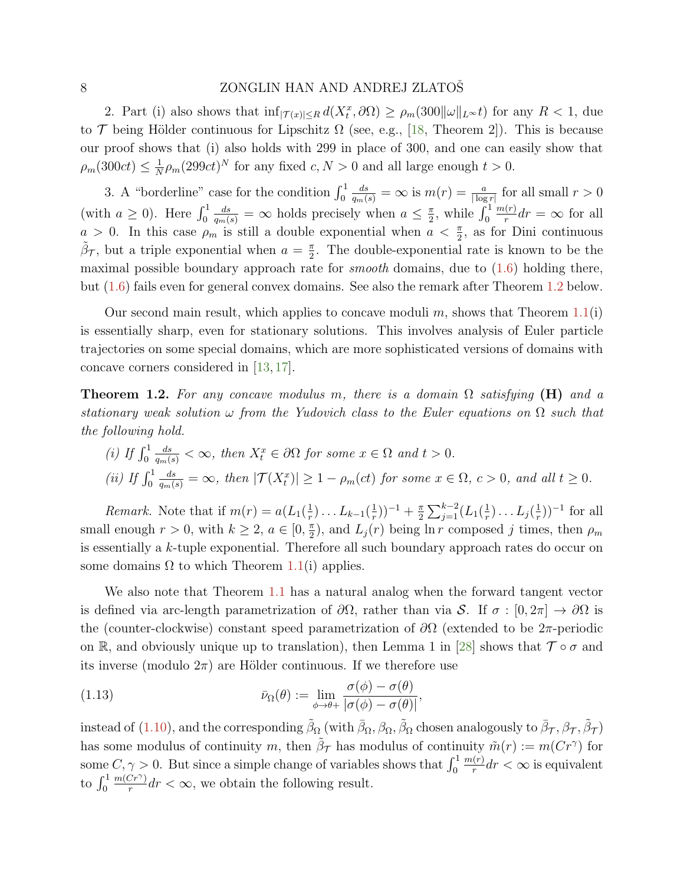2. Part (i) also shows that $\inf_{|\mathcal{T}(x)|\le R} d(X_t^x, \partial\Omega) \ge \rho_m(300\|\omega\|_{L^\infty} t)$ for any $R < 1$, due to $\mathcal{T}$ being Hölder continuous for Lipschitz $\Omega$ (see, e.g., [18, Theorem 2]). This is because our proof shows that (i) also holds with 299 in place of 300, and one can easily show that $\rho_m(300ct) \le \frac{1}{N}\rho_m(299ct)^N$ for any fixed $c, N > 0$ and all large enough $t > 0$.

3. A "borderline" case for the condition $\int_0^1 \frac{ds}{q_m(s)} = \infty$ is $m(r) = \frac{a}{|\log r|}$ for all small $r > 0$ (with $a \ge 0$). Here $\int_0^1 \frac{ds}{q_m(s)} = \infty$ holds precisely when $a \le \frac{\pi}{2}$, while $\int_0^1 \frac{m(r)}{r} dr = \infty$ for all $a > 0$. In this case $\rho_m$ is still a double exponential when $a < \frac{\pi}{2}$, as for Dini continuous $\tilde{\beta}_{\mathcal{T}}$, but a triple exponential when $a = \frac{\pi}{2}$. The double-exponential rate is known to be the maximal possible boundary approach rate for *smooth* domains, due to (1.6) holding there, but (1.6) fails even for general convex domains. See also the remark after Theorem 1.2 below.

Our second main result, which applies to concave moduli $m$, shows that Theorem 1.1(i) is essentially sharp, even for stationary solutions. This involves analysis of Euler particle trajectories on some special domains, which are more sophisticated versions of domains with concave corners considered in [13, 17].

**Theorem 1.2.** *For any concave modulus $m$, there is a domain $\Omega$ satisfying* **(H)** *and a stationary weak solution $\omega$ from the Yudovich class to the Euler equations on $\Omega$ such that the following hold.*

*(i) If $\int_0^1 \frac{ds}{q_m(s)} < \infty$, then $X_t^x \in \partial\Omega$ for some $x \in \Omega$ and $t > 0$.*

*(ii) If $\int_0^1 \frac{ds}{q_m(s)} = \infty$, then $|\mathcal{T}(X_t^x)| \ge 1 - \rho_m(ct)$ for some $x \in \Omega$, $c > 0$, and all $t \ge 0$.*

*Remark.* Note that if $m(r) = a(L_1(\frac{1}{r}) \dots L_{k-1}(\frac{1}{r}))^{-1} + \frac{\pi}{2}\sum_{j=1}^{k-2}(L_1(\frac{1}{r}) \dots L_j(\frac{1}{r}))^{-1}$ for all small enough $r > 0$, with $k \ge 2$, $a \in [0, \frac{\pi}{2})$, and $L_j(r)$ being $\ln r$ composed $j$ times, then $\rho_m$ is essentially a $k$-tuple exponential. Therefore all such boundary approach rates do occur on some domains $\Omega$ to which Theorem 1.1(i) applies.

We also note that Theorem 1.1 has a natural analog when the forward tangent vector is defined via arc-length parametrization of $\partial\Omega$, rather than via $\mathcal{S}$. If $\sigma : [0, 2\pi] \to \partial\Omega$ is the (counter-clockwise) constant speed parametrization of $\partial\Omega$ (extended to be $2\pi$-periodic on $\mathbb{R}$, and obviously unique up to translation), then Lemma 1 in [28] shows that $\mathcal{T} \circ \sigma$ and its inverse (modulo $2\pi$) are Hölder continuous. If we therefore use

$$\bar{\nu}_\Omega(\theta) := \lim_{\phi \to \theta+} \frac{\sigma(\phi) - \sigma(\theta)}{|\sigma(\phi) - \sigma(\theta)|}, \tag{1.13}$$

instead of (1.10), and the corresponding $\tilde{\beta}_\Omega$ (with $\bar{\beta}_\Omega, \beta_\Omega, \tilde{\beta}_\Omega$ chosen analogously to $\bar{\beta}_{\mathcal{T}}, \beta_{\mathcal{T}}, \tilde{\beta}_{\mathcal{T}}$) has some modulus of continuity $m$, then $\tilde{\beta}_{\mathcal{T}}$ has modulus of continuity $\tilde{m}(r) := m(Cr^\gamma)$ for some $C, \gamma > 0$. But since a simple change of variables shows that $\int_0^1 \frac{m(r)}{r} dr < \infty$ is equivalent to $\int_0^1 \frac{m(Cr^\gamma)}{r} dr < \infty$, we obtain the following result.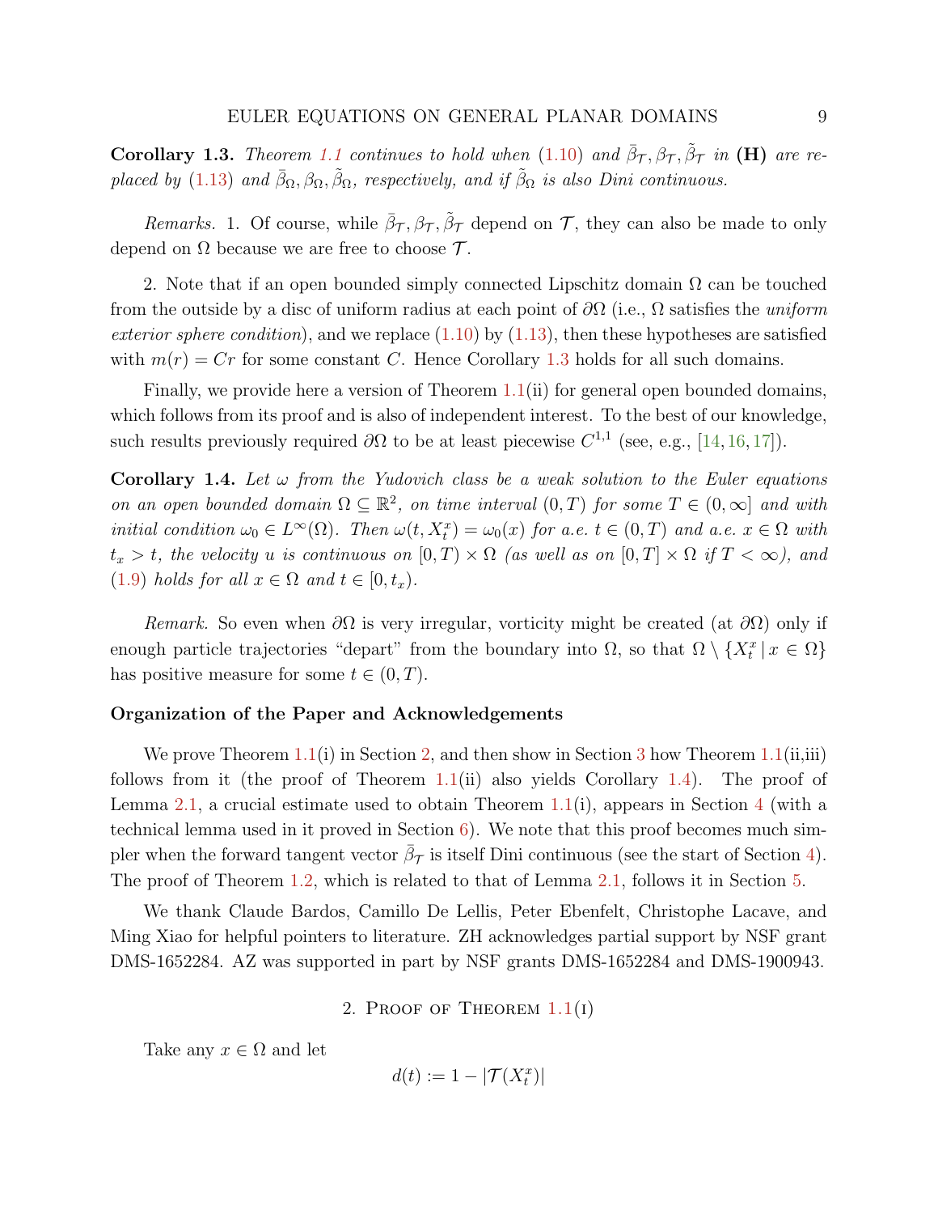**Corollary 1.3.** *Theorem 1.1 continues to hold when (1.10) and $\bar\beta_{\mathcal T}, \beta_{\mathcal T}, \tilde\beta_{\mathcal T}$ in* **(H)** *are replaced by (1.13) and $\bar\beta_\Omega, \beta_\Omega, \tilde\beta_\Omega$, respectively, and if $\tilde\beta_\Omega$ is also Dini continuous.*

*Remarks.* 1. Of course, while $\bar\beta_{\mathcal T}, \beta_{\mathcal T}, \tilde\beta_{\mathcal T}$ depend on $\mathcal T$, they can also be made to only depend on $\Omega$ because we are free to choose $\mathcal T$.

2. Note that if an open bounded simply connected Lipschitz domain $\Omega$ can be touched from the outside by a disc of uniform radius at each point of $\partial\Omega$ (i.e., $\Omega$ satisfies the *uniform exterior sphere condition*), and we replace (1.10) by (1.13), then these hypotheses are satisfied with $m(r) = Cr$ for some constant $C$. Hence Corollary 1.3 holds for all such domains.

Finally, we provide here a version of Theorem 1.1(ii) for general open bounded domains, which follows from its proof and is also of independent interest. To the best of our knowledge, such results previously required $\partial\Omega$ to be at least piecewise $C^{1,1}$ (see, e.g., [14, 16, 17]).

**Corollary 1.4.** *Let $\omega$ from the Yudovich class be a weak solution to the Euler equations on an open bounded domain $\Omega \subseteq \mathbb{R}^2$, on time interval $(0, T)$ for some $T \in (0, \infty]$ and with initial condition $\omega_0 \in L^\infty(\Omega)$. Then $\omega(t, X_t^x) = \omega_0(x)$ for a.e. $t \in (0, T)$ and a.e. $x \in \Omega$ with $t_x > t$, the velocity $u$ is continuous on $[0, T) \times \Omega$ (as well as on $[0, T] \times \Omega$ if $T < \infty$), and (1.9) holds for all $x \in \Omega$ and $t \in [0, t_x)$.*

*Remark.* So even when $\partial\Omega$ is very irregular, vorticity might be created (at $\partial\Omega$) only if enough particle trajectories "depart" from the boundary into $\Omega$, so that $\Omega \setminus \{X_t^x \,|\, x \in \Omega\}$ has positive measure for some $t \in (0, T)$.

### Organization of the Paper and Acknowledgements

We prove Theorem 1.1(i) in Section 2, and then show in Section 3 how Theorem 1.1(ii,iii) follows from it (the proof of Theorem 1.1(ii) also yields Corollary 1.4). The proof of Lemma 2.1, a crucial estimate used to obtain Theorem 1.1(i), appears in Section 4 (with a technical lemma used in it proved in Section 6). We note that this proof becomes much simpler when the forward tangent vector $\bar\beta_{\mathcal T}$ is itself Dini continuous (see the start of Section 4). The proof of Theorem 1.2, which is related to that of Lemma 2.1, follows it in Section 5.

We thank Claude Bardos, Camillo De Lellis, Peter Ebenfelt, Christophe Lacave, and Ming Xiao for helpful pointers to literature. ZH acknowledges partial support by NSF grant DMS-1652284. AZ was supported in part by NSF grants DMS-1652284 and DMS-1900943.

## 2. Proof of Theorem 1.1(i)

Take any $x \in \Omega$ and let

$$d(t) := 1 - |\mathcal{T}(X_t^x)|$$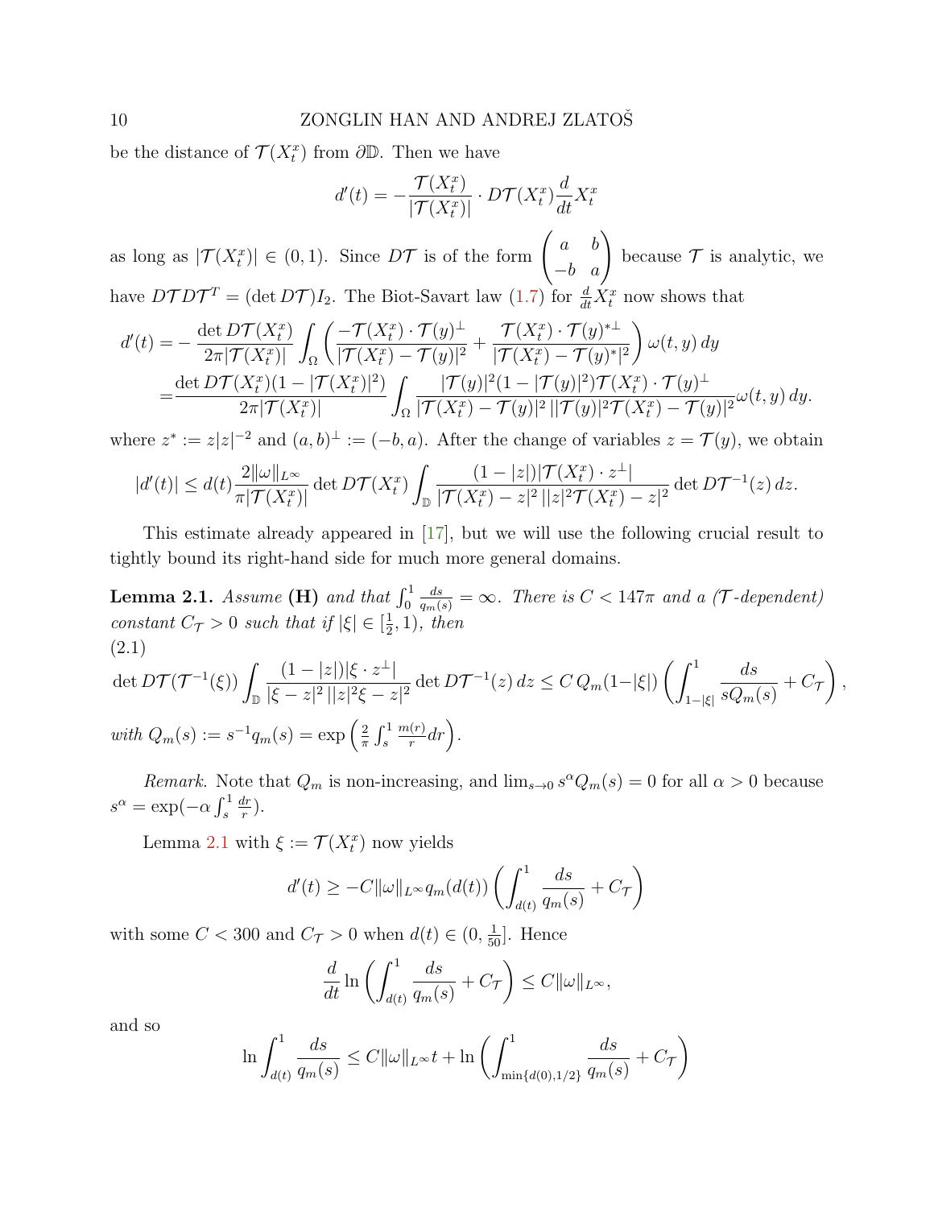be the distance of $\mathcal{T}(X_t^x)$ from $\partial\mathbb{D}$. Then we have

$$d'(t) = -\frac{\mathcal{T}(X_t^x)}{|\mathcal{T}(X_t^x)|} \cdot D\mathcal{T}(X_t^x)\frac{d}{dt}X_t^x$$

as long as $|\mathcal{T}(X_t^x)| \in (0,1)$. Since $D\mathcal{T}$ is of the form $\begin{pmatrix} a & b \\ -b & a \end{pmatrix}$ because $\mathcal{T}$ is analytic, we have $D\mathcal{T}D\mathcal{T}^T = (\det D\mathcal{T})I_2$. The Biot-Savart law (1.7) for $\frac{d}{dt}X_t^x$ now shows that

$$\begin{aligned}
d'(t) =& -\frac{\det D\mathcal{T}(X_t^x)}{2\pi|\mathcal{T}(X_t^x)|}\int_\Omega \left( \frac{-\mathcal{T}(X_t^x)\cdot \mathcal{T}(y)^\perp}{|\mathcal{T}(X_t^x)-\mathcal{T}(y)|^2} + \frac{\mathcal{T}(X_t^x)\cdot \mathcal{T}(y)^{*\perp}}{|\mathcal{T}(X_t^x)-\mathcal{T}(y)^*|^2}\right)\omega(t,y)\,dy \\
=& \frac{\det D\mathcal{T}(X_t^x)(1-|\mathcal{T}(X_t^x)|^2)}{2\pi|\mathcal{T}(X_t^x)|}\int_\Omega \frac{|\mathcal{T}(y)|^2(1-|\mathcal{T}(y)|^2)\mathcal{T}(X_t^x)\cdot\mathcal{T}(y)^\perp}{|\mathcal{T}(X_t^x)-\mathcal{T}(y)|^2\,||\mathcal{T}(y)|^2\mathcal{T}(X_t^x)-\mathcal{T}(y)|^2}\omega(t,y)\,dy.
\end{aligned}$$

where $z^* := z|z|^{-2}$ and $(a,b)^\perp := (-b,a)$. After the change of variables $z = \mathcal{T}(y)$, we obtain

$$|d'(t)| \le d(t)\frac{2\|\omega\|_{L^\infty}}{\pi|\mathcal{T}(X_t^x)|}\det D\mathcal{T}(X_t^x)\int_\mathbb{D}\frac{(1-|z|)|\mathcal{T}(X_t^x)\cdot z^\perp|}{|\mathcal{T}(X_t^x)-z|^2\,||z|^2\mathcal{T}(X_t^x)-z|^2}\det D\mathcal{T}^{-1}(z)\,dz.$$

This estimate already appeared in [17], but we will use the following crucial result to tightly bound its right-hand side for much more general domains.

**Lemma 2.1.** *Assume* **(H)** *and that $\int_0^1 \frac{ds}{q_m(s)} = \infty$. There is $C < 147\pi$ and a ($\mathcal{T}$-dependent) constant $C_\mathcal{T} > 0$ such that if $|\xi| \in [\frac12, 1)$, then*

(2.1)
$$\det D\mathcal{T}(\mathcal{T}^{-1}(\xi))\int_\mathbb{D}\frac{(1-|z|)|\xi\cdot z^\perp|}{|\xi-z|^2\,||z|^2\xi-z|^2}\det D\mathcal{T}^{-1}(z)\,dz \le C\,Q_m(1-|\xi|)\left(\int_{1-|\xi|}^1\frac{ds}{sQ_m(s)}+C_\mathcal{T}\right),$$

*with $Q_m(s) := s^{-1}q_m(s) = \exp\left(\frac{2}{\pi}\int_s^1\frac{m(r)}{r}dr\right)$.*

*Remark.* Note that $Q_m$ is non-increasing, and $\lim_{s\to 0}s^\alpha Q_m(s) = 0$ for all $\alpha > 0$ because $s^\alpha = \exp(-\alpha\int_s^1\frac{dr}{r})$.

Lemma 2.1 with $\xi := \mathcal{T}(X_t^x)$ now yields

$$d'(t) \ge -C\|\omega\|_{L^\infty}q_m(d(t))\left(\int_{d(t)}^1\frac{ds}{q_m(s)}+C_\mathcal{T}\right)$$

with some $C < 300$ and $C_\mathcal{T} > 0$ when $d(t) \in (0, \frac{1}{50}]$. Hence

$$\frac{d}{dt}\ln\left(\int_{d(t)}^1\frac{ds}{q_m(s)}+C_\mathcal{T}\right) \le C\|\omega\|_{L^\infty},$$

and so

$$\ln\int_{d(t)}^1\frac{ds}{q_m(s)} \le C\|\omega\|_{L^\infty}t + \ln\left(\int_{\min\{d(0),1/2\}}^1\frac{ds}{q_m(s)}+C_\mathcal{T}\right)$$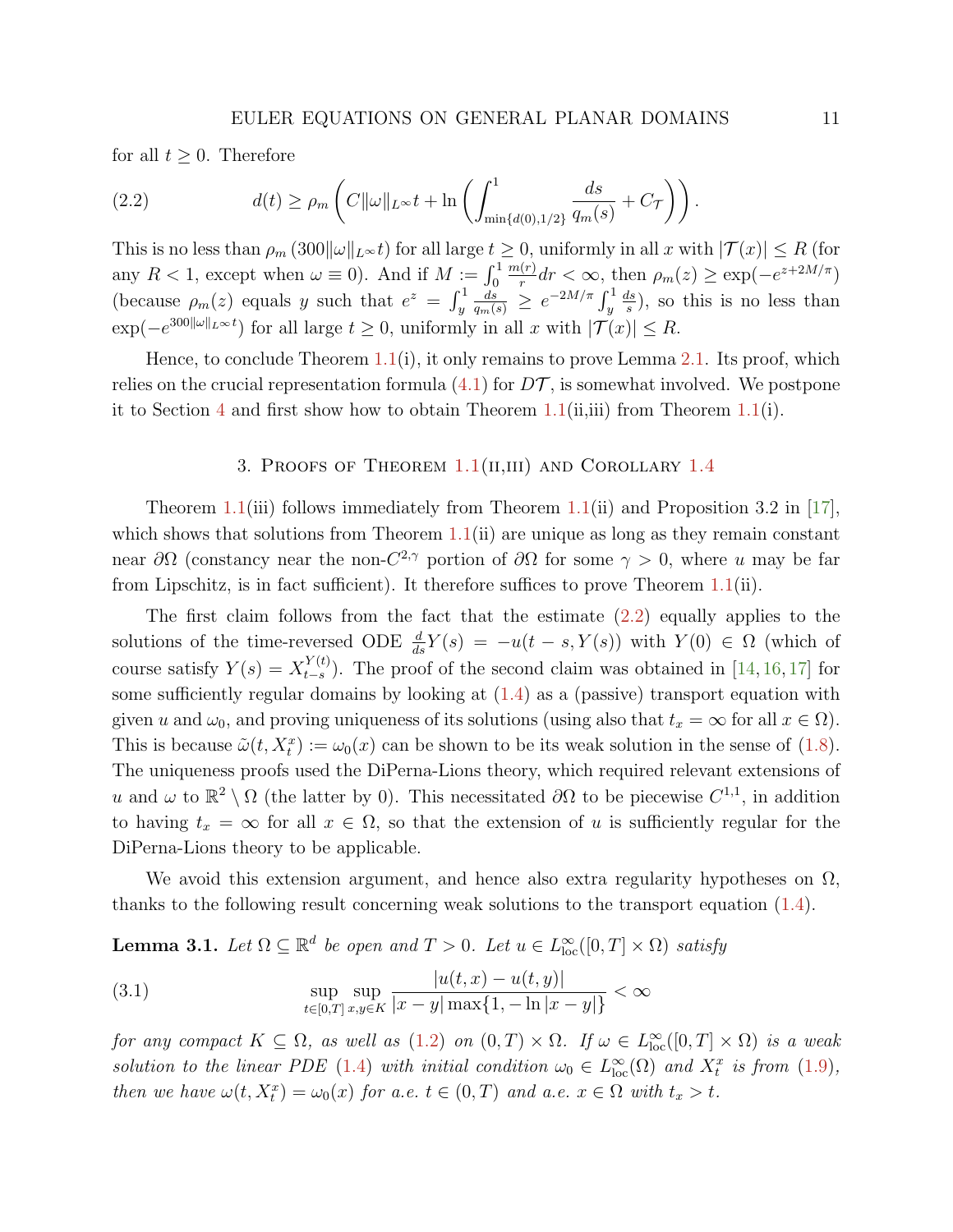for all $t \geq 0$. Therefore

$$
d(t) \geq \rho_m \left( C\|\omega\|_{L^\infty} t + \ln \left( \int_{\min\{d(0),1/2\}}^1 \frac{ds}{q_m(s)} + C_{\mathcal{T}} \right) \right). \tag{2.2}
$$

This is no less than $\rho_m\left(300\|\omega\|_{L^\infty} t\right)$ for all large $t \geq 0$, uniformly in all $x$ with $|\mathcal{T}(x)| \leq R$ (for any $R < 1$, except when $\omega \equiv 0$). And if $M := \int_0^1 \frac{m(r)}{r} dr < \infty$, then $\rho_m(z) \geq \exp(-e^{z+2M/\pi})$ (because $\rho_m(z)$ equals $y$ such that $e^z = \int_y^1 \frac{ds}{q_m(s)} \geq e^{-2M/\pi} \int_y^1 \frac{ds}{s}$), so this is no less than $\exp(-e^{300\|\omega\|_{L^\infty} t})$ for all large $t \geq 0$, uniformly in all $x$ with $|\mathcal{T}(x)| \leq R$.

Hence, to conclude Theorem 1.1(i), it only remains to prove Lemma 2.1. Its proof, which relies on the crucial representation formula (4.1) for $D\mathcal{T}$, is somewhat involved. We postpone it to Section 4 and first show how to obtain Theorem 1.1(ii,iii) from Theorem 1.1(i).

## 3. Proofs of Theorem 1.1(ii,iii) and Corollary 1.4

Theorem 1.1(iii) follows immediately from Theorem 1.1(ii) and Proposition 3.2 in [17], which shows that solutions from Theorem 1.1(ii) are unique as long as they remain constant near $\partial\Omega$ (constancy near the non-$C^{2,\gamma}$ portion of $\partial\Omega$ for some $\gamma > 0$, where $u$ may be far from Lipschitz, is in fact sufficient). It therefore suffices to prove Theorem 1.1(ii).

The first claim follows from the fact that the estimate (2.2) equally applies to the solutions of the time-reversed ODE $\frac{d}{ds} Y(s) = -u(t-s, Y(s))$ with $Y(0) \in \Omega$ (which of course satisfy $Y(s) = X_{t-s}^{Y(t)}$). The proof of the second claim was obtained in [14, 16, 17] for some sufficiently regular domains by looking at (1.4) as a (passive) transport equation with given $u$ and $\omega_0$, and proving uniqueness of its solutions (using also that $t_x = \infty$ for all $x \in \Omega$). This is because $\tilde{\omega}(t, X_t^x) := \omega_0(x)$ can be shown to be its weak solution in the sense of (1.8). The uniqueness proofs used the DiPerna-Lions theory, which required relevant extensions of $u$ and $\omega$ to $\mathbb{R}^2 \setminus \Omega$ (the latter by 0). This necessitated $\partial\Omega$ to be piecewise $C^{1,1}$, in addition to having $t_x = \infty$ for all $x \in \Omega$, so that the extension of $u$ is sufficiently regular for the DiPerna-Lions theory to be applicable.

We avoid this extension argument, and hence also extra regularity hypotheses on $\Omega$, thanks to the following result concerning weak solutions to the transport equation (1.4).

**Lemma 3.1.** *Let $\Omega \subseteq \mathbb{R}^d$ be open and $T > 0$. Let $u \in L^\infty_{\text{loc}}([0,T] \times \Omega)$ satisfy*

$$
\sup_{t \in [0,T]} \sup_{x,y \in K} \frac{|u(t,x) - u(t,y)|}{|x-y| \max\{1, -\ln|x-y|\}} < \infty \tag{3.1}
$$

*for any compact $K \subseteq \Omega$, as well as (1.2) on $(0,T) \times \Omega$. If $\omega \in L^\infty_{\text{loc}}([0,T] \times \Omega)$ is a weak solution to the linear PDE (1.4) with initial condition $\omega_0 \in L^\infty_{\text{loc}}(\Omega)$ and $X_t^x$ is from (1.9), then we have $\omega(t, X_t^x) = \omega_0(x)$ for a.e. $t \in (0,T)$ and a.e. $x \in \Omega$ with $t_x > t$.*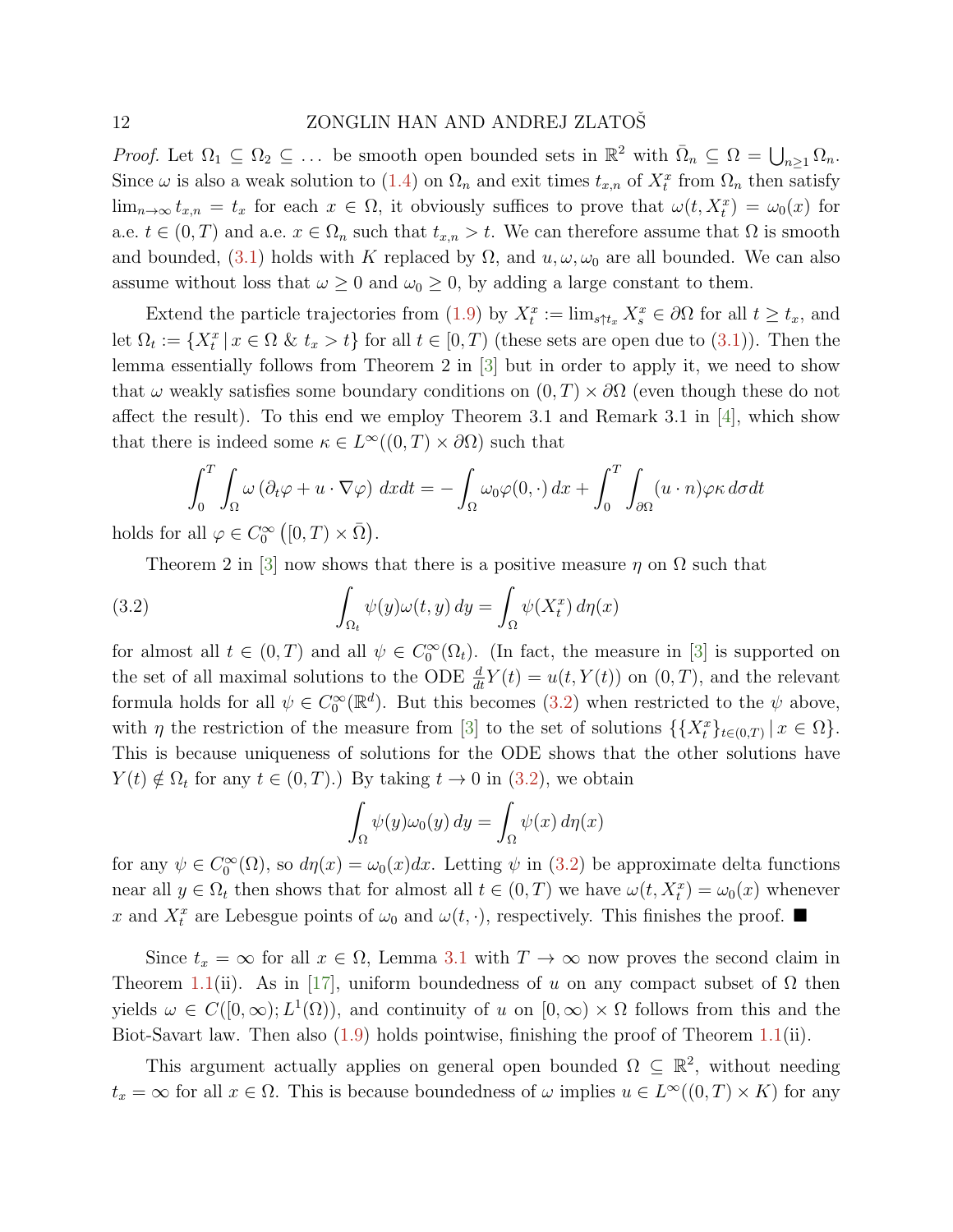*Proof.* Let $\Omega_1 \subseteq \Omega_2 \subseteq \dots$ be smooth open bounded sets in $\mathbb{R}^2$ with $\bar{\Omega}_n \subseteq \Omega = \bigcup_{n\geq 1} \Omega_n$. Since $\omega$ is also a weak solution to (1.4) on $\Omega_n$ and exit times $t_{x,n}$ of $X_t^x$ from $\Omega_n$ then satisfy $\lim_{n\to\infty} t_{x,n} = t_x$ for each $x \in \Omega$, it obviously suffices to prove that $\omega(t, X_t^x) = \omega_0(x)$ for a.e. $t \in (0,T)$ and a.e. $x \in \Omega_n$ such that $t_{x,n} > t$. We can therefore assume that $\Omega$ is smooth and bounded, (3.1) holds with $K$ replaced by $\Omega$, and $u, \omega, \omega_0$ are all bounded. We can also assume without loss that $\omega \geq 0$ and $\omega_0 \geq 0$, by adding a large constant to them.

Extend the particle trajectories from (1.9) by $X_t^x := \lim_{s\uparrow t_x} X_s^x \in \partial\Omega$ for all $t \geq t_x$, and let $\Omega_t := \{X_t^x \,|\, x \in \Omega \;\&\; t_x > t\}$ for all $t \in [0,T)$ (these sets are open due to (3.1)). Then the lemma essentially follows from Theorem 2 in [3] but in order to apply it, we need to show that $\omega$ weakly satisfies some boundary conditions on $(0,T) \times \partial\Omega$ (even though these do not affect the result). To this end we employ Theorem 3.1 and Remark 3.1 in [4], which show that there is indeed some $\kappa \in L^\infty((0,T) \times \partial\Omega)$ such that

$$\int_0^T \int_\Omega \omega \left(\partial_t \varphi + u \cdot \nabla \varphi\right) dxdt = -\int_\Omega \omega_0 \varphi(0,\cdot)\, dx + \int_0^T \int_{\partial\Omega} (u \cdot n)\varphi\kappa \, d\sigma dt$$

holds for all $\varphi \in C_0^\infty\left([0,T) \times \bar{\Omega}\right)$.

Theorem 2 in [3] now shows that there is a positive measure $\eta$ on $\Omega$ such that

$$\int_{\Omega_t} \psi(y)\omega(t,y)\, dy = \int_\Omega \psi(X_t^x)\, d\eta(x) \tag{3.2}$$

for almost all $t \in (0,T)$ and all $\psi \in C_0^\infty(\Omega_t)$. (In fact, the measure in [3] is supported on the set of all maximal solutions to the ODE $\frac{d}{dt}Y(t) = u(t, Y(t))$ on $(0,T)$, and the relevant formula holds for all $\psi \in C_0^\infty(\mathbb{R}^d)$. But this becomes (3.2) when restricted to the $\psi$ above, with $\eta$ the restriction of the measure from [3] to the set of solutions $\{\{X_t^x\}_{t\in(0,T)} \,|\, x \in \Omega\}$. This is because uniqueness of solutions for the ODE shows that the other solutions have $Y(t) \notin \Omega_t$ for any $t \in (0,T)$.) By taking $t \to 0$ in (3.2), we obtain

$$\int_\Omega \psi(y)\omega_0(y)\, dy = \int_\Omega \psi(x)\, d\eta(x)$$

for any $\psi \in C_0^\infty(\Omega)$, so $d\eta(x) = \omega_0(x)dx$. Letting $\psi$ in (3.2) be approximate delta functions near all $y \in \Omega_t$ then shows that for almost all $t \in (0,T)$ we have $\omega(t, X_t^x) = \omega_0(x)$ whenever $x$ and $X_t^x$ are Lebesgue points of $\omega_0$ and $\omega(t,\cdot)$, respectively. This finishes the proof. ■

Since $t_x = \infty$ for all $x \in \Omega$, Lemma 3.1 with $T \to \infty$ now proves the second claim in Theorem 1.1(ii). As in [17], uniform boundedness of $u$ on any compact subset of $\Omega$ then yields $\omega \in C([0,\infty); L^1(\Omega))$, and continuity of $u$ on $[0,\infty) \times \Omega$ follows from this and the Biot-Savart law. Then also (1.9) holds pointwise, finishing the proof of Theorem 1.1(ii).

This argument actually applies on general open bounded $\Omega \subseteq \mathbb{R}^2$, without needing $t_x = \infty$ for all $x \in \Omega$. This is because boundedness of $\omega$ implies $u \in L^\infty((0,T) \times K)$ for any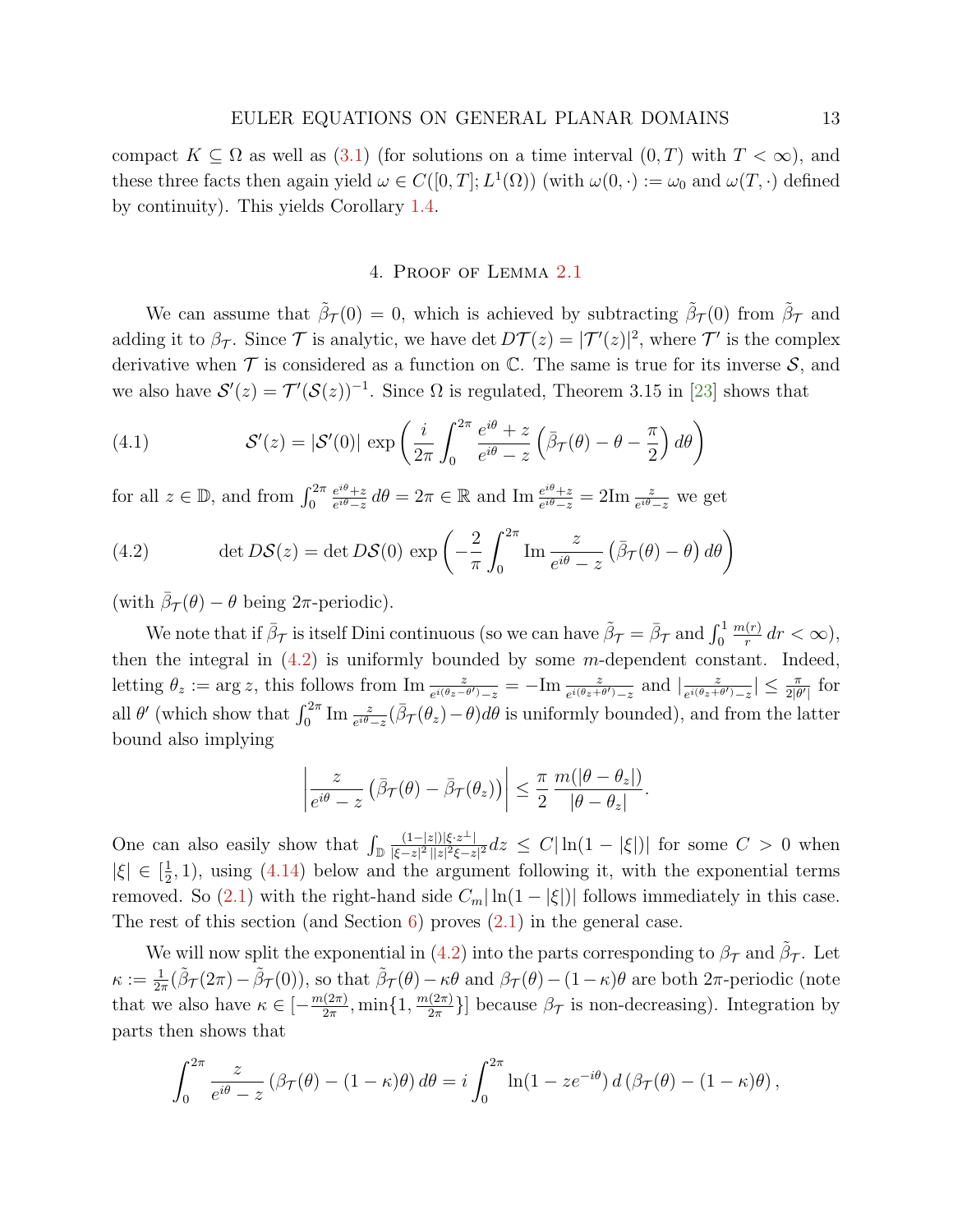compact $K \subseteq \Omega$ as well as (3.1) (for solutions on a time interval $(0,T)$ with $T<\infty$), and these three facts then again yield $\omega \in C([0,T];L^1(\Omega))$ (with $\omega(0,\cdot) := \omega_0$ and $\omega(T,\cdot)$ defined by continuity). This yields Corollary 1.4.

## 4. Proof of Lemma 2.1

We can assume that $\tilde\beta_{\mathcal T}(0)=0$, which is achieved by subtracting $\tilde\beta_{\mathcal T}(0)$ from $\tilde\beta_{\mathcal T}$ and adding it to $\beta_{\mathcal T}$. Since $\mathcal T$ is analytic, we have $\det D\mathcal T(z) = |\mathcal T'(z)|^2$, where $\mathcal T'$ is the complex derivative when $\mathcal T$ is considered as a function on $\mathbb C$. The same is true for its inverse $\mathcal S$, and we also have $\mathcal S'(z) = \mathcal T'(\mathcal S(z))^{-1}$. Since $\Omega$ is regulated, Theorem 3.15 in [23] shows that

$$\mathcal S'(z) = |\mathcal S'(0)| \, \exp\left( \frac{i}{2\pi}\int_0^{2\pi} \frac{e^{i\theta}+z}{e^{i\theta}-z}\left(\bar\beta_{\mathcal T}(\theta) - \theta - \frac{\pi}{2}\right)d\theta\right) \tag{4.1}$$

for all $z\in\mathbb D$, and from $\int_0^{2\pi}\frac{e^{i\theta}+z}{e^{i\theta}-z}\,d\theta = 2\pi \in \mathbb R$ and $\mathrm{Im}\,\frac{e^{i\theta}+z}{e^{i\theta}-z} = 2\mathrm{Im}\,\frac{z}{e^{i\theta}-z}$ we get

$$\det D\mathcal S(z) = \det D\mathcal S(0)\, \exp\left(-\frac{2}{\pi}\int_0^{2\pi} \mathrm{Im}\,\frac{z}{e^{i\theta}-z}\left(\bar\beta_{\mathcal T}(\theta)-\theta\right)d\theta\right) \tag{4.2}$$

(with $\bar\beta_{\mathcal T}(\theta)-\theta$ being $2\pi$-periodic).

We note that if $\bar\beta_{\mathcal T}$ is itself Dini continuous (so we can have $\tilde\beta_{\mathcal T} = \bar\beta_{\mathcal T}$ and $\int_0^1 \frac{m(r)}{r}\,dr<\infty$), then the integral in (4.2) is uniformly bounded by some $m$-dependent constant. Indeed, letting $\theta_z := \arg z$, this follows from $\mathrm{Im}\,\frac{z}{e^{i(\theta_z-\theta')}-z} = -\mathrm{Im}\,\frac{z}{e^{i(\theta_z+\theta')}-z}$ and $|\frac{z}{e^{i(\theta_z+\theta')}-z}| \le \frac{\pi}{2|\theta'|}$ for all $\theta'$ (which show that $\int_0^{2\pi}\mathrm{Im}\,\frac{z}{e^{i\theta}-z}(\bar\beta_{\mathcal T}(\theta_z)-\theta)d\theta$ is uniformly bounded), and from the latter bound also implying

$$\left|\frac{z}{e^{i\theta}-z}\left(\bar\beta_{\mathcal T}(\theta)-\bar\beta_{\mathcal T}(\theta_z)\right)\right| \le \frac{\pi}{2}\,\frac{m(|\theta-\theta_z|)}{|\theta-\theta_z|}.$$

One can also easily show that $\int_{\mathbb D}\frac{(1-|z|)|\xi\cdot z^\perp|}{|\xi-z|^2\,||z|^2\xi - z|^2}dz \le C|\ln(1-|\xi|)|$ for some $C>0$ when $|\xi|\in[\frac12,1)$, using (4.14) below and the argument following it, with the exponential terms removed. So (2.1) with the right-hand side $C_m|\ln(1-|\xi|)|$ follows immediately in this case. The rest of this section (and Section 6) proves (2.1) in the general case.

We will now split the exponential in (4.2) into the parts corresponding to $\beta_{\mathcal T}$ and $\tilde\beta_{\mathcal T}$. Let $\kappa := \frac{1}{2\pi}(\tilde\beta_{\mathcal T}(2\pi)-\tilde\beta_{\mathcal T}(0))$, so that $\tilde\beta_{\mathcal T}(\theta)-\kappa\theta$ and $\beta_{\mathcal T}(\theta)-(1-\kappa)\theta$ are both $2\pi$-periodic (note that we also have $\kappa\in[-\frac{m(2\pi)}{2\pi}, \min\{1,\frac{m(2\pi)}{2\pi}\}]$ because $\beta_{\mathcal T}$ is non-decreasing). Integration by parts then shows that

$$\int_0^{2\pi}\frac{z}{e^{i\theta}-z}\left(\beta_{\mathcal T}(\theta)-(1-\kappa)\theta\right)d\theta = i\int_0^{2\pi}\ln(1-ze^{-i\theta})\,d\left(\beta_{\mathcal T}(\theta)-(1-\kappa)\theta\right),$$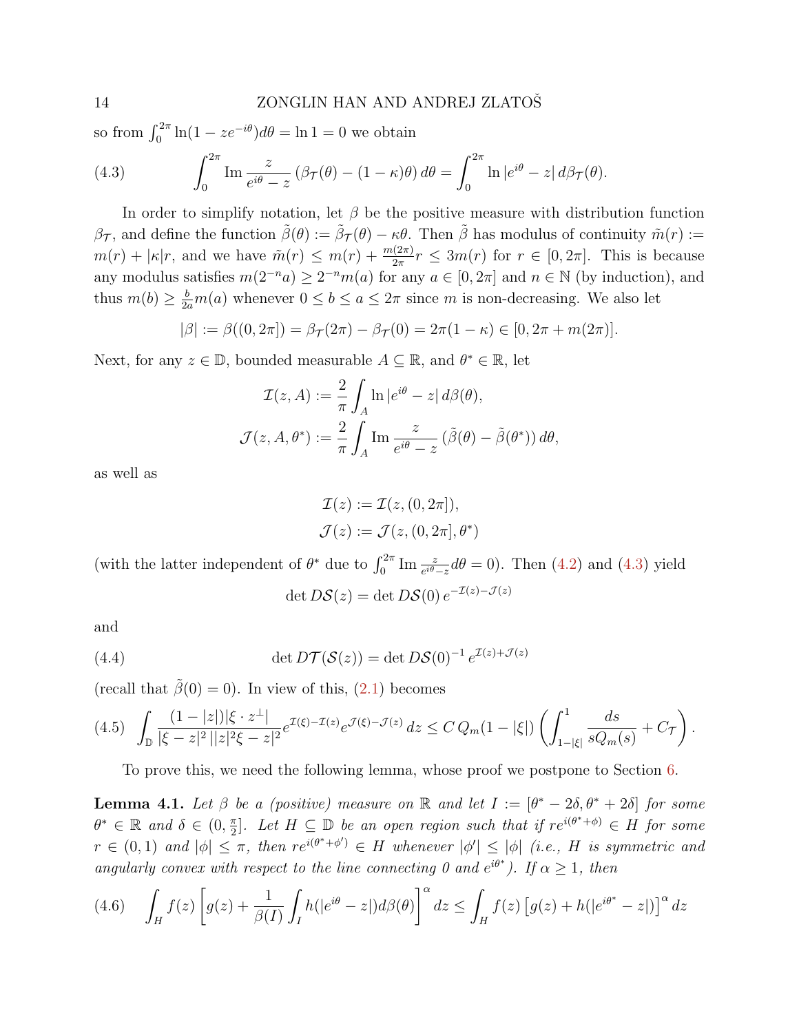so from $\int_0^{2\pi} \ln(1 - ze^{-i\theta})d\theta = \ln 1 = 0$ we obtain

$$\int_0^{2\pi} \operatorname{Im} \frac{z}{e^{i\theta} - z} \left(\beta_{\mathcal{T}}(\theta) - (1-\kappa)\theta\right) d\theta = \int_0^{2\pi} \ln |e^{i\theta} - z| \, d\beta_{\mathcal{T}}(\theta). \tag{4.3}$$

In order to simplify notation, let $\beta$ be the positive measure with distribution function $\beta_{\mathcal{T}}$, and define the function $\tilde{\beta}(\theta) := \tilde{\beta}_{\mathcal{T}}(\theta) - \kappa\theta$. Then $\tilde{\beta}$ has modulus of continuity $\tilde{m}(r) := m(r) + |\kappa| r$, and we have $\tilde{m}(r) \le m(r) + \frac{m(2\pi)}{2\pi} r \le 3m(r)$ for $r \in [0, 2\pi]$. This is because any modulus satisfies $m(2^{-n}a) \ge 2^{-n} m(a)$ for any $a \in [0, 2\pi]$ and $n \in \mathbb{N}$ (by induction), and thus $m(b) \ge \frac{b}{2a} m(a)$ whenever $0 \le b \le a \le 2\pi$ since $m$ is non-decreasing. We also let

$$|\beta| := \beta((0, 2\pi]) = \beta_{\mathcal{T}}(2\pi) - \beta_{\mathcal{T}}(0) = 2\pi(1-\kappa) \in [0, 2\pi + m(2\pi)].$$

Next, for any $z \in \mathbb{D}$, bounded measurable $A \subseteq \mathbb{R}$, and $\theta^* \in \mathbb{R}$, let

$$\mathcal{I}(z, A) := \frac{2}{\pi} \int_A \ln |e^{i\theta} - z| \, d\beta(\theta),$$

$$\mathcal{J}(z, A, \theta^*) := \frac{2}{\pi} \int_A \operatorname{Im} \frac{z}{e^{i\theta} - z} \left(\tilde{\beta}(\theta) - \tilde{\beta}(\theta^*)\right) d\theta,$$

as well as

$$\mathcal{I}(z) := \mathcal{I}(z, (0, 2\pi]),$$

$$\mathcal{J}(z) := \mathcal{J}(z, (0, 2\pi], \theta^*)$$

(with the latter independent of $\theta^*$ due to $\int_0^{2\pi} \operatorname{Im} \frac{z}{e^{i\theta} - z} d\theta = 0$). Then (4.2) and (4.3) yield

$$\det D\mathcal{S}(z) = \det D\mathcal{S}(0) \, e^{-\mathcal{I}(z) - \mathcal{J}(z)}$$

and

$$\det D\mathcal{T}(\mathcal{S}(z)) = \det D\mathcal{S}(0)^{-1} \, e^{\mathcal{I}(z) + \mathcal{J}(z)} \tag{4.4}$$

(recall that $\tilde{\beta}(0) = 0$). In view of this, (2.1) becomes

$$\int_{\mathbb{D}} \frac{(1-|z|)|\xi \cdot z^{\perp}|}{|\xi - z|^2 \, ||z|^2 \xi - z|^2} e^{\mathcal{I}(\xi) - \mathcal{I}(z)} e^{\mathcal{J}(\xi) - \mathcal{J}(z)} \, dz \le C \, Q_m(1-|\xi|) \left( \int_{1-|\xi|}^1 \frac{ds}{s Q_m(s)} + C_{\mathcal{T}} \right). \tag{4.5}$$

To prove this, we need the following lemma, whose proof we postpone to Section 6.

**Lemma 4.1.** *Let $\beta$ be a (positive) measure on $\mathbb{R}$ and let $I := [\theta^* - 2\delta, \theta^* + 2\delta]$ for some $\theta^* \in \mathbb{R}$ and $\delta \in (0, \frac{\pi}{2}]$. Let $H \subseteq \mathbb{D}$ be an open region such that if $re^{i(\theta^* + \phi)} \in H$ for some $r \in (0, 1)$ and $|\phi| \le \pi$, then $re^{i(\theta^* + \phi')} \in H$ whenever $|\phi'| \le |\phi|$ (i.e., $H$ is symmetric and angularly convex with respect to the line connecting 0 and $e^{i\theta^*}$). If $\alpha \ge 1$, then*

$$\int_H f(z) \left[ g(z) + \frac{1}{\beta(I)} \int_I h(|e^{i\theta} - z|) d\beta(\theta) \right]^{\alpha} dz \le \int_H f(z) \left[ g(z) + h(|e^{i\theta^*} - z|) \right]^{\alpha} dz \tag{4.6}$$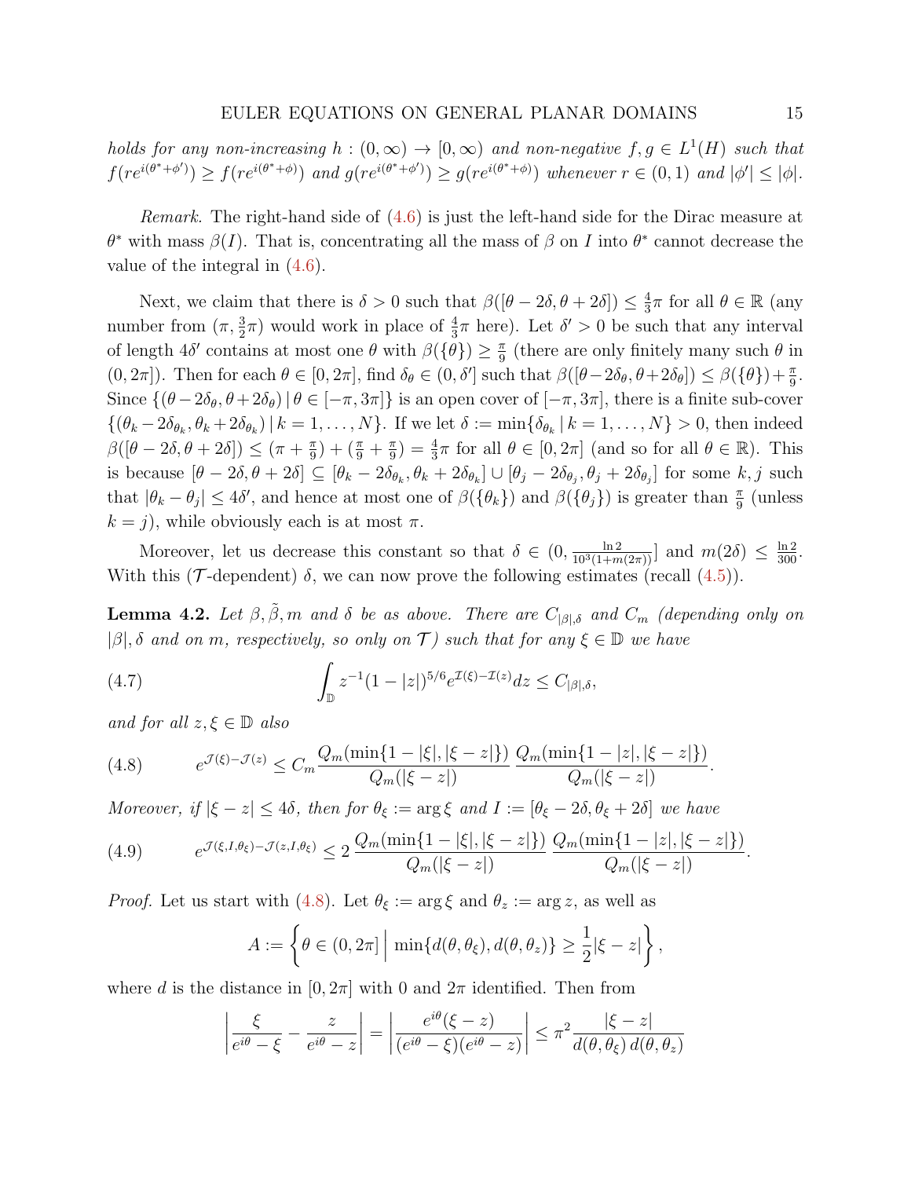*holds for any non-increasing $h : (0, \infty) \to [0, \infty)$ and non-negative $f, g \in L^1(H)$ such that $f(re^{i(\theta^*+\phi')}) \geq f(re^{i(\theta^*+\phi)})$ and $g(re^{i(\theta^*+\phi')}) \geq g(re^{i(\theta^*+\phi)})$ whenever $r \in (0, 1)$ and $|\phi'| \leq |\phi|$.*

*Remark.* The right-hand side of (4.6) is just the left-hand side for the Dirac measure at $\theta^*$ with mass $\beta(I)$. That is, concentrating all the mass of $\beta$ on $I$ into $\theta^*$ cannot decrease the value of the integral in (4.6).

Next, we claim that there is $\delta > 0$ such that $\beta([\theta - 2\delta, \theta + 2\delta]) \leq \frac{4}{3}\pi$ for all $\theta \in \mathbb{R}$ (any number from $(\pi, \frac{3}{2}\pi)$ would work in place of $\frac{4}{3}\pi$ here). Let $\delta' > 0$ be such that any interval of length $4\delta'$ contains at most one $\theta$ with $\beta(\{\theta\}) \geq \frac{\pi}{9}$ (there are only finitely many such $\theta$ in $(0, 2\pi]$). Then for each $\theta \in [0, 2\pi]$, find $\delta_\theta \in (0, \delta']$ such that $\beta([\theta - 2\delta_\theta, \theta + 2\delta_\theta]) \leq \beta(\{\theta\}) + \frac{\pi}{9}$. Since $\{(\theta - 2\delta_\theta, \theta + 2\delta_\theta) \,|\, \theta \in [-\pi, 3\pi]\}$ is an open cover of $[-\pi, 3\pi]$, there is a finite sub-cover $\{(\theta_k - 2\delta_{\theta_k}, \theta_k + 2\delta_{\theta_k}) \,|\, k = 1, \ldots, N\}$. If we let $\delta := \min\{\delta_{\theta_k} \,|\, k = 1, \ldots, N\} > 0$, then indeed $\beta([\theta - 2\delta, \theta + 2\delta]) \leq (\pi + \frac{\pi}{9}) + (\frac{\pi}{9} + \frac{\pi}{9}) = \frac{4}{3}\pi$ for all $\theta \in [0, 2\pi]$ (and so for all $\theta \in \mathbb{R}$). This is because $[\theta - 2\delta, \theta + 2\delta] \subseteq [\theta_k - 2\delta_{\theta_k}, \theta_k + 2\delta_{\theta_k}] \cup [\theta_j - 2\delta_{\theta_j}, \theta_j + 2\delta_{\theta_j}]$ for some $k, j$ such that $|\theta_k - \theta_j| \leq 4\delta'$, and hence at most one of $\beta(\{\theta_k\})$ and $\beta(\{\theta_j\})$ is greater than $\frac{\pi}{9}$ (unless $k = j$), while obviously each is at most $\pi$.

Moreover, let us decrease this constant so that $\delta \in (0, \frac{\ln 2}{10^3(1+m(2\pi))}]$ and $m(2\delta) \leq \frac{\ln 2}{300}$. With this ($\mathcal{T}$-dependent) $\delta$, we can now prove the following estimates (recall (4.5)).

**Lemma 4.2.** *Let $\beta, \tilde{\beta}, m$ and $\delta$ be as above. There are $C_{|\beta|,\delta}$ and $C_m$ (depending only on $|\beta|, \delta$ and on $m$, respectively, so only on $\mathcal{T}$) such that for any $\xi \in \mathbb{D}$ we have*

$$\int_{\mathbb{D}} z^{-1}(1 - |z|)^{5/6} e^{\mathcal{I}(\xi) - \mathcal{I}(z)} dz \leq C_{|\beta|,\delta}, \tag{4.7}$$

*and for all $z, \xi \in \mathbb{D}$ also*

$$e^{\mathcal{J}(\xi) - \mathcal{J}(z)} \leq C_m \frac{Q_m(\min\{1 - |\xi|, |\xi - z|\})}{Q_m(|\xi - z|)} \frac{Q_m(\min\{1 - |z|, |\xi - z|\})}{Q_m(|\xi - z|)}. \tag{4.8}$$

*Moreover, if $|\xi - z| \leq 4\delta$, then for $\theta_\xi := \arg \xi$ and $I := [\theta_\xi - 2\delta, \theta_\xi + 2\delta]$ we have*

$$e^{\mathcal{J}(\xi, I, \theta_\xi) - \mathcal{J}(z, I, \theta_\xi)} \leq 2 \frac{Q_m(\min\{1 - |\xi|, |\xi - z|\})}{Q_m(|\xi - z|)} \frac{Q_m(\min\{1 - |z|, |\xi - z|\})}{Q_m(|\xi - z|)}. \tag{4.9}$$

*Proof.* Let us start with (4.8). Let $\theta_\xi := \arg \xi$ and $\theta_z := \arg z$, as well as

$$A := \left\{ \theta \in (0, 2\pi] \,\middle|\, \min\{d(\theta, \theta_\xi), d(\theta, \theta_z)\} \geq \frac{1}{2}|\xi - z| \right\},$$

where $d$ is the distance in $[0, 2\pi]$ with $0$ and $2\pi$ identified. Then from

$$\left| \frac{\xi}{e^{i\theta} - \xi} - \frac{z}{e^{i\theta} - z} \right| = \left| \frac{e^{i\theta}(\xi - z)}{(e^{i\theta} - \xi)(e^{i\theta} - z)} \right| \leq \pi^2 \frac{|\xi - z|}{d(\theta, \theta_\xi)\, d(\theta, \theta_z)}$$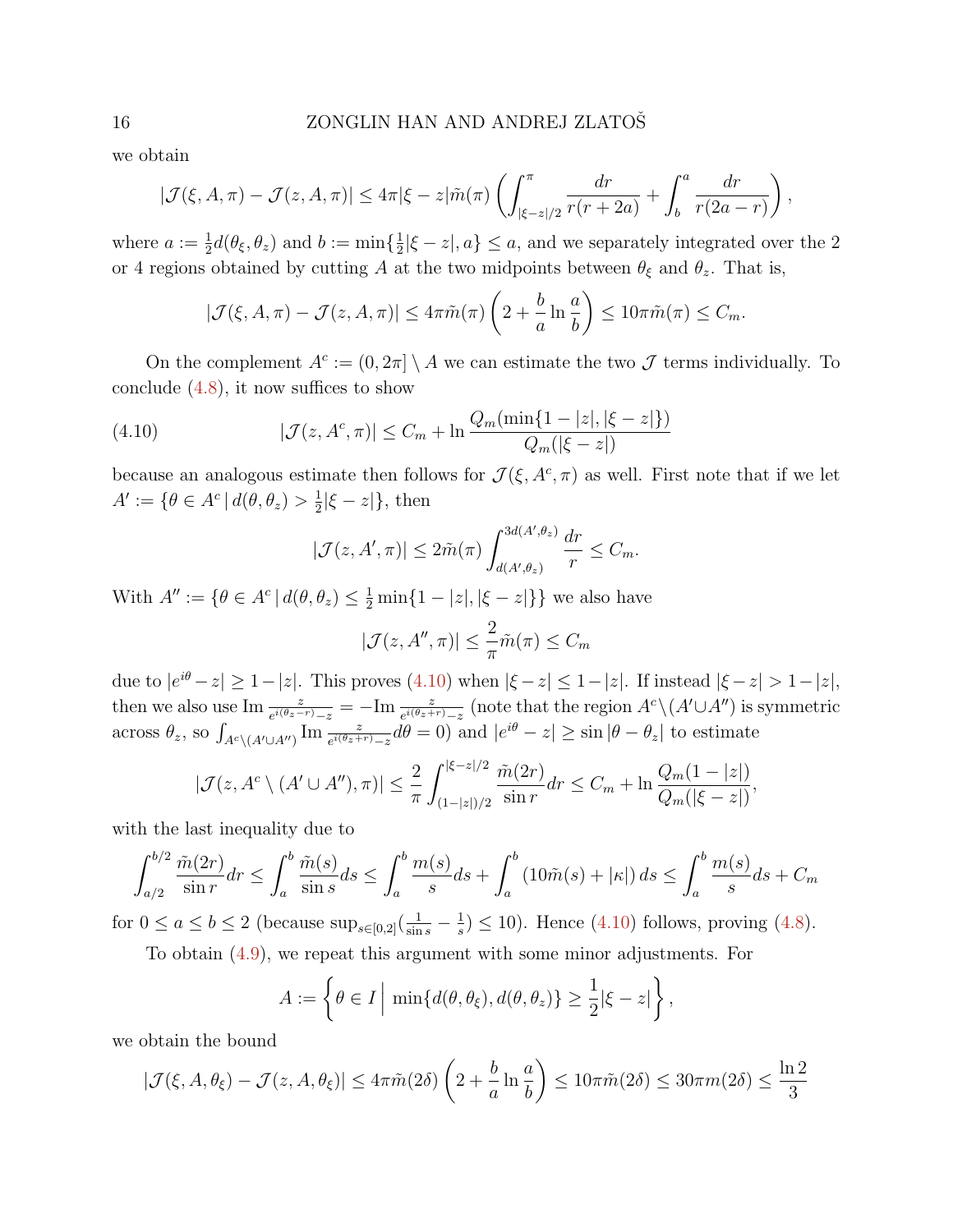we obtain

$$|\mathcal{J}(\xi, A, \pi) - \mathcal{J}(z, A, \pi)| \leq 4\pi|\xi - z|\tilde{m}(\pi) \left( \int_{|\xi-z|/2}^{\pi} \frac{dr}{r(r+2a)} + \int_{b}^{a} \frac{dr}{r(2a-r)} \right),$$

where $a := \frac{1}{2}d(\theta_\xi, \theta_z)$ and $b := \min\{\frac{1}{2}|\xi - z|, a\} \leq a$, and we separately integrated over the 2 or 4 regions obtained by cutting $A$ at the two midpoints between $\theta_\xi$ and $\theta_z$. That is,

$$|\mathcal{J}(\xi, A, \pi) - \mathcal{J}(z, A, \pi)| \leq 4\pi\tilde{m}(\pi) \left( 2 + \frac{b}{a} \ln \frac{a}{b} \right) \leq 10\pi\tilde{m}(\pi) \leq C_m.$$

On the complement $A^c := (0, 2\pi] \setminus A$ we can estimate the two $\mathcal{J}$ terms individually. To conclude (4.8), it now suffices to show

$$|\mathcal{J}(z, A^c, \pi)| \leq C_m + \ln \frac{Q_m(\min\{1 - |z|, |\xi - z|\})}{Q_m(|\xi - z|)} \tag{4.10}$$

because an analogous estimate then follows for $\mathcal{J}(\xi, A^c, \pi)$ as well. First note that if we let $A' := \{\theta \in A^c \,|\, d(\theta, \theta_z) > \frac{1}{2}|\xi - z|\}$, then

$$|\mathcal{J}(z, A', \pi)| \leq 2\tilde{m}(\pi) \int_{d(A',\theta_z)}^{3d(A',\theta_z)} \frac{dr}{r} \leq C_m.$$

With $A'' := \{\theta \in A^c \,|\, d(\theta, \theta_z) \leq \frac{1}{2}\min\{1 - |z|, |\xi - z|\}\}$ we also have

$$|\mathcal{J}(z, A'', \pi)| \leq \frac{2}{\pi}\tilde{m}(\pi) \leq C_m$$

due to $|e^{i\theta} - z| \geq 1 - |z|$. This proves (4.10) when $|\xi - z| \leq 1 - |z|$. If instead $|\xi - z| > 1 - |z|$, then we also use $\operatorname{Im} \frac{z}{e^{i(\theta_z - r)} - z} = -\operatorname{Im} \frac{z}{e^{i(\theta_z + r)} - z}$ (note that the region $A^c \setminus (A' \cup A'')$ is symmetric across $\theta_z$, so $\int_{A^c \setminus (A' \cup A'')} \operatorname{Im} \frac{z}{e^{i(\theta_z + r)} - z} d\theta = 0$) and $|e^{i\theta} - z| \geq \sin|\theta - \theta_z|$ to estimate

$$|\mathcal{J}(z, A^c \setminus (A' \cup A''), \pi)| \leq \frac{2}{\pi} \int_{(1-|z|)/2}^{|\xi-z|/2} \frac{\tilde{m}(2r)}{\sin r} dr \leq C_m + \ln \frac{Q_m(1 - |z|)}{Q_m(|\xi - z|)},$$

with the last inequality due to

$$\int_{a/2}^{b/2} \frac{\tilde{m}(2r)}{\sin r} dr \leq \int_a^b \frac{\tilde{m}(s)}{\sin s} ds \leq \int_a^b \frac{m(s)}{s} ds + \int_a^b (10\tilde{m}(s) + |\kappa|) \, ds \leq \int_a^b \frac{m(s)}{s} ds + C_m$$

for $0 \leq a \leq b \leq 2$ (because $\sup_{s \in [0,2]}(\frac{1}{\sin s} - \frac{1}{s}) \leq 10$). Hence (4.10) follows, proving (4.8).

To obtain (4.9), we repeat this argument with some minor adjustments. For

$$A := \left\{ \theta \in I \,\middle|\, \min\{d(\theta, \theta_\xi), d(\theta, \theta_z)\} \geq \frac{1}{2}|\xi - z| \right\},$$

we obtain the bound

$$|\mathcal{J}(\xi, A, \theta_\xi) - \mathcal{J}(z, A, \theta_\xi)| \leq 4\pi\tilde{m}(2\delta) \left( 2 + \frac{b}{a} \ln \frac{a}{b} \right) \leq 10\pi\tilde{m}(2\delta) \leq 30\pi m(2\delta) \leq \frac{\ln 2}{3}$$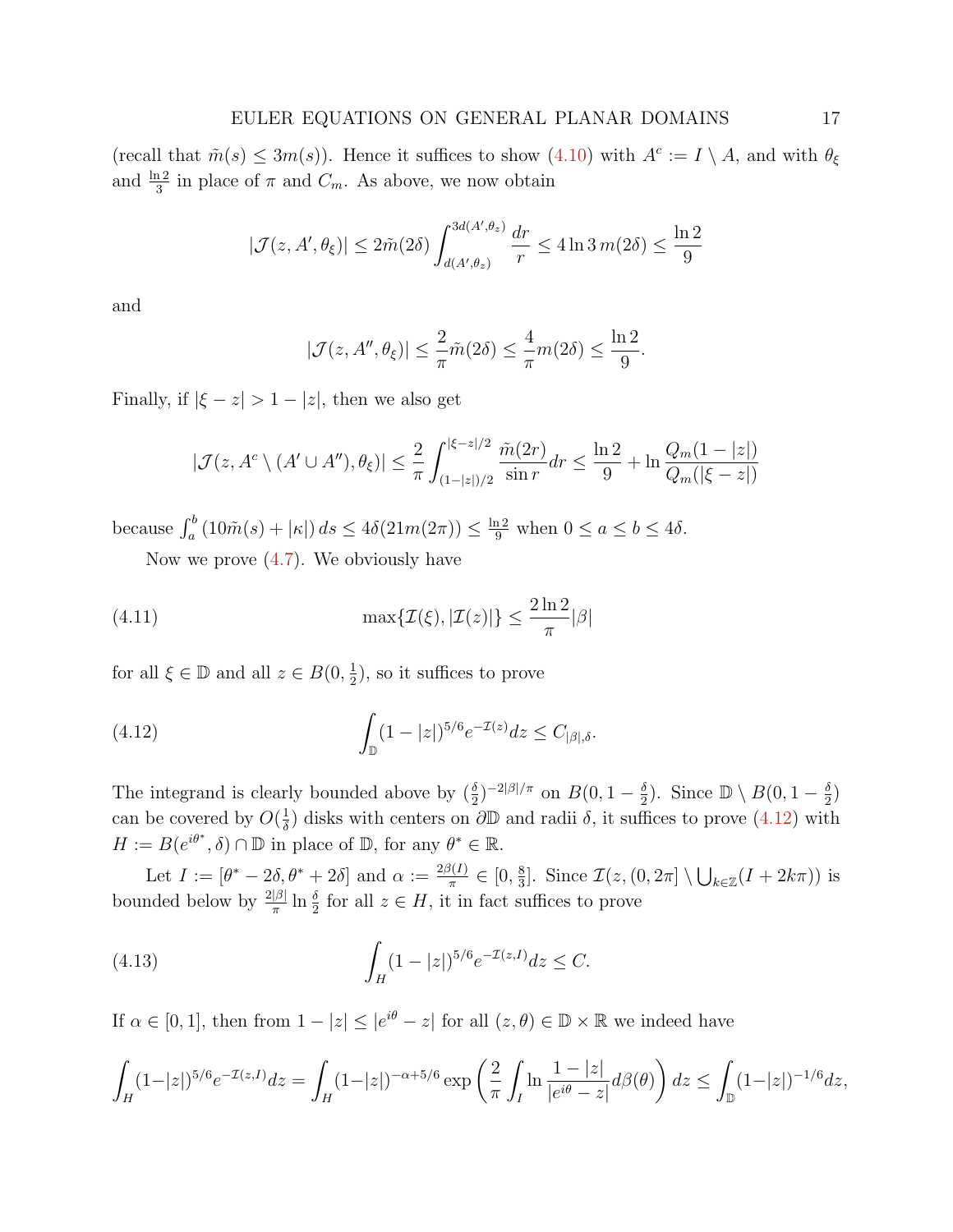(recall that $\tilde{m}(s) \le 3m(s)$). Hence it suffices to show (4.10) with $A^c := I \setminus A$, and with $\theta_\xi$ and $\frac{\ln 2}{3}$ in place of $\pi$ and $C_m$. As above, we now obtain

$$|\mathcal{J}(z, A', \theta_\xi)| \le 2\tilde{m}(2\delta) \int_{d(A',\theta_z)}^{3d(A',\theta_z)} \frac{dr}{r} \le 4 \ln 3\, m(2\delta) \le \frac{\ln 2}{9}$$

and

$$|\mathcal{J}(z, A'', \theta_\xi)| \le \frac{2}{\pi} \tilde{m}(2\delta) \le \frac{4}{\pi} m(2\delta) \le \frac{\ln 2}{9}.$$

Finally, if $|\xi - z| > 1 - |z|$, then we also get

$$|\mathcal{J}(z, A^c \setminus (A' \cup A''), \theta_\xi)| \le \frac{2}{\pi} \int_{(1-|z|)/2}^{|\xi - z|/2} \frac{\tilde{m}(2r)}{\sin r} dr \le \frac{\ln 2}{9} + \ln \frac{Q_m(1-|z|)}{Q_m(|\xi - z|)}$$

because $\int_a^b (10\tilde{m}(s) + |\kappa|)\, ds \le 4\delta(21 m(2\pi)) \le \frac{\ln 2}{9}$ when $0 \le a \le b \le 4\delta$.

Now we prove (4.7). We obviously have

$$\max\{\mathcal{I}(\xi), |\mathcal{I}(z)|\} \le \frac{2\ln 2}{\pi} |\beta| \tag{4.11}$$

for all $\xi \in \mathbb{D}$ and all $z \in B(0, \frac{1}{2})$, so it suffices to prove

$$\int_{\mathbb{D}} (1 - |z|)^{5/6} e^{-\mathcal{I}(z)} dz \le C_{|\beta|,\delta}. \tag{4.12}$$

The integrand is clearly bounded above by $(\frac{\delta}{2})^{-2|\beta|/\pi}$ on $B(0, 1 - \frac{\delta}{2})$. Since $\mathbb{D} \setminus B(0, 1 - \frac{\delta}{2})$ can be covered by $O(\frac{1}{\delta})$ disks with centers on $\partial\mathbb{D}$ and radii $\delta$, it suffices to prove (4.12) with $H := B(e^{i\theta^*}, \delta) \cap \mathbb{D}$ in place of $\mathbb{D}$, for any $\theta^* \in \mathbb{R}$.

Let $I := [\theta^* - 2\delta, \theta^* + 2\delta]$ and $\alpha := \frac{2\beta(I)}{\pi} \in [0, \frac{8}{3}]$. Since $\mathcal{I}(z, (0, 2\pi] \setminus \bigcup_{k \in \mathbb{Z}} (I + 2k\pi))$ is bounded below by $\frac{2|\beta|}{\pi} \ln \frac{\delta}{2}$ for all $z \in H$, it in fact suffices to prove

$$\int_H (1 - |z|)^{5/6} e^{-\mathcal{I}(z, I)} dz \le C. \tag{4.13}$$

If $\alpha \in [0, 1]$, then from $1 - |z| \le |e^{i\theta} - z|$ for all $(z, \theta) \in \mathbb{D} \times \mathbb{R}$ we indeed have

$$\int_H (1-|z|)^{5/6} e^{-\mathcal{I}(z,I)} dz = \int_H (1-|z|)^{-\alpha + 5/6} \exp\left( \frac{2}{\pi} \int_I \ln \frac{1-|z|}{|e^{i\theta} - z|} d\beta(\theta) \right) dz \le \int_{\mathbb{D}} (1-|z|)^{-1/6} dz,$$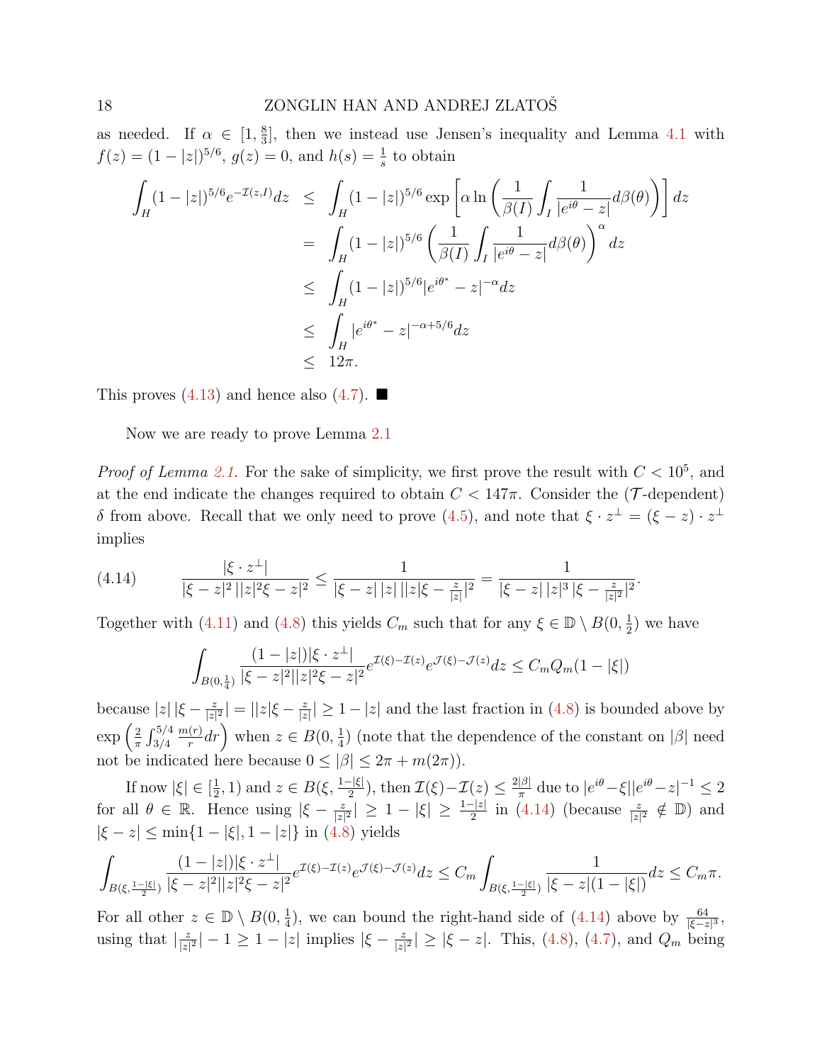as needed. If $\alpha \in [1, \frac{8}{3}]$, then we instead use Jensen's inequality and Lemma 4.1 with $f(z) = (1-|z|)^{5/6}$, $g(z) = 0$, and $h(s) = \frac{1}{s}$ to obtain

$$
\begin{aligned}
\int_H (1-|z|)^{5/6} e^{-\mathcal{I}(z,I)} dz &\leq \int_H (1-|z|)^{5/6} \exp\left[\alpha \ln\left(\frac{1}{\beta(I)} \int_I \frac{1}{|e^{i\theta} - z|} d\beta(\theta)\right)\right] dz \\
&= \int_H (1-|z|)^{5/6} \left(\frac{1}{\beta(I)} \int_I \frac{1}{|e^{i\theta} - z|} d\beta(\theta)\right)^\alpha dz \\
&\leq \int_H (1-|z|)^{5/6} |e^{i\theta^*} - z|^{-\alpha} dz \\
&\leq \int_H |e^{i\theta^*} - z|^{-\alpha + 5/6} dz \\
&\leq 12\pi.
\end{aligned}
$$

This proves (4.13) and hence also (4.7). ■

Now we are ready to prove Lemma 2.1

*Proof of Lemma 2.1.* For the sake of simplicity, we first prove the result with $C < 10^5$, and at the end indicate the changes required to obtain $C < 147\pi$. Consider the ($\mathcal{T}$-dependent) $\delta$ from above. Recall that we only need to prove (4.5), and note that $\xi \cdot z^\perp = (\xi - z) \cdot z^\perp$ implies

$$
\frac{|\xi \cdot z^\perp|}{|\xi - z|^2 \, ||z|^2 \xi - z|^2} \leq \frac{1}{|\xi - z| \, |z| \, ||z| \xi - \frac{z}{|z|}|^2} = \frac{1}{|\xi - z| \, |z|^3 \, |\xi - \frac{z}{|z|^2}|^2}. \tag{4.14}
$$

Together with (4.11) and (4.8) this yields $C_m$ such that for any $\xi \in \mathbb{D} \setminus B(0, \frac{1}{2})$ we have

$$
\int_{B(0,\frac{1}{4})} \frac{(1-|z|)|\xi \cdot z^\perp|}{|\xi - z|^2 ||z|^2 \xi - z|^2} e^{\mathcal{I}(\xi) - \mathcal{I}(z)} e^{\mathcal{J}(\xi) - \mathcal{J}(z)} dz \leq C_m Q_m (1 - |\xi|)
$$

because $|z| \, |\xi - \frac{z}{|z|^2}| = ||z| \xi - \frac{z}{|z|}| \geq 1 - |z|$ and the last fraction in (4.8) is bounded above by $\exp\left(\frac{2}{\pi} \int_{3/4}^{5/4} \frac{m(r)}{r} dr\right)$ when $z \in B(0, \frac{1}{4})$ (note that the dependence of the constant on $|\beta|$ need not be indicated here because $0 \leq |\beta| \leq 2\pi + m(2\pi)$).

If now $|\xi| \in [\frac{1}{2}, 1)$ and $z \in B(\xi, \frac{1-|\xi|}{2})$, then $\mathcal{I}(\xi) - \mathcal{I}(z) \leq \frac{2|\beta|}{\pi}$ due to $|e^{i\theta} - \xi| |e^{i\theta} - z|^{-1} \leq 2$ for all $\theta \in \mathbb{R}$. Hence using $|\xi - \frac{z}{|z|^2}| \geq 1 - |\xi| \geq \frac{1-|z|}{2}$ in (4.14) (because $\frac{z}{|z|^2} \notin \mathbb{D}$) and $|\xi - z| \leq \min\{1 - |\xi|, 1 - |z|\}$ in (4.8) yields

$$
\int_{B(\xi, \frac{1-|\xi|}{2})} \frac{(1-|z|)|\xi \cdot z^\perp|}{|\xi - z|^2 ||z|^2 \xi - z|^2} e^{\mathcal{I}(\xi) - \mathcal{I}(z)} e^{\mathcal{J}(\xi) - \mathcal{J}(z)} dz \leq C_m \int_{B(\xi, \frac{1-|\xi|}{2})} \frac{1}{|\xi - z|(1 - |\xi|)} dz \leq C_m \pi.
$$

For all other $z \in \mathbb{D} \setminus B(0, \frac{1}{4})$, we can bound the right-hand side of (4.14) above by $\frac{64}{|\xi - z|^3}$, using that $|\frac{z}{|z|^2}| - 1 \geq 1 - |z|$ implies $|\xi - \frac{z}{|z|^2}| \geq |\xi - z|$. This, (4.8), (4.7), and $Q_m$ being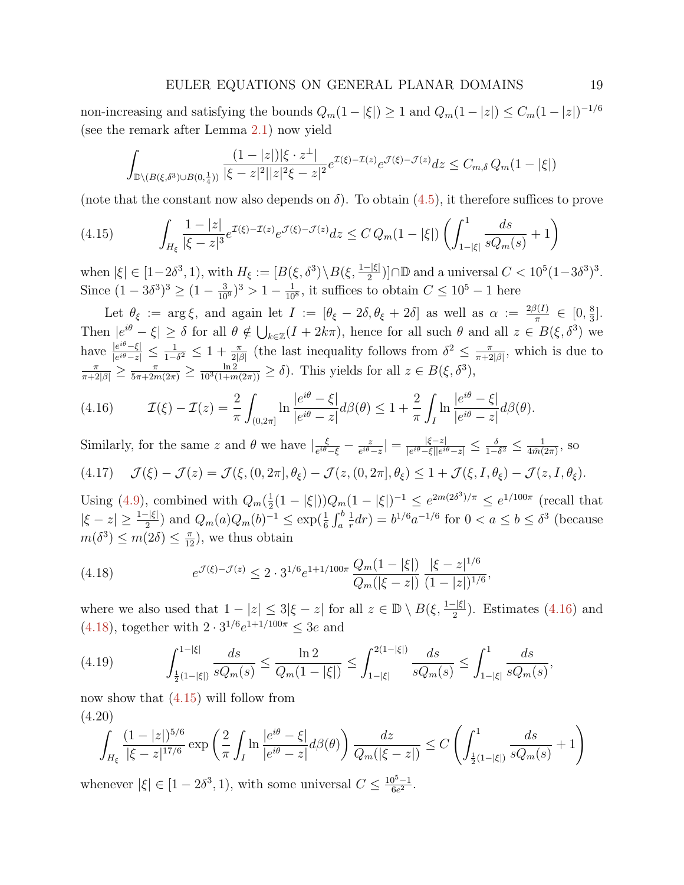non-increasing and satisfying the bounds $Q_m(1-|\xi|) \geq 1$ and $Q_m(1-|z|) \leq C_m(1-|z|)^{-1/6}$ (see the remark after Lemma 2.1) now yield

$$\int_{\mathbb{D}\setminus(B(\xi,\delta^3)\cup B(0,\frac14))} \frac{(1-|z|)|\xi\cdot z^\perp|}{|\xi-z|^2||z|^2\xi-z|^2} e^{\mathcal{I}(\xi)-\mathcal{I}(z)} e^{\mathcal{J}(\xi)-\mathcal{J}(z)} dz \leq C_{m,\delta}\, Q_m(1-|\xi|)$$

(note that the constant now also depends on $\delta$). To obtain (4.5), it therefore suffices to prove

$$\int_{H_\xi} \frac{1-|z|}{|\xi-z|^3} e^{\mathcal{I}(\xi)-\mathcal{I}(z)} e^{\mathcal{J}(\xi)-\mathcal{J}(z)} dz \leq C\, Q_m(1-|\xi|) \left( \int_{1-|\xi|}^1 \frac{ds}{sQ_m(s)} + 1 \right) \tag{4.15}$$

when $|\xi| \in [1-2\delta^3, 1)$, with $H_\xi := [B(\xi,\delta^3)\setminus B(\xi, \frac{1-|\xi|}{2})]\cap\mathbb{D}$ and a universal $C < 10^5(1-3\delta^3)^3$. Since $(1-3\delta^3)^3 \geq (1-\frac{3}{10^9})^3 > 1-\frac{1}{10^8}$, it suffices to obtain $C \leq 10^5 - 1$ here

Let $\theta_\xi := \arg\xi$, and again let $I := [\theta_\xi - 2\delta, \theta_\xi + 2\delta]$ as well as $\alpha := \frac{2\beta(I)}{\pi} \in [0, \frac83]$. Then $|e^{i\theta}-\xi| \geq \delta$ for all $\theta \notin \bigcup_{k\in\mathbb{Z}}(I+2k\pi)$, hence for all such $\theta$ and all $z \in B(\xi,\delta^3)$ we have $\frac{|e^{i\theta}-\xi|}{|e^{i\theta}-z|} \leq \frac{1}{1-\delta^2} \leq 1 + \frac{\pi}{2|\beta|}$ (the last inequality follows from $\delta^2 \leq \frac{\pi}{\pi+2|\beta|}$, which is due to $\frac{\pi}{\pi+2|\beta|} \geq \frac{\pi}{5\pi+2m(2\pi)} \geq \frac{\ln 2}{10^3(1+m(2\pi))} \geq \delta$). This yields for all $z \in B(\xi,\delta^3)$,

$$\mathcal{I}(\xi) - \mathcal{I}(z) = \frac{2}{\pi}\int_{(0,2\pi]} \ln\frac{|e^{i\theta}-\xi|}{|e^{i\theta}-z|} d\beta(\theta) \leq 1 + \frac{2}{\pi}\int_I \ln\frac{|e^{i\theta}-\xi|}{|e^{i\theta}-z|} d\beta(\theta). \tag{4.16}$$

Similarly, for the same $z$ and $\theta$ we have $|\frac{\xi}{e^{i\theta}-\xi} - \frac{z}{e^{i\theta}-z}| = \frac{|\xi-z|}{|e^{i\theta}-\xi||e^{i\theta}-z|} \leq \frac{\delta}{1-\delta^2} \leq \frac{1}{4\tilde{m}(2\pi)}$, so

$$\mathcal{J}(\xi) - \mathcal{J}(z) = \mathcal{J}(\xi,(0,2\pi],\theta_\xi) - \mathcal{J}(z,(0,2\pi],\theta_\xi) \leq 1 + \mathcal{J}(\xi,I,\theta_\xi) - \mathcal{J}(z,I,\theta_\xi). \tag{4.17}$$

Using (4.9), combined with $Q_m(\frac12(1-|\xi|))Q_m(1-|\xi|)^{-1} \leq e^{2m(2\delta^3)/\pi} \leq e^{1/100\pi}$ (recall that $|\xi-z| \geq \frac{1-|\xi|}{2}$) and $Q_m(a)Q_m(b)^{-1} \leq \exp(\frac16\int_a^b \frac1r dr) = b^{1/6}a^{-1/6}$ for $0 < a \leq b \leq \delta^3$ (because $m(\delta^3) \leq m(2\delta) \leq \frac{\pi}{12}$), we thus obtain

$$e^{\mathcal{J}(\xi)-\mathcal{J}(z)} \leq 2\cdot 3^{1/6} e^{1+1/100\pi} \frac{Q_m(1-|\xi|)}{Q_m(|\xi-z|)} \frac{|\xi-z|^{1/6}}{(1-|z|)^{1/6}}, \tag{4.18}$$

where we also used that $1-|z| \leq 3|\xi-z|$ for all $z \in \mathbb{D}\setminus B(\xi, \frac{1-|\xi|}{2})$. Estimates (4.16) and (4.18), together with $2\cdot 3^{1/6}e^{1+1/100\pi} \leq 3e$ and

$$\int_{\frac12(1-|\xi|)}^{1-|\xi|} \frac{ds}{sQ_m(s)} \leq \frac{\ln 2}{Q_m(1-|\xi|)} \leq \int_{1-|\xi|}^{2(1-|\xi|)} \frac{ds}{sQ_m(s)} \leq \int_{1-|\xi|}^1 \frac{ds}{sQ_m(s)}, \tag{4.19}$$

now show that (4.15) will follow from

$$\int_{H_\xi} \frac{(1-|z|)^{5/6}}{|\xi-z|^{17/6}} \exp\left(\frac{2}{\pi}\int_I \ln\frac{|e^{i\theta}-\xi|}{|e^{i\theta}-z|} d\beta(\theta)\right) \frac{dz}{Q_m(|\xi-z|)} \leq C\left(\int_{\frac12(1-|\xi|)}^1 \frac{ds}{sQ_m(s)} + 1\right) \tag{4.20}$$

whenever $|\xi| \in [1-2\delta^3, 1)$, with some universal $C \leq \frac{10^5-1}{6e^2}$.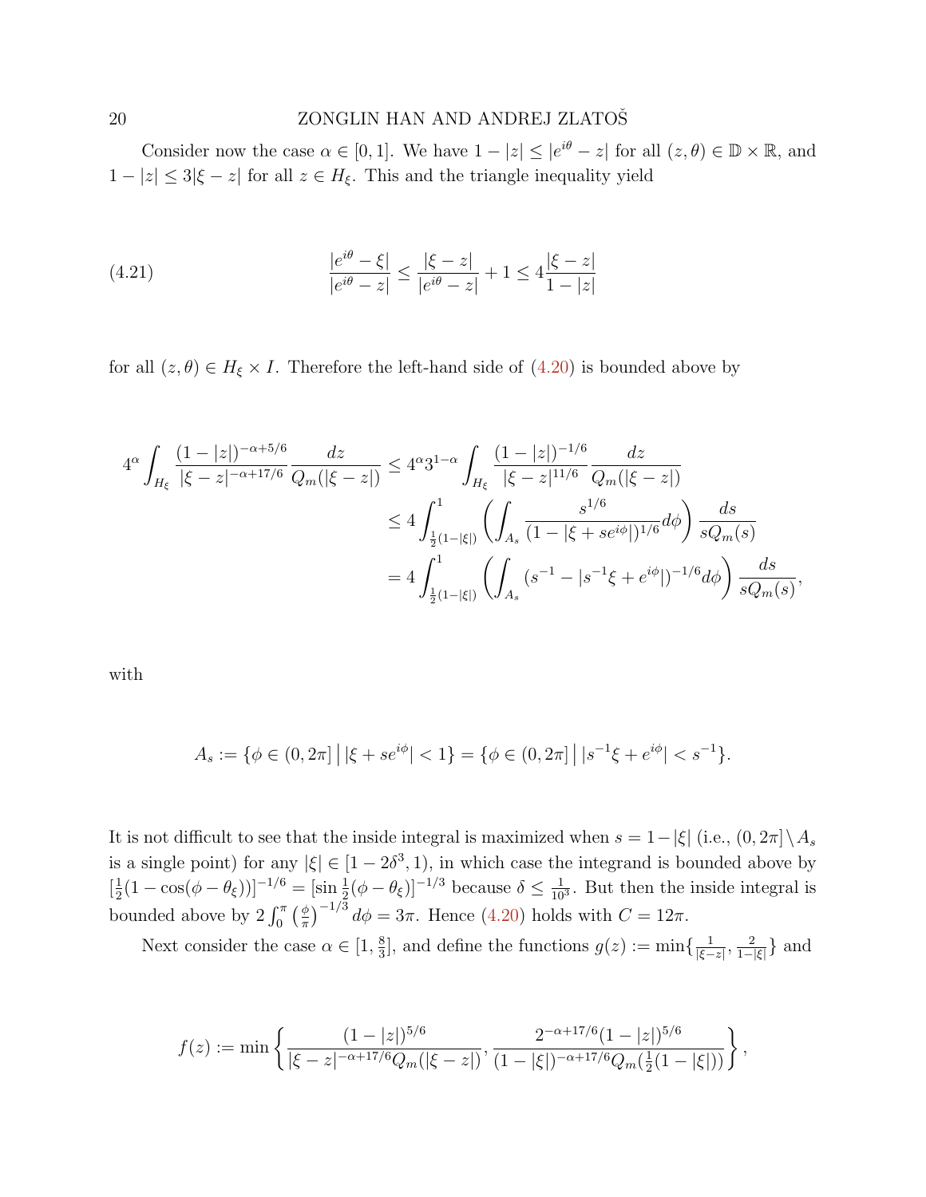Consider now the case $\alpha \in [0,1]$. We have $1-|z| \le |e^{i\theta} - z|$ for all $(z,\theta) \in \mathbb{D} \times \mathbb{R}$, and $1 - |z| \le 3|\xi - z|$ for all $z \in H_\xi$. This and the triangle inequality yield

$$\frac{|e^{i\theta} - \xi|}{|e^{i\theta} - z|} \le \frac{|\xi - z|}{|e^{i\theta} - z|} + 1 \le 4\frac{|\xi - z|}{1 - |z|} \tag{4.21}$$

for all $(z,\theta) \in H_\xi \times I$. Therefore the left-hand side of (4.20) is bounded above by

$$\begin{aligned}
4^\alpha \int_{H_\xi} \frac{(1-|z|)^{-\alpha+5/6}}{|\xi - z|^{-\alpha+17/6}} \frac{dz}{Q_m(|\xi - z|)} &\le 4^\alpha 3^{1-\alpha} \int_{H_\xi} \frac{(1-|z|)^{-1/6}}{|\xi - z|^{11/6}} \frac{dz}{Q_m(|\xi - z|)} \\
&\le 4 \int_{\frac{1}{2}(1-|\xi|)}^1 \left( \int_{A_s} \frac{s^{1/6}}{(1 - |\xi + se^{i\phi}|)^{1/6}} d\phi \right) \frac{ds}{sQ_m(s)} \\
&= 4 \int_{\frac{1}{2}(1-|\xi|)}^1 \left( \int_{A_s} (s^{-1} - |s^{-1}\xi + e^{i\phi}|)^{-1/6} d\phi \right) \frac{ds}{sQ_m(s)},
\end{aligned}$$

with

$$A_s := \{\phi \in (0, 2\pi] \,\big|\, |\xi + se^{i\phi}| < 1\} = \{\phi \in (0, 2\pi] \,\big|\, |s^{-1}\xi + e^{i\phi}| < s^{-1}\}.$$

It is not difficult to see that the inside integral is maximized when $s = 1 - |\xi|$ (i.e., $(0, 2\pi] \setminus A_s$ is a single point) for any $|\xi| \in [1 - 2\delta^3, 1)$, in which case the integrand is bounded above by $[\frac{1}{2}(1 - \cos(\phi - \theta_\xi))]^{-1/6} = [\sin \frac{1}{2}(\phi - \theta_\xi)]^{-1/3}$ because $\delta \le \frac{1}{10^3}$. But then the inside integral is bounded above by $2\int_0^\pi \left(\frac{\phi}{\pi}\right)^{-1/3} d\phi = 3\pi$. Hence (4.20) holds with $C = 12\pi$.

Next consider the case $\alpha \in [1, \frac{8}{3}]$, and define the functions $g(z) := \min\{\frac{1}{|\xi - z|}, \frac{2}{1-|\xi|}\}$ and

$$f(z) := \min\left\{ \frac{(1-|z|)^{5/6}}{|\xi - z|^{-\alpha+17/6} Q_m(|\xi - z|)}, \frac{2^{-\alpha+17/6}(1-|z|)^{5/6}}{(1-|\xi|)^{-\alpha+17/6} Q_m(\frac{1}{2}(1-|\xi|))} \right\},$$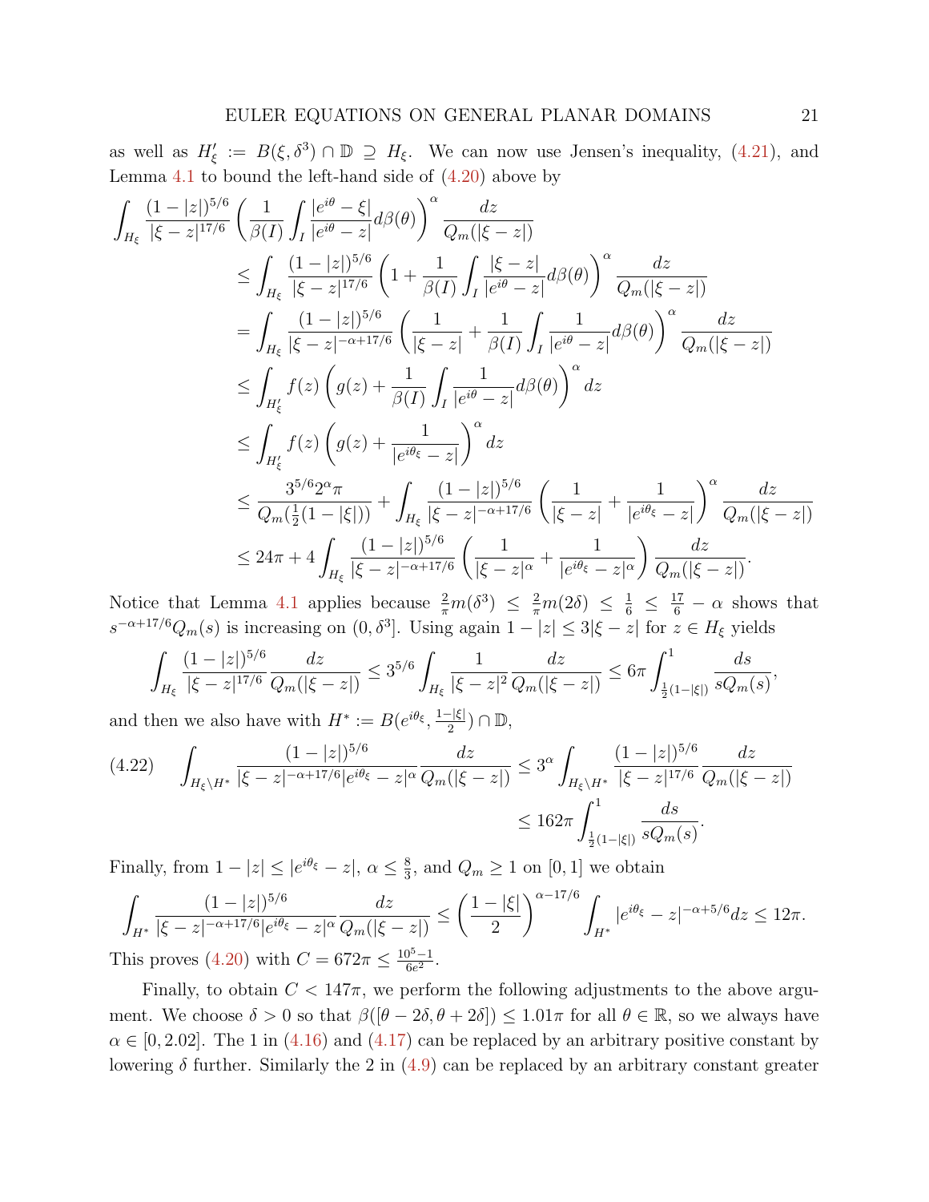as well as $H'_\xi := B(\xi, \delta^3) \cap \mathbb{D} \supseteq H_\xi$. We can now use Jensen's inequality, (4.21), and Lemma 4.1 to bound the left-hand side of (4.20) above by

$$
\begin{aligned}
\int_{H_\xi} & \frac{(1-|z|)^{5/6}}{|\xi - z|^{17/6}} \left( \frac{1}{\beta(I)} \int_I \frac{|e^{i\theta} - \xi|}{|e^{i\theta} - z|} d\beta(\theta) \right)^\alpha \frac{dz}{Q_m(|\xi - z|)} \\
&\leq \int_{H_\xi} \frac{(1-|z|)^{5/6}}{|\xi - z|^{17/6}} \left( 1 + \frac{1}{\beta(I)} \int_I \frac{|\xi - z|}{|e^{i\theta} - z|} d\beta(\theta) \right)^\alpha \frac{dz}{Q_m(|\xi - z|)} \\
&= \int_{H_\xi} \frac{(1-|z|)^{5/6}}{|\xi - z|^{-\alpha + 17/6}} \left( \frac{1}{|\xi - z|} + \frac{1}{\beta(I)} \int_I \frac{1}{|e^{i\theta} - z|} d\beta(\theta) \right)^\alpha \frac{dz}{Q_m(|\xi - z|)} \\
&\leq \int_{H'_\xi} f(z) \left( g(z) + \frac{1}{\beta(I)} \int_I \frac{1}{|e^{i\theta} - z|} d\beta(\theta) \right)^\alpha dz \\
&\leq \int_{H'_\xi} f(z) \left( g(z) + \frac{1}{|e^{i\theta_\xi} - z|} \right)^\alpha dz \\
&\leq \frac{3^{5/6} 2^\alpha \pi}{Q_m(\frac{1}{2}(1-|\xi|))} + \int_{H_\xi} \frac{(1-|z|)^{5/6}}{|\xi - z|^{-\alpha + 17/6}} \left( \frac{1}{|\xi - z|} + \frac{1}{|e^{i\theta_\xi} - z|} \right)^\alpha \frac{dz}{Q_m(|\xi - z|)} \\
&\leq 24\pi + 4 \int_{H_\xi} \frac{(1-|z|)^{5/6}}{|\xi - z|^{-\alpha + 17/6}} \left( \frac{1}{|\xi - z|^\alpha} + \frac{1}{|e^{i\theta_\xi} - z|^\alpha} \right) \frac{dz}{Q_m(|\xi - z|)}.
\end{aligned}
$$

Notice that Lemma 4.1 applies because $\frac{2}{\pi} m(\delta^3) \leq \frac{2}{\pi} m(2\delta) \leq \frac{1}{6} \leq \frac{17}{6} - \alpha$ shows that $s^{-\alpha + 17/6} Q_m(s)$ is increasing on $(0, \delta^3]$. Using again $1 - |z| \leq 3|\xi - z|$ for $z \in H_\xi$ yields

$$
\int_{H_\xi} \frac{(1-|z|)^{5/6}}{|\xi - z|^{17/6}} \frac{dz}{Q_m(|\xi - z|)} \leq 3^{5/6} \int_{H_\xi} \frac{1}{|\xi - z|^2} \frac{dz}{Q_m(|\xi - z|)} \leq 6\pi \int_{\frac{1}{2}(1-|\xi|)}^1 \frac{ds}{sQ_m(s)},
$$

and then we also have with $H^* := B(e^{i\theta_\xi}, \frac{1-|\xi|}{2}) \cap \mathbb{D}$,

$$
\begin{aligned}
\int_{H_\xi \setminus H^*} \frac{(1-|z|)^{5/6}}{|\xi - z|^{-\alpha + 17/6} |e^{i\theta_\xi} - z|^\alpha} \frac{dz}{Q_m(|\xi - z|)} &\leq 3^\alpha \int_{H_\xi \setminus H^*} \frac{(1-|z|)^{5/6}}{|\xi - z|^{17/6}} \frac{dz}{Q_m(|\xi - z|)} \\
&\leq 162\pi \int_{\frac{1}{2}(1-|\xi|)}^1 \frac{ds}{sQ_m(s)}.
\end{aligned}
\tag{4.22}
$$

Finally, from $1 - |z| \leq |e^{i\theta_\xi} - z|$, $\alpha \leq \frac{8}{3}$, and $Q_m \geq 1$ on $[0, 1]$ we obtain

$$
\int_{H^*} \frac{(1-|z|)^{5/6}}{|\xi - z|^{-\alpha + 17/6} |e^{i\theta_\xi} - z|^\alpha} \frac{dz}{Q_m(|\xi - z|)} \leq \left( \frac{1 - |\xi|}{2} \right)^{\alpha - 17/6} \int_{H^*} |e^{i\theta_\xi} - z|^{-\alpha + 5/6} dz \leq 12\pi.
$$

This proves (4.20) with $C = 672\pi \leq \frac{10^5 - 1}{6e^2}$.

Finally, to obtain $C < 147\pi$, we perform the following adjustments to the above argument. We choose $\delta > 0$ so that $\beta([\theta - 2\delta, \theta + 2\delta]) \leq 1.01\pi$ for all $\theta \in \mathbb{R}$, so we always have $\alpha \in [0, 2.02]$. The 1 in (4.16) and (4.17) can be replaced by an arbitrary positive constant by lowering $\delta$ further. Similarly the 2 in (4.9) can be replaced by an arbitrary constant greater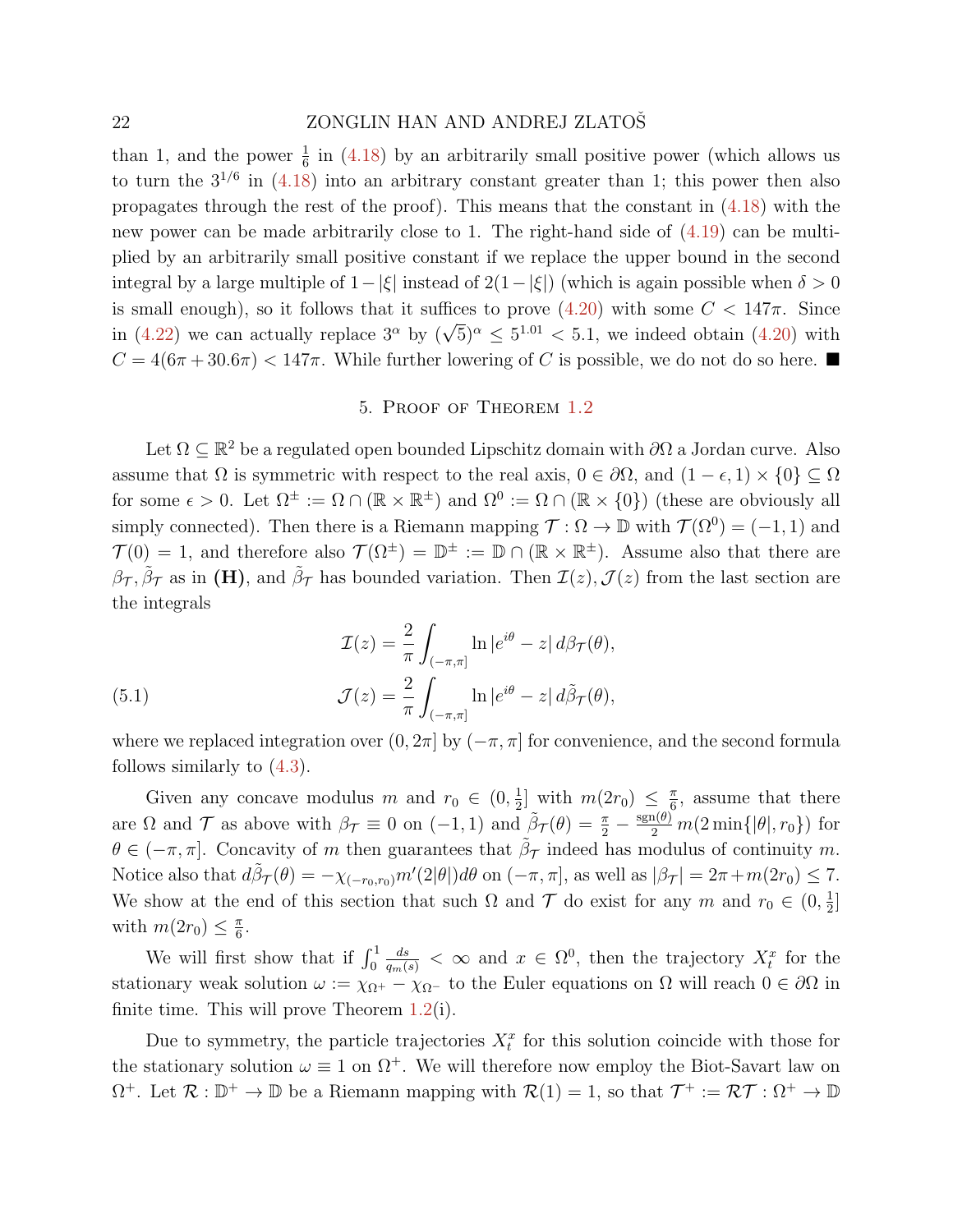than 1, and the power $\frac{1}{6}$ in (4.18) by an arbitrarily small positive power (which allows us to turn the $3^{1/6}$ in (4.18) into an arbitrary constant greater than 1; this power then also propagates through the rest of the proof). This means that the constant in (4.18) with the new power can be made arbitrarily close to 1. The right-hand side of (4.19) can be multiplied by an arbitrarily small positive constant if we replace the upper bound in the second integral by a large multiple of $1-|\xi|$ instead of $2(1-|\xi|)$ (which is again possible when $\delta > 0$ is small enough), so it follows that it suffices to prove (4.20) with some $C < 147\pi$. Since in (4.22) we can actually replace $3^\alpha$ by $(\sqrt{5})^\alpha \le 5^{1.01} < 5.1$, we indeed obtain (4.20) with $C = 4(6\pi + 30.6\pi) < 147\pi$. While further lowering of $C$ is possible, we do not do so here. ■

## 5. Proof of Theorem 1.2

Let $\Omega \subseteq \mathbb{R}^2$ be a regulated open bounded Lipschitz domain with $\partial\Omega$ a Jordan curve. Also assume that $\Omega$ is symmetric with respect to the real axis, $0 \in \partial\Omega$, and $(1-\epsilon, 1) \times \{0\} \subseteq \Omega$ for some $\epsilon > 0$. Let $\Omega^\pm := \Omega \cap (\mathbb{R} \times \mathbb{R}^\pm)$ and $\Omega^0 := \Omega \cap (\mathbb{R} \times \{0\})$ (these are obviously all simply connected). Then there is a Riemann mapping $\mathcal{T} : \Omega \to \mathbb{D}$ with $\mathcal{T}(\Omega^0) = (-1, 1)$ and $\mathcal{T}(0) = 1$, and therefore also $\mathcal{T}(\Omega^\pm) = \mathbb{D}^\pm := \mathbb{D} \cap (\mathbb{R} \times \mathbb{R}^\pm)$. Assume also that there are $\beta_\mathcal{T}, \tilde{\beta}_\mathcal{T}$ as in **(H)**, and $\tilde{\beta}_\mathcal{T}$ has bounded variation. Then $\mathcal{I}(z), \mathcal{J}(z)$ from the last section are the integrals

$$
\begin{aligned}
\mathcal{I}(z) &= \frac{2}{\pi} \int_{(-\pi,\pi]} \ln|e^{i\theta} - z| \, d\beta_\mathcal{T}(\theta), \\
\mathcal{J}(z) &= \frac{2}{\pi} \int_{(-\pi,\pi]} \ln|e^{i\theta} - z| \, d\tilde{\beta}_\mathcal{T}(\theta),
\end{aligned} \tag{5.1}
$$

where we replaced integration over $(0, 2\pi]$ by $(-\pi, \pi]$ for convenience, and the second formula follows similarly to (4.3).

Given any concave modulus $m$ and $r_0 \in (0, \frac{1}{2}]$ with $m(2r_0) \le \frac{\pi}{6}$, assume that there are $\Omega$ and $\mathcal{T}$ as above with $\beta_\mathcal{T} \equiv 0$ on $(-1, 1)$ and $\tilde{\beta}_\mathcal{T}(\theta) = \frac{\pi}{2} - \frac{\operatorname{sgn}(\theta)}{2} m(2\min\{|\theta|, r_0\})$ for $\theta \in (-\pi, \pi]$. Concavity of $m$ then guarantees that $\tilde{\beta}_\mathcal{T}$ indeed has modulus of continuity $m$. Notice also that $d\tilde{\beta}_\mathcal{T}(\theta) = -\chi_{(-r_0,r_0)} m'(2|\theta|) d\theta$ on $(-\pi, \pi]$, as well as $|\beta_\mathcal{T}| = 2\pi + m(2r_0) \le 7$. We show at the end of this section that such $\Omega$ and $\mathcal{T}$ do exist for any $m$ and $r_0 \in (0, \frac{1}{2}]$ with $m(2r_0) \le \frac{\pi}{6}$.

We will first show that if $\int_0^1 \frac{ds}{q_m(s)} < \infty$ and $x \in \Omega^0$, then the trajectory $X_t^x$ for the stationary weak solution $\omega := \chi_{\Omega^+} - \chi_{\Omega^-}$ to the Euler equations on $\Omega$ will reach $0 \in \partial\Omega$ in finite time. This will prove Theorem 1.2(i).

Due to symmetry, the particle trajectories $X_t^x$ for this solution coincide with those for the stationary solution $\omega \equiv 1$ on $\Omega^+$. We will therefore now employ the Biot-Savart law on $\Omega^+$. Let $\mathcal{R} : \mathbb{D}^+ \to \mathbb{D}$ be a Riemann mapping with $\mathcal{R}(1) = 1$, so that $\mathcal{T}^+ := \mathcal{R}\mathcal{T} : \Omega^+ \to \mathbb{D}$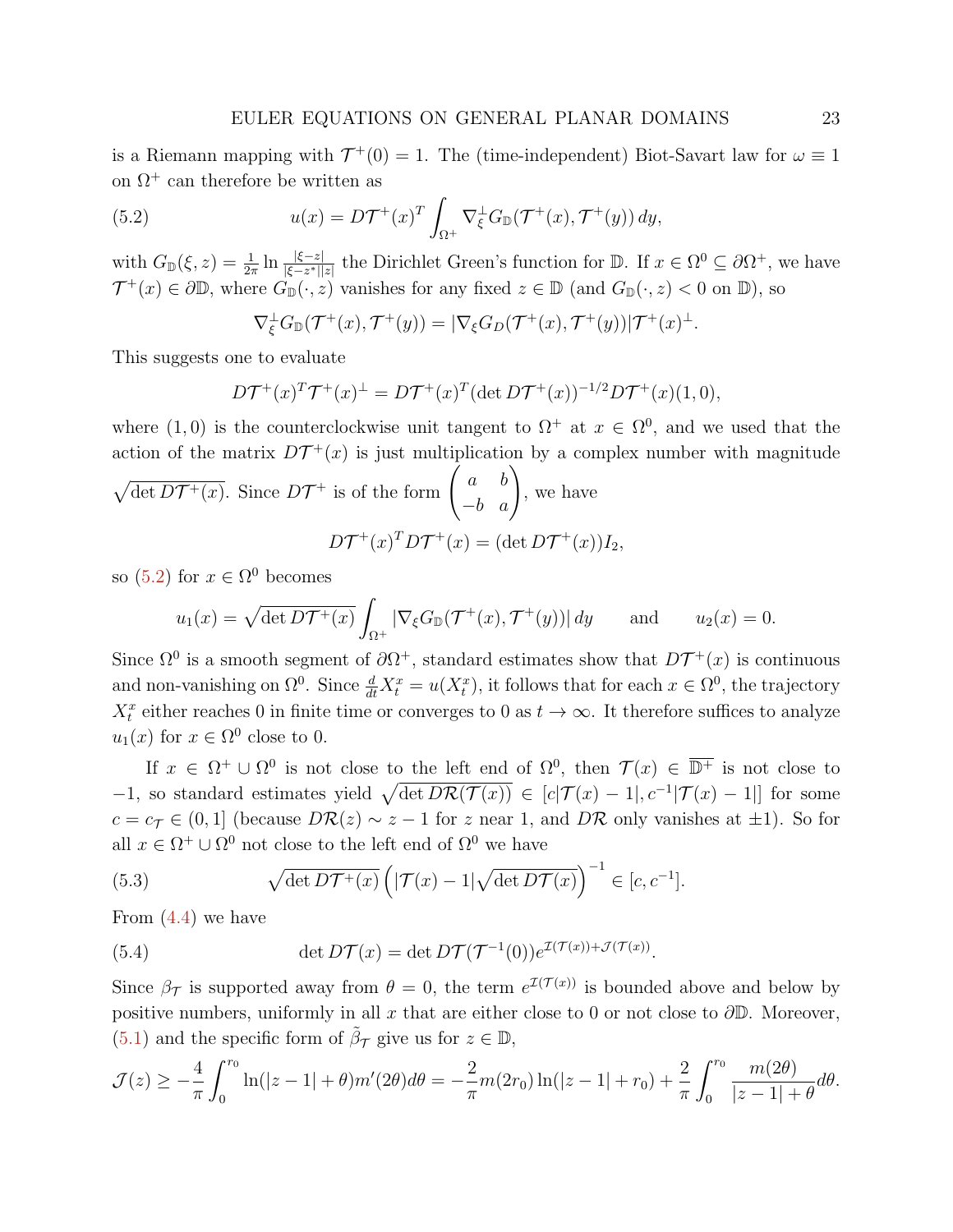is a Riemann mapping with $\mathcal{T}^+(0) = 1$. The (time-independent) Biot-Savart law for $\omega \equiv 1$ on $\Omega^+$ can therefore be written as

$$u(x) = D\mathcal{T}^+(x)^T \int_{\Omega^+} \nabla_\xi^\perp G_{\mathbb{D}}(\mathcal{T}^+(x), \mathcal{T}^+(y))\, dy, \tag{5.2}$$

with $G_{\mathbb{D}}(\xi, z) = \frac{1}{2\pi} \ln \frac{|\xi - z|}{|\xi - z^*||z|}$ the Dirichlet Green's function for $\mathbb{D}$. If $x \in \Omega^0 \subseteq \partial\Omega^+$, we have $\mathcal{T}^+(x) \in \partial\mathbb{D}$, where $G_{\mathbb{D}}(\cdot, z)$ vanishes for any fixed $z \in \mathbb{D}$ (and $G_{\mathbb{D}}(\cdot, z) < 0$ on $\mathbb{D}$), so

$$\nabla_\xi^\perp G_{\mathbb{D}}(\mathcal{T}^+(x), \mathcal{T}^+(y)) = |\nabla_\xi G_D(\mathcal{T}^+(x), \mathcal{T}^+(y))| \mathcal{T}^+(x)^\perp.$$

This suggests one to evaluate

$$D\mathcal{T}^+(x)^T \mathcal{T}^+(x)^\perp = D\mathcal{T}^+(x)^T (\det D\mathcal{T}^+(x))^{-1/2} D\mathcal{T}^+(x)(1, 0),$$

where $(1, 0)$ is the counterclockwise unit tangent to $\Omega^+$ at $x \in \Omega^0$, and we used that the action of the matrix $D\mathcal{T}^+(x)$ is just multiplication by a complex number with magnitude $\sqrt{\det D\mathcal{T}^+(x)}$. Since $D\mathcal{T}^+$ is of the form $\begin{pmatrix} a & b \\ -b & a \end{pmatrix}$, we have

$$D\mathcal{T}^+(x)^T D\mathcal{T}^+(x) = (\det D\mathcal{T}^+(x)) I_2,$$

so (5.2) for $x \in \Omega^0$ becomes

$$u_1(x) = \sqrt{\det D\mathcal{T}^+(x)} \int_{\Omega^+} |\nabla_\xi G_{\mathbb{D}}(\mathcal{T}^+(x), \mathcal{T}^+(y))|\, dy \qquad \text{and} \qquad u_2(x) = 0.$$

Since $\Omega^0$ is a smooth segment of $\partial\Omega^+$, standard estimates show that $D\mathcal{T}^+(x)$ is continuous and non-vanishing on $\Omega^0$. Since $\frac{d}{dt} X_t^x = u(X_t^x)$, it follows that for each $x \in \Omega^0$, the trajectory $X_t^x$ either reaches 0 in finite time or converges to 0 as $t \to \infty$. It therefore suffices to analyze $u_1(x)$ for $x \in \Omega^0$ close to 0.

If $x \in \Omega^+ \cup \Omega^0$ is not close to the left end of $\Omega^0$, then $\mathcal{T}(x) \in \overline{\mathbb{D}^+}$ is not close to $-1$, so standard estimates yield $\sqrt{\det D\mathcal{R}(\mathcal{T}(x))} \in [c|\mathcal{T}(x) - 1|, c^{-1}|\mathcal{T}(x) - 1|]$ for some $c = c_{\mathcal{T}} \in (0, 1]$ (because $D\mathcal{R}(z) \sim z - 1$ for $z$ near 1, and $D\mathcal{R}$ only vanishes at $\pm 1$). So for all $x \in \Omega^+ \cup \Omega^0$ not close to the left end of $\Omega^0$ we have

$$\sqrt{\det D\mathcal{T}^+(x)} \left( |\mathcal{T}(x) - 1| \sqrt{\det D\mathcal{T}(x)} \right)^{-1} \in [c, c^{-1}]. \tag{5.3}$$

From (4.4) we have

$$\det D\mathcal{T}(x) = \det D\mathcal{T}(\mathcal{T}^{-1}(0)) e^{\mathcal{I}(\mathcal{T}(x)) + \mathcal{J}(\mathcal{T}(x))}. \tag{5.4}$$

Since $\beta_{\mathcal{T}}$ is supported away from $\theta = 0$, the term $e^{\mathcal{I}(\mathcal{T}(x))}$ is bounded above and below by positive numbers, uniformly in all $x$ that are either close to 0 or not close to $\partial\mathbb{D}$. Moreover, (5.1) and the specific form of $\tilde{\beta}_{\mathcal{T}}$ give us for $z \in \mathbb{D}$,

$$\mathcal{J}(z) \geq -\frac{4}{\pi} \int_0^{r_0} \ln(|z - 1| + \theta) m'(2\theta) d\theta = -\frac{2}{\pi} m(2r_0) \ln(|z - 1| + r_0) + \frac{2}{\pi} \int_0^{r_0} \frac{m(2\theta)}{|z - 1| + \theta} d\theta.$$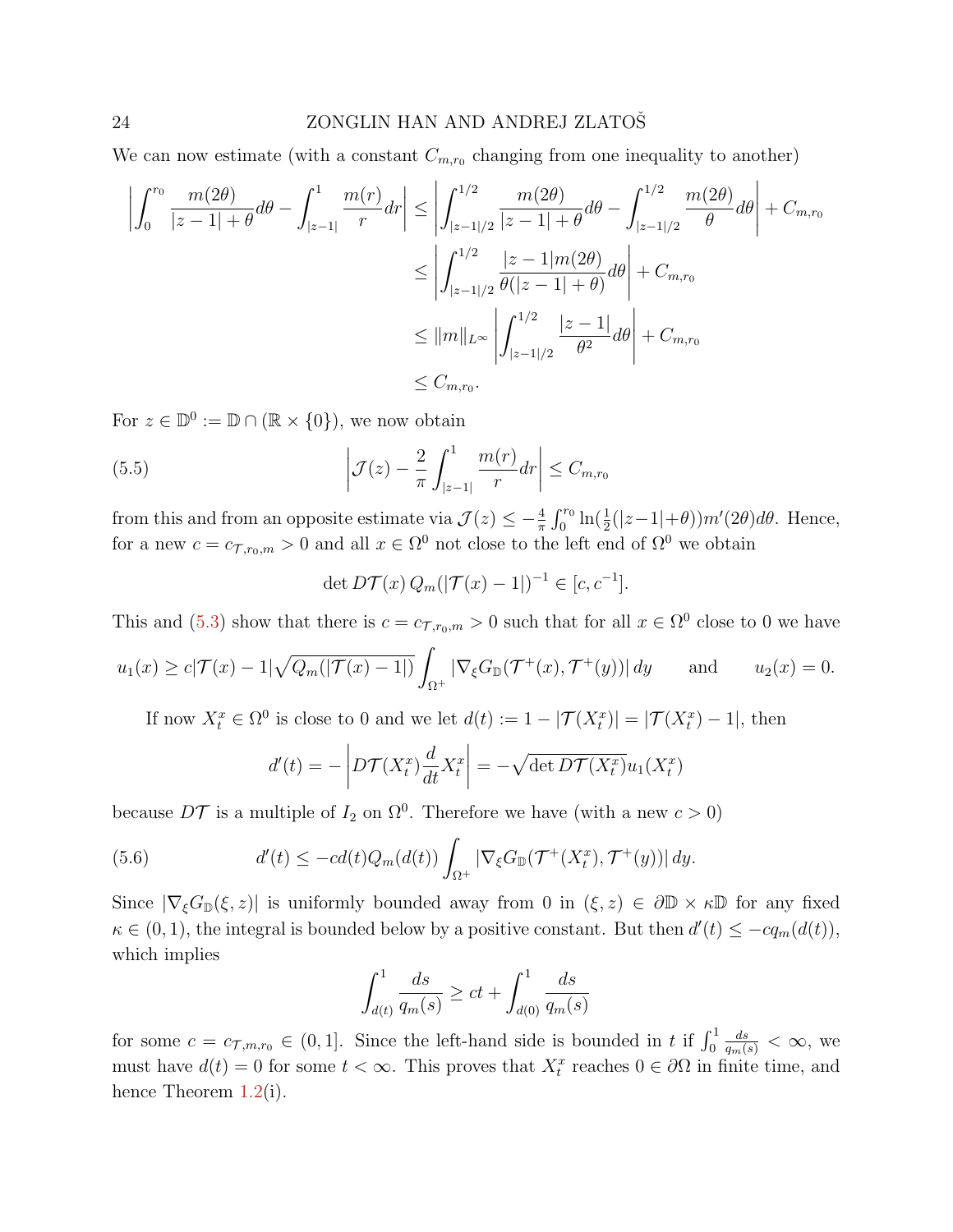We can now estimate (with a constant $C_{m,r_0}$ changing from one inequality to another)

$$
\begin{aligned}
\left| \int_0^{r_0} \frac{m(2\theta)}{|z-1|+\theta} d\theta - \int_{|z-1|}^1 \frac{m(r)}{r} dr \right| &\le \left| \int_{|z-1|/2}^{1/2} \frac{m(2\theta)}{|z-1|+\theta} d\theta - \int_{|z-1|/2}^{1/2} \frac{m(2\theta)}{\theta} d\theta \right| + C_{m,r_0} \\
&\le \left| \int_{|z-1|/2}^{1/2} \frac{|z-1| m(2\theta)}{\theta(|z-1|+\theta)} d\theta \right| + C_{m,r_0} \\
&\le \|m\|_{L^\infty} \left| \int_{|z-1|/2}^{1/2} \frac{|z-1|}{\theta^2} d\theta \right| + C_{m,r_0} \\
&\le C_{m,r_0}.
\end{aligned}
$$

For $z \in \mathbb{D}^0 := \mathbb{D} \cap (\mathbb{R} \times \{0\})$, we now obtain

$$
\left| \mathcal{J}(z) - \frac{2}{\pi} \int_{|z-1|}^1 \frac{m(r)}{r} dr \right| \le C_{m,r_0} \tag{5.5}
$$

from this and from an opposite estimate via $\mathcal{J}(z) \le -\frac{4}{\pi} \int_0^{r_0} \ln(\frac{1}{2}(|z-1|+\theta)) m'(2\theta) d\theta$. Hence, for a new $c = c_{\mathcal{T},r_0,m} > 0$ and all $x \in \Omega^0$ not close to the left end of $\Omega^0$ we obtain

$$
\det D\mathcal{T}(x)\, Q_m(|\mathcal{T}(x)-1|)^{-1} \in [c, c^{-1}].
$$

This and (5.3) show that there is $c = c_{\mathcal{T},r_0,m} > 0$ such that for all $x \in \Omega^0$ close to 0 we have

$$
u_1(x) \ge c|\mathcal{T}(x)-1| \sqrt{Q_m(|\mathcal{T}(x)-1|)} \int_{\Omega^+} |\nabla_\xi G_{\mathbb{D}}(\mathcal{T}^+(x), \mathcal{T}^+(y))|\, dy \qquad \text{and} \qquad u_2(x) = 0.
$$

If now $X_t^x \in \Omega^0$ is close to 0 and we let $d(t) := 1 - |\mathcal{T}(X_t^x)| = |\mathcal{T}(X_t^x) - 1|$, then

$$
d'(t) = -\left| D\mathcal{T}(X_t^x) \frac{d}{dt} X_t^x \right| = -\sqrt{\det D\mathcal{T}(X_t^x)}\, u_1(X_t^x)
$$

because $D\mathcal{T}$ is a multiple of $I_2$ on $\Omega^0$. Therefore we have (with a new $c > 0$)

$$
d'(t) \le -c d(t) Q_m(d(t)) \int_{\Omega^+} |\nabla_\xi G_{\mathbb{D}}(\mathcal{T}^+(X_t^x), \mathcal{T}^+(y))|\, dy. \tag{5.6}
$$

Since $|\nabla_\xi G_{\mathbb{D}}(\xi, z)|$ is uniformly bounded away from 0 in $(\xi, z) \in \partial\mathbb{D} \times \kappa\mathbb{D}$ for any fixed $\kappa \in (0,1)$, the integral is bounded below by a positive constant. But then $d'(t) \le -c q_m(d(t))$, which implies

$$
\int_{d(t)}^1 \frac{ds}{q_m(s)} \ge ct + \int_{d(0)}^1 \frac{ds}{q_m(s)}
$$

for some $c = c_{\mathcal{T},m,r_0} \in (0,1]$. Since the left-hand side is bounded in $t$ if $\int_0^1 \frac{ds}{q_m(s)} < \infty$, we must have $d(t) = 0$ for some $t < \infty$. This proves that $X_t^x$ reaches $0 \in \partial\Omega$ in finite time, and hence Theorem 1.2(i).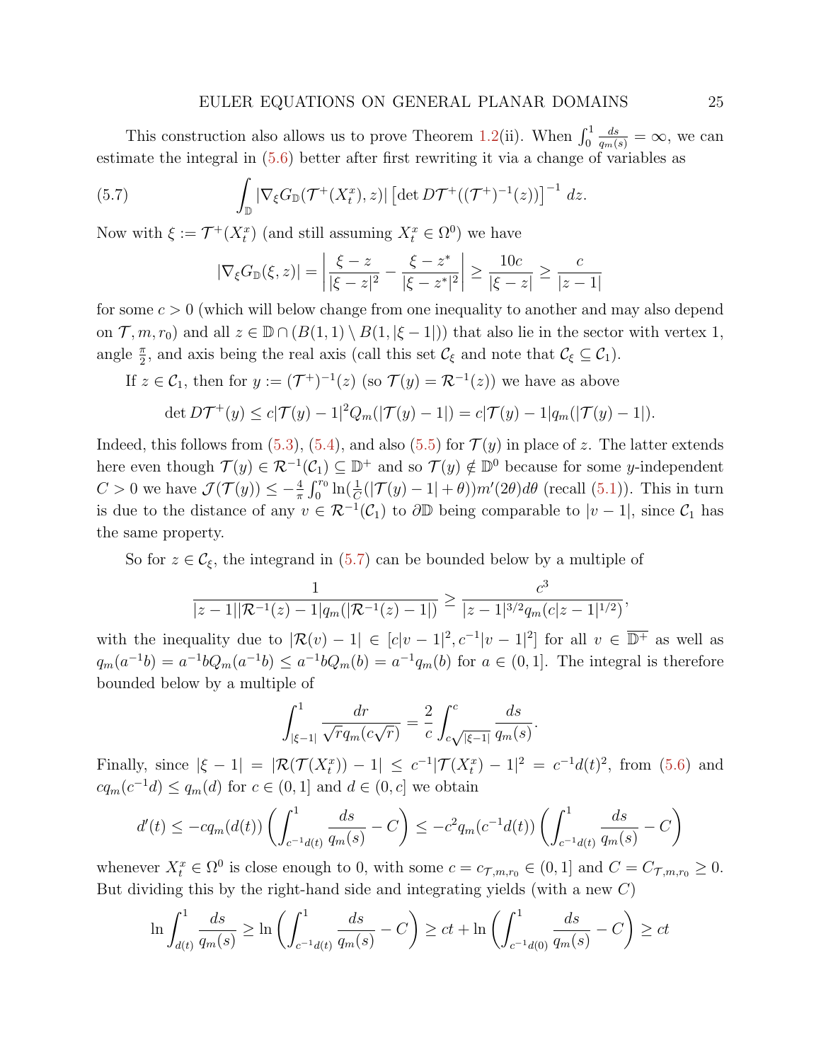This construction also allows us to prove Theorem 1.2(ii). When $\int_0^1 \frac{ds}{q_m(s)} = \infty$, we can estimate the integral in (5.6) better after first rewriting it via a change of variables as

$$\int_{\mathbb{D}} |\nabla_\xi G_{\mathbb{D}}(\mathcal{T}^+(X_t^x), z)| \left[\det D\mathcal{T}^+((\mathcal{T}^+)^{-1}(z))\right]^{-1} dz. \tag{5.7}$$

Now with $\xi := \mathcal{T}^+(X_t^x)$ (and still assuming $X_t^x \in \Omega^0$) we have

$$|\nabla_\xi G_{\mathbb{D}}(\xi, z)| = \left| \frac{\xi - z}{|\xi - z|^2} - \frac{\xi - z^*}{|\xi - z^*|^2} \right| \geq \frac{10c}{|\xi - z|} \geq \frac{c}{|z-1|}$$

for some $c > 0$ (which will below change from one inequality to another and may also depend on $\mathcal{T}, m, r_0$) and all $z \in \mathbb{D} \cap (B(1,1) \setminus B(1, |\xi - 1|))$ that also lie in the sector with vertex 1, angle $\frac{\pi}{2}$, and axis being the real axis (call this set $\mathcal{C}_\xi$ and note that $\mathcal{C}_\xi \subseteq \mathcal{C}_1$).

If $z \in \mathcal{C}_1$, then for $y := (\mathcal{T}^+)^{-1}(z)$ (so $\mathcal{T}(y) = \mathcal{R}^{-1}(z)$) we have as above

$$\det D\mathcal{T}^+(y) \leq c|\mathcal{T}(y) - 1|^2 Q_m(|\mathcal{T}(y) - 1|) = c|\mathcal{T}(y) - 1| q_m(|\mathcal{T}(y) - 1|).$$

Indeed, this follows from (5.3), (5.4), and also (5.5) for $\mathcal{T}(y)$ in place of $z$. The latter extends here even though $\mathcal{T}(y) \in \mathcal{R}^{-1}(\mathcal{C}_1) \subseteq \mathbb{D}^+$ and so $\mathcal{T}(y) \notin \mathbb{D}^0$ because for some $y$-independent $C > 0$ we have $\mathcal{J}(\mathcal{T}(y)) \leq -\frac{4}{\pi} \int_0^{r_0} \ln(\frac{1}{C}(|\mathcal{T}(y) - 1| + \theta)) m'(2\theta) d\theta$ (recall (5.1)). This in turn is due to the distance of any $v \in \mathcal{R}^{-1}(\mathcal{C}_1)$ to $\partial\mathbb{D}$ being comparable to $|v - 1|$, since $\mathcal{C}_1$ has the same property.

So for $z \in \mathcal{C}_\xi$, the integrand in (5.7) can be bounded below by a multiple of

$$\frac{1}{|z-1||\mathcal{R}^{-1}(z) - 1| q_m(|\mathcal{R}^{-1}(z) - 1|)} \geq \frac{c^3}{|z-1|^{3/2} q_m(c|z-1|^{1/2})},$$

with the inequality due to $|\mathcal{R}(v) - 1| \in [c|v-1|^2, c^{-1}|v-1|^2]$ for all $v \in \overline{\mathbb{D}^+}$ as well as $q_m(a^{-1}b) = a^{-1}bQ_m(a^{-1}b) \leq a^{-1}bQ_m(b) = a^{-1}q_m(b)$ for $a \in (0,1]$. The integral is therefore bounded below by a multiple of

$$\int_{|\xi-1|}^1 \frac{dr}{\sqrt{r}\, q_m(c\sqrt{r})} = \frac{2}{c} \int_{c\sqrt{|\xi-1|}}^{c} \frac{ds}{q_m(s)}.$$

Finally, since $|\xi - 1| = |\mathcal{R}(\mathcal{T}(X_t^x)) - 1| \leq c^{-1}|\mathcal{T}(X_t^x) - 1|^2 = c^{-1}d(t)^2$, from (5.6) and $cq_m(c^{-1}d) \leq q_m(d)$ for $c \in (0,1]$ and $d \in (0,c]$ we obtain

$$d'(t) \leq -cq_m(d(t)) \left( \int_{c^{-1}d(t)}^1 \frac{ds}{q_m(s)} - C \right) \leq -c^2 q_m(c^{-1}d(t)) \left( \int_{c^{-1}d(t)}^1 \frac{ds}{q_m(s)} - C \right)$$

whenever $X_t^x \in \Omega^0$ is close enough to 0, with some $c = c_{\mathcal{T},m,r_0} \in (0,1]$ and $C = C_{\mathcal{T},m,r_0} \geq 0$. But dividing this by the right-hand side and integrating yields (with a new $C$)

$$\ln \int_{d(t)}^1 \frac{ds}{q_m(s)} \geq \ln \left( \int_{c^{-1}d(t)}^1 \frac{ds}{q_m(s)} - C \right) \geq ct + \ln \left( \int_{c^{-1}d(0)}^1 \frac{ds}{q_m(s)} - C \right) \geq ct$$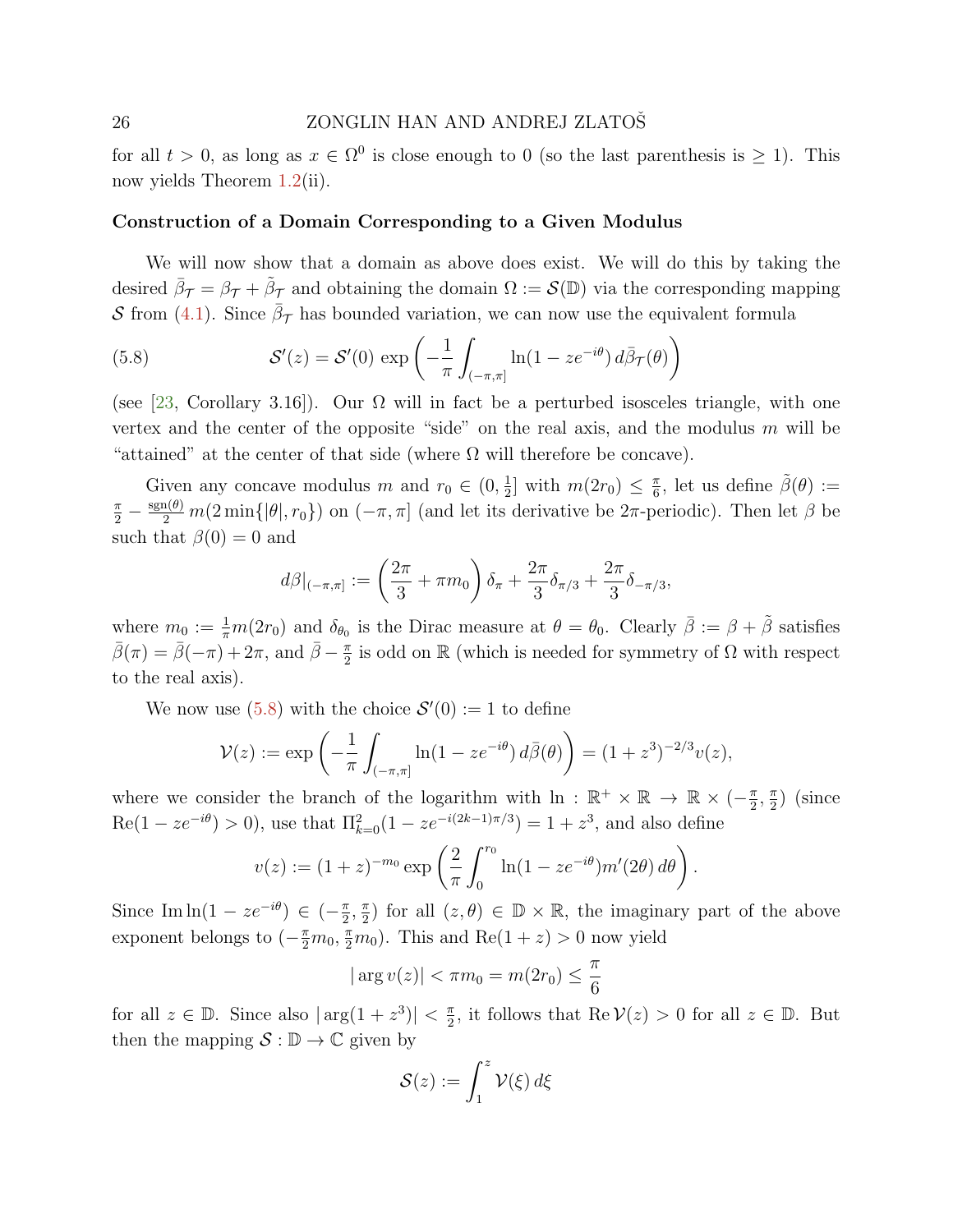for all $t > 0$, as long as $x \in \Omega^0$ is close enough to 0 (so the last parenthesis is $\geq 1$). This now yields Theorem 1.2(ii).

**Construction of a Domain Corresponding to a Given Modulus**

We will now show that a domain as above does exist. We will do this by taking the desired $\bar{\beta}_{\mathcal{T}} = \beta_{\mathcal{T}} + \tilde{\beta}_{\mathcal{T}}$ and obtaining the domain $\Omega := \mathcal{S}(\mathbb{D})$ via the corresponding mapping $\mathcal{S}$ from (4.1). Since $\bar{\beta}_{\mathcal{T}}$ has bounded variation, we can now use the equivalent formula

$$
\mathcal{S}'(z) = \mathcal{S}'(0)\, \exp\left( -\frac{1}{\pi} \int_{(-\pi,\pi]} \ln(1 - ze^{-i\theta})\, d\bar{\beta}_{\mathcal{T}}(\theta) \right) \tag{5.8}
$$

(see [23, Corollary 3.16]). Our $\Omega$ will in fact be a perturbed isosceles triangle, with one vertex and the center of the opposite "side" on the real axis, and the modulus $m$ will be "attained" at the center of that side (where $\Omega$ will therefore be concave).

Given any concave modulus $m$ and $r_0 \in (0, \frac{1}{2}]$ with $m(2r_0) \leq \frac{\pi}{6}$, let us define $\tilde{\beta}(\theta) := \frac{\pi}{2} - \frac{\operatorname{sgn}(\theta)}{2}\, m(2\min\{|\theta|, r_0\})$ on $(-\pi, \pi]$ (and let its derivative be $2\pi$-periodic). Then let $\beta$ be such that $\beta(0) = 0$ and

$$
d\beta|_{(-\pi,\pi]} := \left( \frac{2\pi}{3} + \pi m_0 \right) \delta_{\pi} + \frac{2\pi}{3}\delta_{\pi/3} + \frac{2\pi}{3}\delta_{-\pi/3},
$$

where $m_0 := \frac{1}{\pi} m(2r_0)$ and $\delta_{\theta_0}$ is the Dirac measure at $\theta = \theta_0$. Clearly $\bar{\beta} := \beta + \tilde{\beta}$ satisfies $\bar{\beta}(\pi) = \bar{\beta}(-\pi) + 2\pi$, and $\bar{\beta} - \frac{\pi}{2}$ is odd on $\mathbb{R}$ (which is needed for symmetry of $\Omega$ with respect to the real axis).

We now use (5.8) with the choice $\mathcal{S}'(0) := 1$ to define

$$
\mathcal{V}(z) := \exp\left( -\frac{1}{\pi} \int_{(-\pi,\pi]} \ln(1 - ze^{-i\theta})\, d\bar{\beta}(\theta) \right) = (1 + z^3)^{-2/3} v(z),
$$

where we consider the branch of the logarithm with $\ln : \mathbb{R}^+ \times \mathbb{R} \to \mathbb{R} \times (-\frac{\pi}{2}, \frac{\pi}{2})$ (since $\operatorname{Re}(1 - ze^{-i\theta}) > 0$), use that $\Pi_{k=0}^{2}(1 - ze^{-i(2k-1)\pi/3}) = 1 + z^3$, and also define

$$
v(z) := (1 + z)^{-m_0} \exp\left( \frac{2}{\pi} \int_0^{r_0} \ln(1 - ze^{-i\theta}) m'(2\theta)\, d\theta \right).
$$

Since $\operatorname{Im} \ln(1 - ze^{-i\theta}) \in (-\frac{\pi}{2}, \frac{\pi}{2})$ for all $(z, \theta) \in \mathbb{D} \times \mathbb{R}$, the imaginary part of the above exponent belongs to $(-\frac{\pi}{2}m_0, \frac{\pi}{2}m_0)$. This and $\operatorname{Re}(1 + z) > 0$ now yield

$$
|\arg v(z)| < \pi m_0 = m(2r_0) \leq \frac{\pi}{6}
$$

for all $z \in \mathbb{D}$. Since also $|\arg(1 + z^3)| < \frac{\pi}{2}$, it follows that $\operatorname{Re} \mathcal{V}(z) > 0$ for all $z \in \mathbb{D}$. But then the mapping $\mathcal{S} : \mathbb{D} \to \mathbb{C}$ given by

$$
\mathcal{S}(z) := \int_1^z \mathcal{V}(\xi)\, d\xi
$$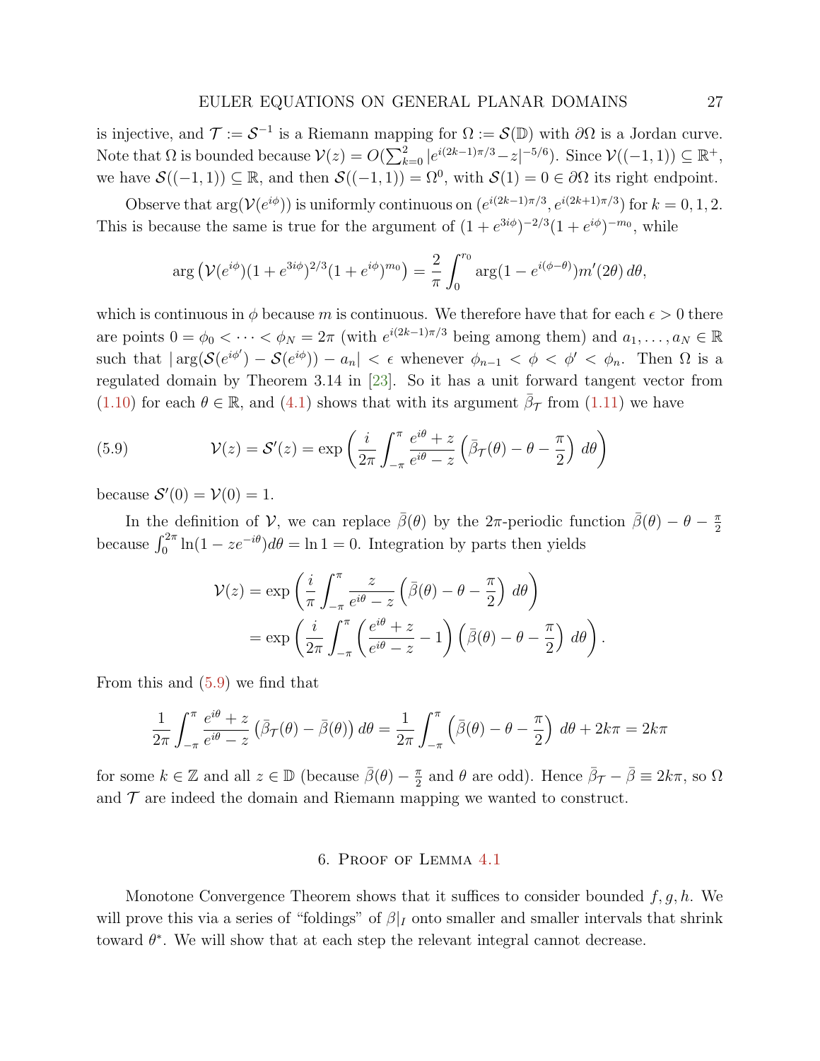is injective, and $\mathcal{T} := \mathcal{S}^{-1}$ is a Riemann mapping for $\Omega := \mathcal{S}(\mathbb{D})$ with $\partial\Omega$ is a Jordan curve. Note that $\Omega$ is bounded because $\mathcal{V}(z) = O(\sum_{k=0}^{2} |e^{i(2k-1)\pi/3} - z|^{-5/6})$. Since $\mathcal{V}((-1,1)) \subseteq \mathbb{R}^+$, we have $\mathcal{S}((-1,1)) \subseteq \mathbb{R}$, and then $\mathcal{S}((-1,1)) = \Omega^0$, with $\mathcal{S}(1) = 0 \in \partial\Omega$ its right endpoint.

Observe that $\arg(\mathcal{V}(e^{i\phi}))$ is uniformly continuous on $(e^{i(2k-1)\pi/3}, e^{i(2k+1)\pi/3})$ for $k = 0, 1, 2$. This is because the same is true for the argument of $(1 + e^{3i\phi})^{-2/3}(1 + e^{i\phi})^{-m_0}$, while

$$\arg\left(\mathcal{V}(e^{i\phi})(1 + e^{3i\phi})^{2/3}(1 + e^{i\phi})^{m_0}\right) = \frac{2}{\pi} \int_0^{r_0} \arg(1 - e^{i(\phi - \theta)}) m'(2\theta)\, d\theta,$$

which is continuous in $\phi$ because $m$ is continuous. We therefore have that for each $\epsilon > 0$ there are points $0 = \phi_0 < \cdots < \phi_N = 2\pi$ (with $e^{i(2k-1)\pi/3}$ being among them) and $a_1, \ldots, a_N \in \mathbb{R}$ such that $|\arg(\mathcal{S}(e^{i\phi'}) - \mathcal{S}(e^{i\phi})) - a_n| < \epsilon$ whenever $\phi_{n-1} < \phi < \phi' < \phi_n$. Then $\Omega$ is a regulated domain by Theorem 3.14 in [23]. So it has a unit forward tangent vector from (1.10) for each $\theta \in \mathbb{R}$, and (4.1) shows that with its argument $\bar{\beta}_{\mathcal{T}}$ from (1.11) we have

$$\mathcal{V}(z) = \mathcal{S}'(z) = \exp\left(\frac{i}{2\pi} \int_{-\pi}^{\pi} \frac{e^{i\theta} + z}{e^{i\theta} - z} \left(\bar{\beta}_{\mathcal{T}}(\theta) - \theta - \frac{\pi}{2}\right) d\theta\right) \tag{5.9}$$

because $\mathcal{S}'(0) = \mathcal{V}(0) = 1$.

In the definition of $\mathcal{V}$, we can replace $\bar{\beta}(\theta)$ by the $2\pi$-periodic function $\bar{\beta}(\theta) - \theta - \frac{\pi}{2}$ because $\int_0^{2\pi} \ln(1 - ze^{-i\theta}) d\theta = \ln 1 = 0$. Integration by parts then yields

$$\begin{aligned}
\mathcal{V}(z) &= \exp\left(\frac{i}{\pi} \int_{-\pi}^{\pi} \frac{z}{e^{i\theta} - z} \left(\bar{\beta}(\theta) - \theta - \frac{\pi}{2}\right) d\theta\right) \\
&= \exp\left(\frac{i}{2\pi} \int_{-\pi}^{\pi} \left(\frac{e^{i\theta} + z}{e^{i\theta} - z} - 1\right) \left(\bar{\beta}(\theta) - \theta - \frac{\pi}{2}\right) d\theta\right).
\end{aligned}$$

From this and (5.9) we find that

$$\frac{1}{2\pi} \int_{-\pi}^{\pi} \frac{e^{i\theta} + z}{e^{i\theta} - z} \left(\bar{\beta}_{\mathcal{T}}(\theta) - \bar{\beta}(\theta)\right) d\theta = \frac{1}{2\pi} \int_{-\pi}^{\pi} \left(\bar{\beta}(\theta) - \theta - \frac{\pi}{2}\right) d\theta + 2k\pi = 2k\pi$$

for some $k \in \mathbb{Z}$ and all $z \in \mathbb{D}$ (because $\bar{\beta}(\theta) - \frac{\pi}{2}$ and $\theta$ are odd). Hence $\bar{\beta}_{\mathcal{T}} - \bar{\beta} \equiv 2k\pi$, so $\Omega$ and $\mathcal{T}$ are indeed the domain and Riemann mapping we wanted to construct.

## 6. Proof of Lemma 4.1

Monotone Convergence Theorem shows that it suffices to consider bounded $f, g, h$. We will prove this via a series of "foldings" of $\beta|_I$ onto smaller and smaller intervals that shrink toward $\theta^*$. We will show that at each step the relevant integral cannot decrease.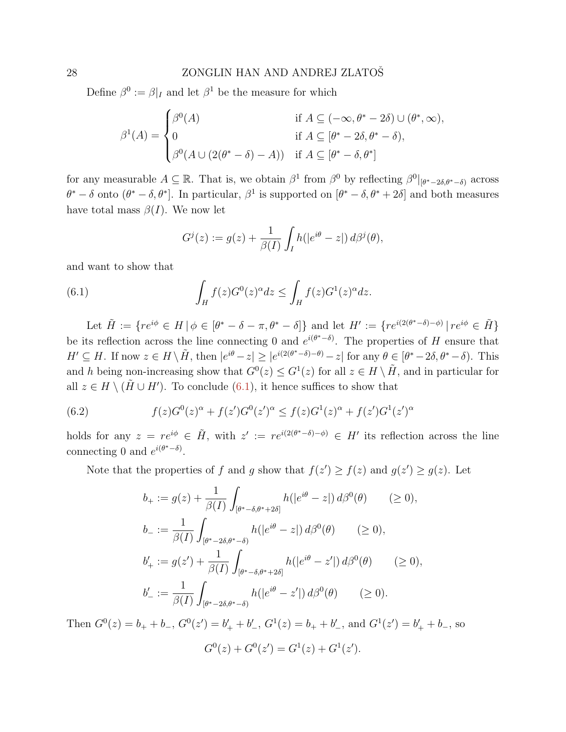Define $\beta^0 := \beta|_I$ and let $\beta^1$ be the measure for which

$$
\beta^1(A) = \begin{cases} \beta^0(A) & \text{if } A \subseteq (-\infty, \theta^* - 2\delta) \cup (\theta^*, \infty), \\ 0 & \text{if } A \subseteq [\theta^* - 2\delta, \theta^* - \delta), \\ \beta^0(A \cup (2(\theta^* - \delta) - A)) & \text{if } A \subseteq [\theta^* - \delta, \theta^*] \end{cases}
$$

for any measurable $A \subseteq \mathbb{R}$. That is, we obtain $\beta^1$ from $\beta^0$ by reflecting $\beta^0|_{[\theta^*-2\delta,\theta^*-\delta)}$ across $\theta^* - \delta$ onto $(\theta^* - \delta, \theta^*]$. In particular, $\beta^1$ is supported on $[\theta^* - \delta, \theta^* + 2\delta]$ and both measures have total mass $\beta(I)$. We now let

$$
G^j(z) := g(z) + \frac{1}{\beta(I)} \int_I h(|e^{i\theta} - z|)\, d\beta^j(\theta),
$$

and want to show that

$$
\int_H f(z) G^0(z)^\alpha dz \le \int_H f(z) G^1(z)^\alpha dz. \tag{6.1}
$$

Let $\tilde{H} := \{re^{i\phi} \in H \,|\, \phi \in [\theta^* - \delta - \pi, \theta^* - \delta]\}$ and let $H' := \{re^{i(2(\theta^*-\delta)-\phi)} \,|\, re^{i\phi} \in \tilde{H}\}$ be its reflection across the line connecting 0 and $e^{i(\theta^*-\delta)}$. The properties of $H$ ensure that $H' \subseteq H$. If now $z \in H \setminus \tilde{H}$, then $|e^{i\theta} - z| \ge |e^{i(2(\theta^*-\delta)-\theta)} - z|$ for any $\theta \in [\theta^* - 2\delta, \theta^* - \delta)$. This and $h$ being non-increasing show that $G^0(z) \le G^1(z)$ for all $z \in H \setminus \tilde{H}$, and in particular for all $z \in H \setminus (\tilde{H} \cup H')$. To conclude (6.1), it hence suffices to show that

$$
f(z) G^0(z)^\alpha + f(z') G^0(z')^\alpha \le f(z) G^1(z)^\alpha + f(z') G^1(z')^\alpha \tag{6.2}
$$

holds for any $z = re^{i\phi} \in \tilde{H}$, with $z' := re^{i(2(\theta^*-\delta)-\phi)} \in H'$ its reflection across the line connecting 0 and $e^{i(\theta^*-\delta)}$.

Note that the properties of $f$ and $g$ show that $f(z') \ge f(z)$ and $g(z') \ge g(z)$. Let

$$
\begin{aligned}
b_+ &:= g(z) + \frac{1}{\beta(I)} \int_{[\theta^*-\delta, \theta^*+2\delta]} h(|e^{i\theta} - z|)\, d\beta^0(\theta) \qquad (\ge 0), \\
b_- &:= \frac{1}{\beta(I)} \int_{[\theta^*-2\delta, \theta^*-\delta)} h(|e^{i\theta} - z|)\, d\beta^0(\theta) \qquad (\ge 0), \\
b'_+ &:= g(z') + \frac{1}{\beta(I)} \int_{[\theta^*-\delta, \theta^*+2\delta]} h(|e^{i\theta} - z'|)\, d\beta^0(\theta) \qquad (\ge 0), \\
b'_- &:= \frac{1}{\beta(I)} \int_{[\theta^*-2\delta, \theta^*-\delta)} h(|e^{i\theta} - z'|)\, d\beta^0(\theta) \qquad (\ge 0).
\end{aligned}
$$

Then $G^0(z) = b_+ + b_-$, $G^0(z') = b'_+ + b'_-$, $G^1(z) = b_+ + b'_-$, and $G^1(z') = b'_+ + b_-$, so

$$
G^0(z) + G^0(z') = G^1(z) + G^1(z').
$$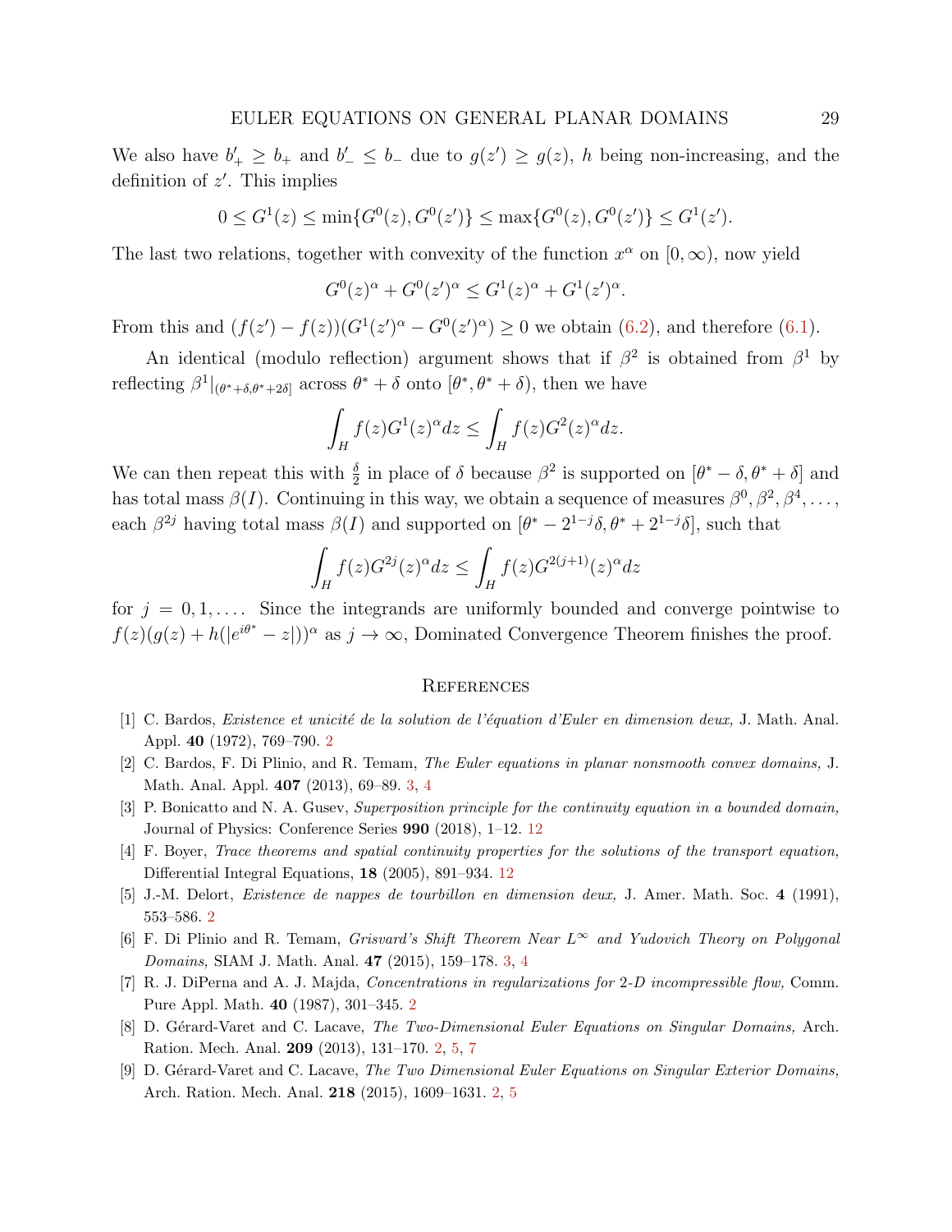We also have $b'_+ \geq b_+$ and $b'_- \leq b_-$ due to $g(z') \geq g(z)$, $h$ being non-increasing, and the definition of $z'$. This implies

$$0 \leq G^1(z) \leq \min\{G^0(z), G^0(z')\} \leq \max\{G^0(z), G^0(z')\} \leq G^1(z').$$

The last two relations, together with convexity of the function $x^\alpha$ on $[0, \infty)$, now yield

$$G^0(z)^\alpha + G^0(z')^\alpha \leq G^1(z)^\alpha + G^1(z')^\alpha.$$

From this and $(f(z') - f(z))(G^1(z')^\alpha - G^0(z')^\alpha) \geq 0$ we obtain (6.2), and therefore (6.1).

An identical (modulo reflection) argument shows that if $\beta^2$ is obtained from $\beta^1$ by reflecting $\beta^1|_{(\theta^*+\delta, \theta^*+2\delta]}$ across $\theta^* + \delta$ onto $[\theta^*, \theta^* + \delta)$, then we have

$$\int_H f(z) G^1(z)^\alpha dz \leq \int_H f(z) G^2(z)^\alpha dz.$$

We can then repeat this with $\frac{\delta}{2}$ in place of $\delta$ because $\beta^2$ is supported on $[\theta^* - \delta, \theta^* + \delta]$ and has total mass $\beta(I)$. Continuing in this way, we obtain a sequence of measures $\beta^0, \beta^2, \beta^4, \ldots$, each $\beta^{2j}$ having total mass $\beta(I)$ and supported on $[\theta^* - 2^{1-j}\delta, \theta^* + 2^{1-j}\delta]$, such that

$$\int_H f(z) G^{2j}(z)^\alpha dz \leq \int_H f(z) G^{2(j+1)}(z)^\alpha dz$$

for $j = 0, 1, \ldots$. Since the integrands are uniformly bounded and converge pointwise to $f(z)(g(z) + h(|e^{i\theta^*} - z|))^\alpha$ as $j \to \infty$, Dominated Convergence Theorem finishes the proof.

## References

[1] C. Bardos, *Existence et unicité de la solution de l'équation d'Euler en dimension deux,* J. Math. Anal. Appl. **40** (1972), 769–790. 2

[2] C. Bardos, F. Di Plinio, and R. Temam, *The Euler equations in planar nonsmooth convex domains,* J. Math. Anal. Appl. **407** (2013), 69–89. 3, 4

[3] P. Bonicatto and N. A. Gusev, *Superposition principle for the continuity equation in a bounded domain,* Journal of Physics: Conference Series **990** (2018), 1–12. 12

[4] F. Boyer, *Trace theorems and spatial continuity properties for the solutions of the transport equation,* Differential Integral Equations, **18** (2005), 891–934. 12

[5] J.-M. Delort, *Existence de nappes de tourbillon en dimension deux,* J. Amer. Math. Soc. **4** (1991), 553–586. 2

[6] F. Di Plinio and R. Temam, *Grisvard's Shift Theorem Near $L^\infty$ and Yudovich Theory on Polygonal Domains,* SIAM J. Math. Anal. **47** (2015), 159–178. 3, 4

[7] R. J. DiPerna and A. J. Majda, *Concentrations in regularizations for 2-D incompressible flow,* Comm. Pure Appl. Math. **40** (1987), 301–345. 2

[8] D. Gérard-Varet and C. Lacave, *The Two-Dimensional Euler Equations on Singular Domains,* Arch. Ration. Mech. Anal. **209** (2013), 131–170. 2, 5, 7

[9] D. Gérard-Varet and C. Lacave, *The Two Dimensional Euler Equations on Singular Exterior Domains,* Arch. Ration. Mech. Anal. **218** (2015), 1609–1631. 2, 5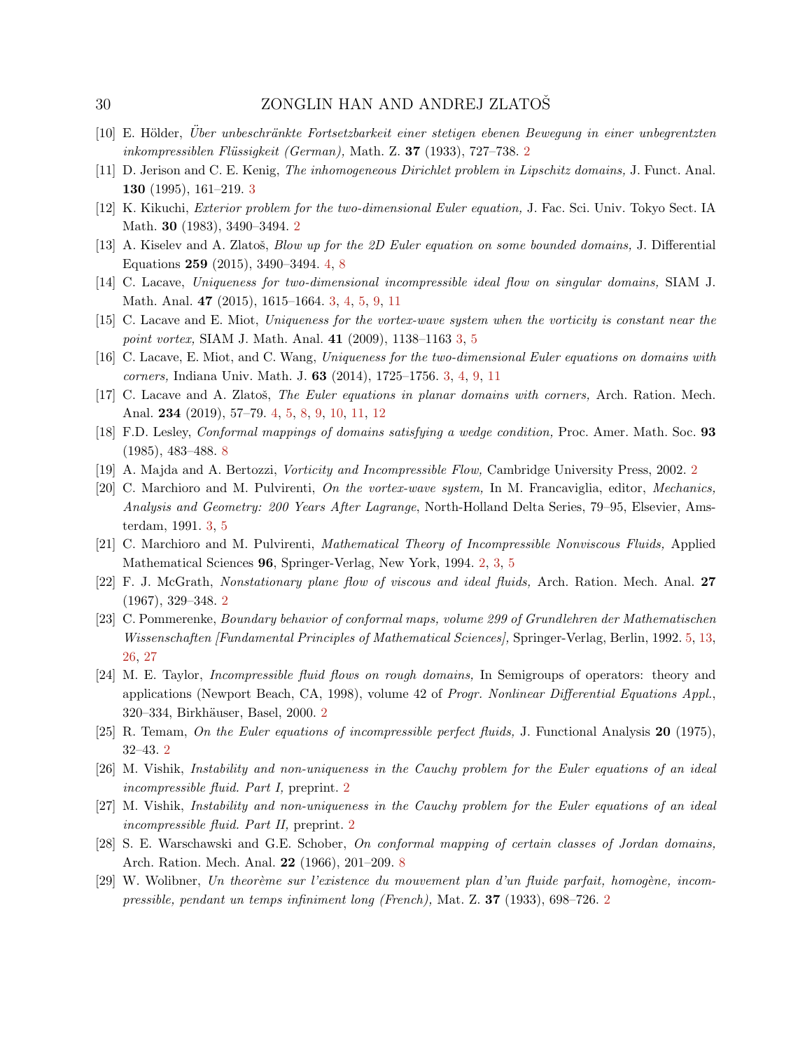[10] E. Hölder, *Über unbeschränkte Fortsetzbarkeit einer stetigen ebenen Bewegung in einer unbegrentzten inkompressiblen Flüssigkeit (German),* Math. Z. **37** (1933), 727–738. 2

[11] D. Jerison and C. E. Kenig, *The inhomogeneous Dirichlet problem in Lipschitz domains,* J. Funct. Anal. **130** (1995), 161–219. 3

[12] K. Kikuchi, *Exterior problem for the two-dimensional Euler equation,* J. Fac. Sci. Univ. Tokyo Sect. IA Math. **30** (1983), 3490–3494. 2

[13] A. Kiselev and A. Zlatoš, *Blow up for the 2D Euler equation on some bounded domains,* J. Differential Equations **259** (2015), 3490–3494. 4, 8

[14] C. Lacave, *Uniqueness for two-dimensional incompressible ideal flow on singular domains,* SIAM J. Math. Anal. **47** (2015), 1615–1664. 3, 4, 5, 9, 11

[15] C. Lacave and E. Miot, *Uniqueness for the vortex-wave system when the vorticity is constant near the point vortex,* SIAM J. Math. Anal. **41** (2009), 1138–1163 3, 5

[16] C. Lacave, E. Miot, and C. Wang, *Uniqueness for the two-dimensional Euler equations on domains with corners,* Indiana Univ. Math. J. **63** (2014), 1725–1756. 3, 4, 9, 11

[17] C. Lacave and A. Zlatoš, *The Euler equations in planar domains with corners,* Arch. Ration. Mech. Anal. **234** (2019), 57–79. 4, 5, 8, 9, 10, 11, 12

[18] F.D. Lesley, *Conformal mappings of domains satisfying a wedge condition,* Proc. Amer. Math. Soc. **93** (1985), 483–488. 8

[19] A. Majda and A. Bertozzi, *Vorticity and Incompressible Flow,* Cambridge University Press, 2002. 2

[20] C. Marchioro and M. Pulvirenti, *On the vortex-wave system,* In M. Francaviglia, editor, *Mechanics, Analysis and Geometry: 200 Years After Lagrange*, North-Holland Delta Series, 79–95, Elsevier, Amsterdam, 1991. 3, 5

[21] C. Marchioro and M. Pulvirenti, *Mathematical Theory of Incompressible Nonviscous Fluids,* Applied Mathematical Sciences **96**, Springer-Verlag, New York, 1994. 2, 3, 5

[22] F. J. McGrath, *Nonstationary plane flow of viscous and ideal fluids,* Arch. Ration. Mech. Anal. **27** (1967), 329–348. 2

[23] C. Pommerenke, *Boundary behavior of conformal maps, volume 299 of Grundlehren der Mathematischen Wissenschaften [Fundamental Principles of Mathematical Sciences],* Springer-Verlag, Berlin, 1992. 5, 13, 26, 27

[24] M. E. Taylor, *Incompressible fluid flows on rough domains,* In Semigroups of operators: theory and applications (Newport Beach, CA, 1998), volume 42 of *Progr. Nonlinear Differential Equations Appl.*, 320–334, Birkhäuser, Basel, 2000. 2

[25] R. Temam, *On the Euler equations of incompressible perfect fluids,* J. Functional Analysis **20** (1975), 32–43. 2

[26] M. Vishik, *Instability and non-uniqueness in the Cauchy problem for the Euler equations of an ideal incompressible fluid. Part I,* preprint. 2

[27] M. Vishik, *Instability and non-uniqueness in the Cauchy problem for the Euler equations of an ideal incompressible fluid. Part II,* preprint. 2

[28] S. E. Warschawski and G.E. Schober, *On conformal mapping of certain classes of Jordan domains,* Arch. Ration. Mech. Anal. **22** (1966), 201–209. 8

[29] W. Wolibner, *Un theorème sur l'existence du mouvement plan d'un fluide parfait, homogène, incompressible, pendant un temps infiniment long (French),* Mat. Z. **37** (1933), 698–726. 2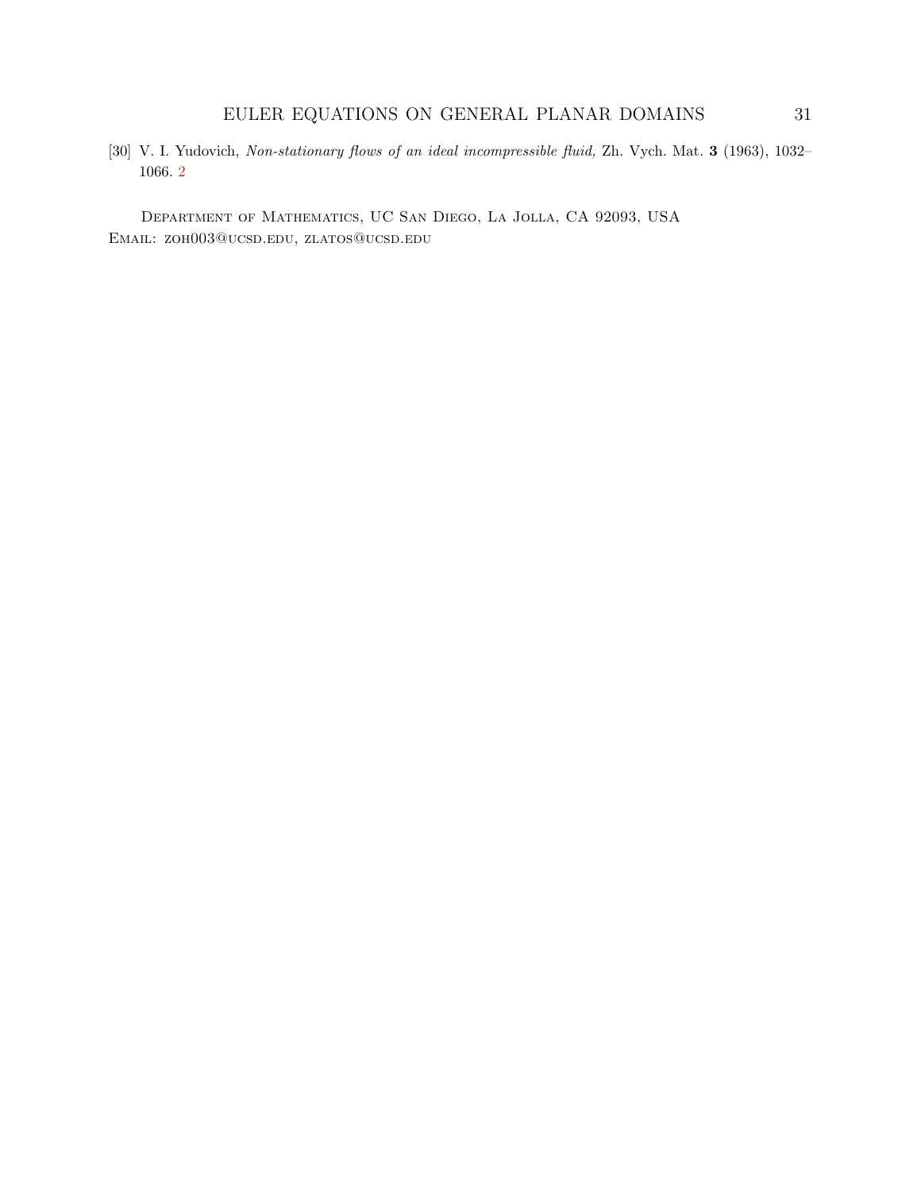[30] V. I. Yudovich, *Non-stationary flows of an ideal incompressible fluid,* Zh. Vych. Mat. **3** (1963), 1032–1066. 2

Department of Mathematics, UC San Diego, La Jolla, CA 92093, USA
Email: zoh003@ucsd.edu, zlatos@ucsd.edu